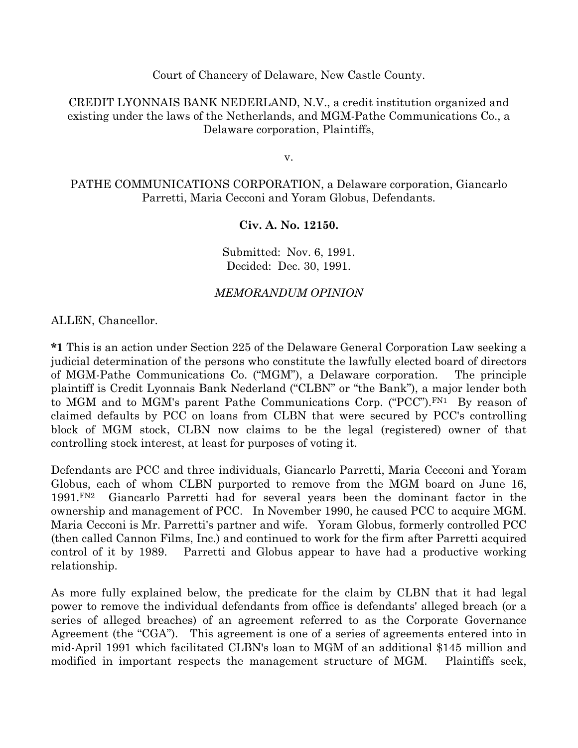Court of Chancery of Delaware, New Castle County.

CREDIT LYONNAIS BANK NEDERLAND, N.V., a credit institution organized and existing under the laws of the Netherlands, and MGM-Pathe Communications Co., a Delaware corporation, Plaintiffs,

v.

PATHE COMMUNICATIONS CORPORATION, a Delaware corporation, Giancarlo Parretti, Maria Cecconi and Yoram Globus, Defendants.

**Civ. A. No. 12150.**

Submitted: Nov. 6, 1991.
Decided: Dec. 30, 1991.

*MEMORANDUM OPINION*

ALLEN, Chancellor.

**\*1** This is an action under Section 225 of the Delaware General Corporation Law seeking a judicial determination of the persons who constitute the lawfully elected board of directors of MGM-Pathe Communications Co. ("MGM"), a Delaware corporation. The principle plaintiff is Credit Lyonnais Bank Nederland ("CLBN" or "the Bank"), a major lender both to MGM and to MGM's parent Pathe Communications Corp. ("PCC").[FN1] By reason of claimed defaults by PCC on loans from CLBN that were secured by PCC's controlling block of MGM stock, CLBN now claims to be the legal (registered) owner of that controlling stock interest, at least for purposes of voting it.

Defendants are PCC and three individuals, Giancarlo Parretti, Maria Cecconi and Yoram Globus, each of whom CLBN purported to remove from the MGM board on June 16, 1991.[FN2] Giancarlo Parretti had for several years been the dominant factor in the ownership and management of PCC. In November 1990, he caused PCC to acquire MGM. Maria Cecconi is Mr. Parretti's partner and wife. Yoram Globus, formerly controlled PCC (then called Cannon Films, Inc.) and continued to work for the firm after Parretti acquired control of it by 1989. Parretti and Globus appear to have had a productive working relationship.

As more fully explained below, the predicate for the claim by CLBN that it had legal power to remove the individual defendants from office is defendants' alleged breach (or a series of alleged breaches) of an agreement referred to as the Corporate Governance Agreement (the "CGA"). This agreement is one of a series of agreements entered into in mid-April 1991 which facilitated CLBN's loan to MGM of an additional $145 million and modified in important respects the management structure of MGM. Plaintiffs seek,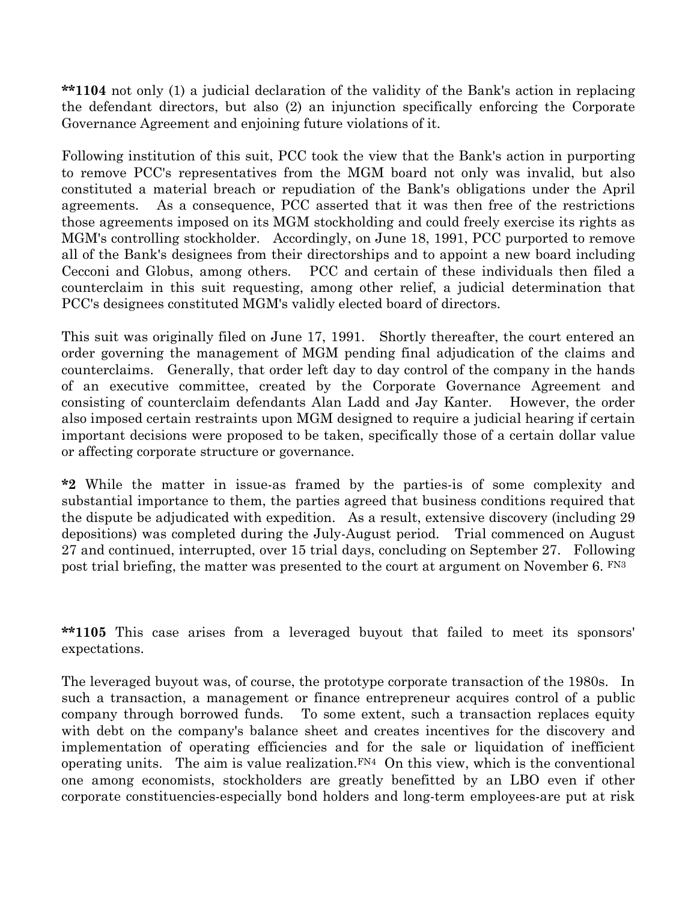**1104 not only (1) a judicial declaration of the validity of the Bank's action in replacing the defendant directors, but also (2) an injunction specifically enforcing the Corporate Governance Agreement and enjoining future violations of it.

Following institution of this suit, PCC took the view that the Bank's action in purporting to remove PCC's representatives from the MGM board not only was invalid, but also constituted a material breach or repudiation of the Bank's obligations under the April agreements. As a consequence, PCC asserted that it was then free of the restrictions those agreements imposed on its MGM stockholding and could freely exercise its rights as MGM's controlling stockholder. Accordingly, on June 18, 1991, PCC purported to remove all of the Bank's designees from their directorships and to appoint a new board including Cecconi and Globus, among others. PCC and certain of these individuals then filed a counterclaim in this suit requesting, among other relief, a judicial determination that PCC's designees constituted MGM's validly elected board of directors.

This suit was originally filed on June 17, 1991. Shortly thereafter, the court entered an order governing the management of MGM pending final adjudication of the claims and counterclaims. Generally, that order left day to day control of the company in the hands of an executive committee, created by the Corporate Governance Agreement and consisting of counterclaim defendants Alan Ladd and Jay Kanter. However, the order also imposed certain restraints upon MGM designed to require a judicial hearing if certain important decisions were proposed to be taken, specifically those of a certain dollar value or affecting corporate structure or governance.

*2 While the matter in issue-as framed by the parties-is of some complexity and substantial importance to them, the parties agreed that business conditions required that the dispute be adjudicated with expedition. As a result, extensive discovery (including 29 depositions) was completed during the July-August period. Trial commenced on August 27 and continued, interrupted, over 15 trial days, concluding on September 27. Following post trial briefing, the matter was presented to the court at argument on November 6. FN3

**1105 This case arises from a leveraged buyout that failed to meet its sponsors' expectations.

The leveraged buyout was, of course, the prototype corporate transaction of the 1980s. In such a transaction, a management or finance entrepreneur acquires control of a public company through borrowed funds. To some extent, such a transaction replaces equity with debt on the company's balance sheet and creates incentives for the discovery and implementation of operating efficiencies and for the sale or liquidation of inefficient operating units. The aim is value realization.FN4 On this view, which is the conventional one among economists, stockholders are greatly benefitted by an LBO even if other corporate constituencies-especially bond holders and long-term employees-are put at risk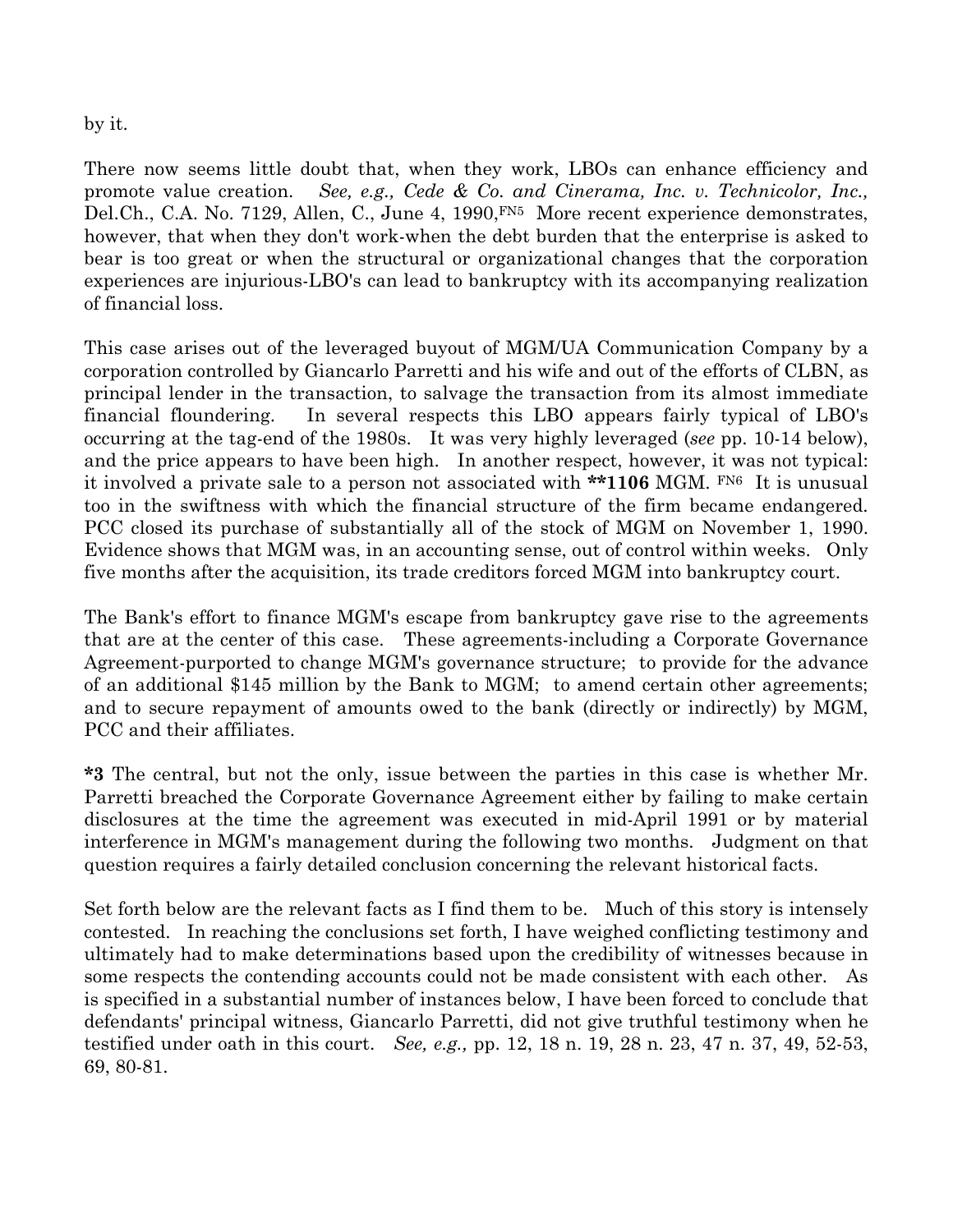by it.

There now seems little doubt that, when they work, LBOs can enhance efficiency and promote value creation. *See, e.g., Cede & Co. and Cinerama, Inc. v. Technicolor, Inc.,* Del.Ch., C.A. No. 7129, Allen, C., June 4, 1990,[FN5] More recent experience demonstrates, however, that when they don't work-when the debt burden that the enterprise is asked to bear is too great or when the structural or organizational changes that the corporation experiences are injurious-LBO's can lead to bankruptcy with its accompanying realization of financial loss.

This case arises out of the leveraged buyout of MGM/UA Communication Company by a corporation controlled by Giancarlo Parretti and his wife and out of the efforts of CLBN, as principal lender in the transaction, to salvage the transaction from its almost immediate financial floundering. In several respects this LBO appears fairly typical of LBO's occurring at the tag-end of the 1980s. It was very highly leveraged (*see* pp. 10-14 below), and the price appears to have been high. In another respect, however, it was not typical: it involved a private sale to a person not associated with **\*\*1106** MGM. [FN6] It is unusual too in the swiftness with which the financial structure of the firm became endangered. PCC closed its purchase of substantially all of the stock of MGM on November 1, 1990. Evidence shows that MGM was, in an accounting sense, out of control within weeks. Only five months after the acquisition, its trade creditors forced MGM into bankruptcy court.

The Bank's effort to finance MGM's escape from bankruptcy gave rise to the agreements that are at the center of this case. These agreements-including a Corporate Governance Agreement-purported to change MGM's governance structure; to provide for the advance of an additional $145 million by the Bank to MGM; to amend certain other agreements; and to secure repayment of amounts owed to the bank (directly or indirectly) by MGM, PCC and their affiliates.

**\*3** The central, but not the only, issue between the parties in this case is whether Mr. Parretti breached the Corporate Governance Agreement either by failing to make certain disclosures at the time the agreement was executed in mid-April 1991 or by material interference in MGM's management during the following two months. Judgment on that question requires a fairly detailed conclusion concerning the relevant historical facts.

Set forth below are the relevant facts as I find them to be. Much of this story is intensely contested. In reaching the conclusions set forth, I have weighed conflicting testimony and ultimately had to make determinations based upon the credibility of witnesses because in some respects the contending accounts could not be made consistent with each other. As is specified in a substantial number of instances below, I have been forced to conclude that defendants' principal witness, Giancarlo Parretti, did not give truthful testimony when he testified under oath in this court. *See, e.g.,* pp. 12, 18 n. 19, 28 n. 23, 47 n. 37, 49, 52-53, 69, 80-81.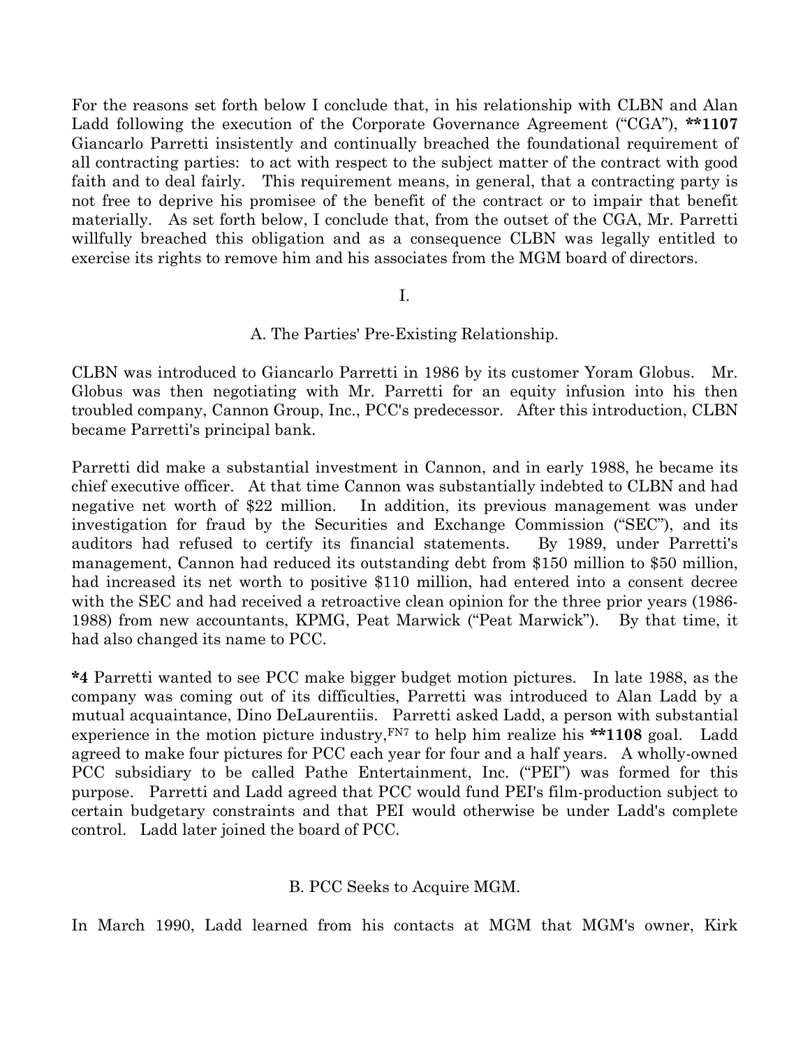For the reasons set forth below I conclude that, in his relationship with CLBN and Alan Ladd following the execution of the Corporate Governance Agreement ("CGA"), **\*\*1107** Giancarlo Parretti insistently and continually breached the foundational requirement of all contracting parties: to act with respect to the subject matter of the contract with good faith and to deal fairly. This requirement means, in general, that a contracting party is not free to deprive his promisee of the benefit of the contract or to impair that benefit materially. As set forth below, I conclude that, from the outset of the CGA, Mr. Parretti willfully breached this obligation and as a consequence CLBN was legally entitled to exercise its rights to remove him and his associates from the MGM board of directors.

I.

A. The Parties' Pre-Existing Relationship.

CLBN was introduced to Giancarlo Parretti in 1986 by its customer Yoram Globus. Mr. Globus was then negotiating with Mr. Parretti for an equity infusion into his then troubled company, Cannon Group, Inc., PCC's predecessor. After this introduction, CLBN became Parretti's principal bank.

Parretti did make a substantial investment in Cannon, and in early 1988, he became its chief executive officer. At that time Cannon was substantially indebted to CLBN and had negative net worth of $22 million. In addition, its previous management was under investigation for fraud by the Securities and Exchange Commission ("SEC"), and its auditors had refused to certify its financial statements. By 1989, under Parretti's management, Cannon had reduced its outstanding debt from $150 million to $50 million, had increased its net worth to positive $110 million, had entered into a consent decree with the SEC and had received a retroactive clean opinion for the three prior years (1986-1988) from new accountants, KPMG, Peat Marwick ("Peat Marwick"). By that time, it had also changed its name to PCC.

**\*4** Parretti wanted to see PCC make bigger budget motion pictures. In late 1988, as the company was coming out of its difficulties, Parretti was introduced to Alan Ladd by a mutual acquaintance, Dino DeLaurentiis. Parretti asked Ladd, a person with substantial experience in the motion picture industry,[FN7] to help him realize his **\*\*1108** goal. Ladd agreed to make four pictures for PCC each year for four and a half years. A wholly-owned PCC subsidiary to be called Pathe Entertainment, Inc. ("PEI") was formed for this purpose. Parretti and Ladd agreed that PCC would fund PEI's film-production subject to certain budgetary constraints and that PEI would otherwise be under Ladd's complete control. Ladd later joined the board of PCC.

B. PCC Seeks to Acquire MGM.

In March 1990, Ladd learned from his contacts at MGM that MGM's owner, Kirk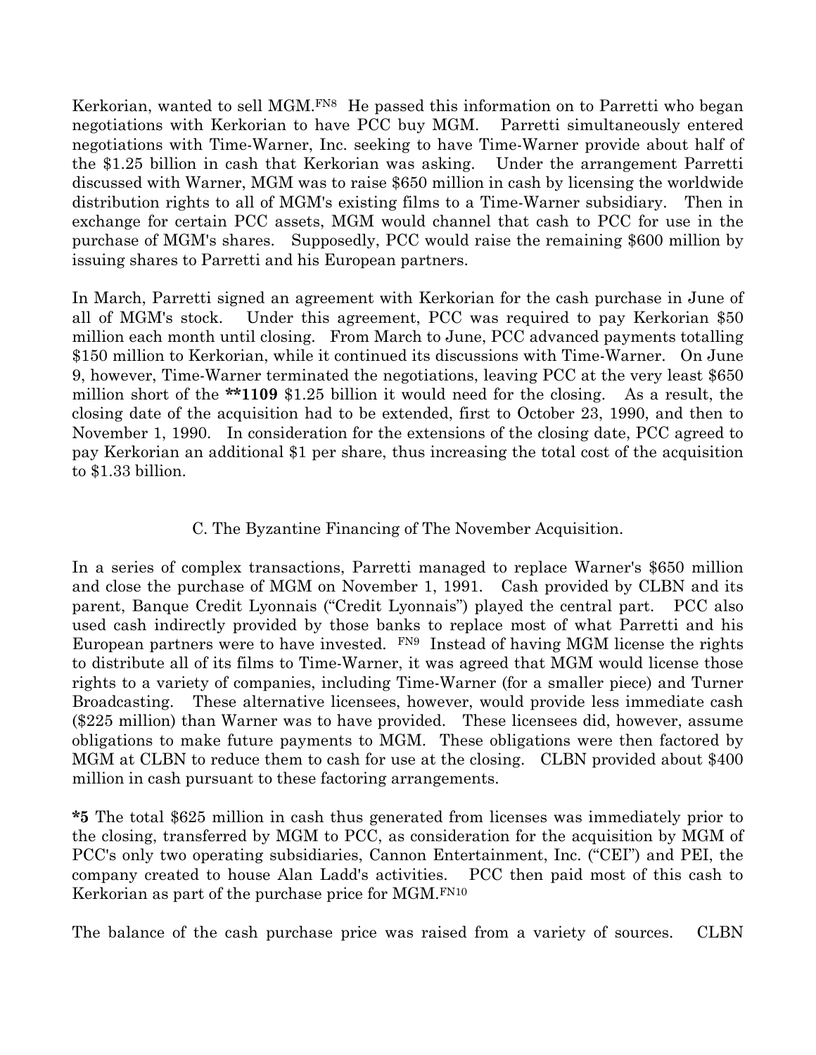Kerkorian, wanted to sell MGM.[FN8] He passed this information on to Parretti who began negotiations with Kerkorian to have PCC buy MGM. Parretti simultaneously entered negotiations with Time-Warner, Inc. seeking to have Time-Warner provide about half of the $1.25 billion in cash that Kerkorian was asking. Under the arrangement Parretti discussed with Warner, MGM was to raise $650 million in cash by licensing the worldwide distribution rights to all of MGM's existing films to a Time-Warner subsidiary. Then in exchange for certain PCC assets, MGM would channel that cash to PCC for use in the purchase of MGM's shares. Supposedly, PCC would raise the remaining $600 million by issuing shares to Parretti and his European partners.

In March, Parretti signed an agreement with Kerkorian for the cash purchase in June of all of MGM's stock. Under this agreement, PCC was required to pay Kerkorian $50 million each month until closing. From March to June, PCC advanced payments totalling $150 million to Kerkorian, while it continued its discussions with Time-Warner. On June 9, however, Time-Warner terminated the negotiations, leaving PCC at the very least $650 million short of the **\*\*1109** $1.25 billion it would need for the closing. As a result, the closing date of the acquisition had to be extended, first to October 23, 1990, and then to November 1, 1990. In consideration for the extensions of the closing date, PCC agreed to pay Kerkorian an additional $1 per share, thus increasing the total cost of the acquisition to $1.33 billion.

### C. The Byzantine Financing of The November Acquisition.

In a series of complex transactions, Parretti managed to replace Warner's $650 million and close the purchase of MGM on November 1, 1991. Cash provided by CLBN and its parent, Banque Credit Lyonnais ("Credit Lyonnais") played the central part. PCC also used cash indirectly provided by those banks to replace most of what Parretti and his European partners were to have invested. [FN9] Instead of having MGM license the rights to distribute all of its films to Time-Warner, it was agreed that MGM would license those rights to a variety of companies, including Time-Warner (for a smaller piece) and Turner Broadcasting. These alternative licensees, however, would provide less immediate cash ($225 million) than Warner was to have provided. These licensees did, however, assume obligations to make future payments to MGM. These obligations were then factored by MGM at CLBN to reduce them to cash for use at the closing. CLBN provided about $400 million in cash pursuant to these factoring arrangements.

**\*5** The total $625 million in cash thus generated from licenses was immediately prior to the closing, transferred by MGM to PCC, as consideration for the acquisition by MGM of PCC's only two operating subsidiaries, Cannon Entertainment, Inc. ("CEI") and PEI, the company created to house Alan Ladd's activities. PCC then paid most of this cash to Kerkorian as part of the purchase price for MGM.[FN10]

The balance of the cash purchase price was raised from a variety of sources. CLBN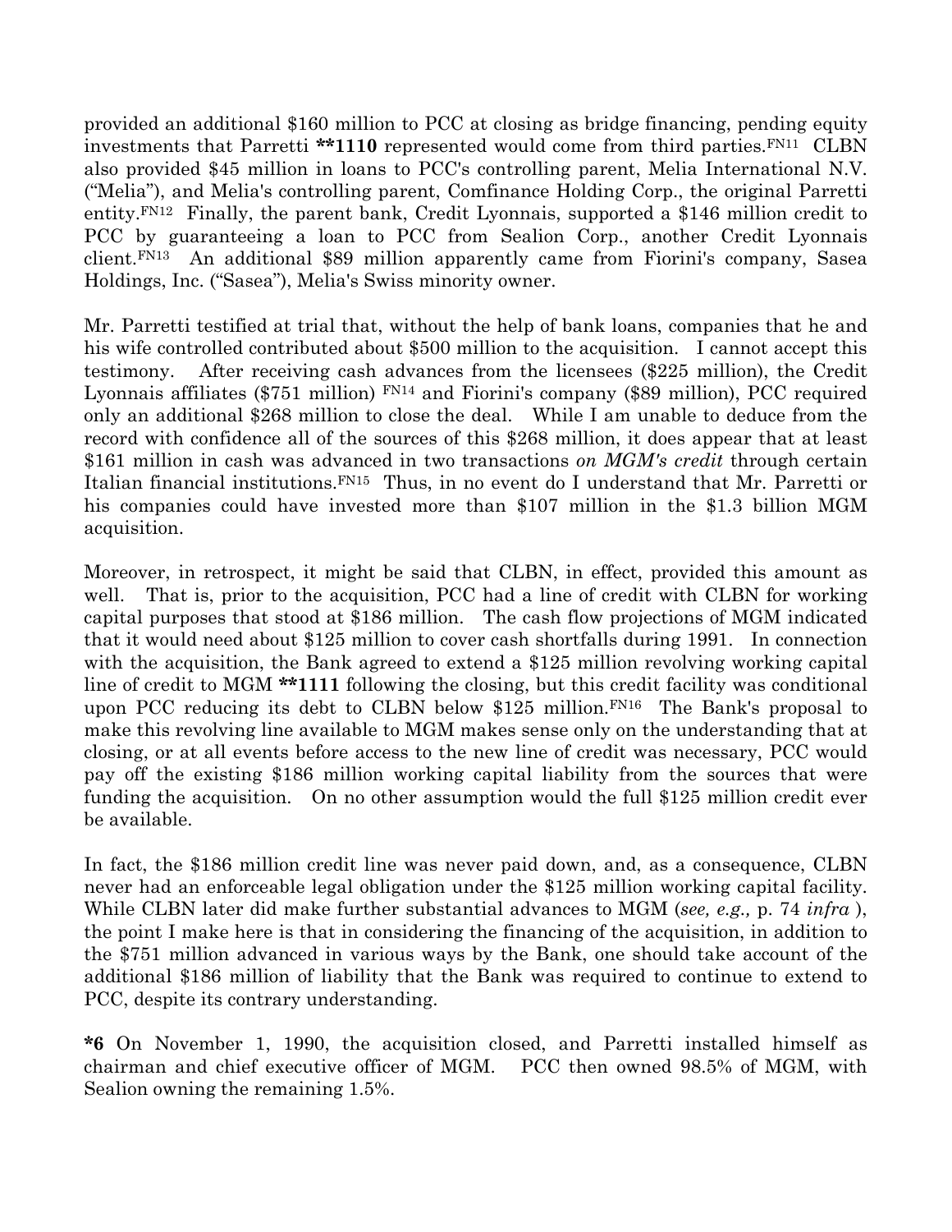provided an additional $160 million to PCC at closing as bridge financing, pending equity investments that Parretti **\*\*1110** represented would come from third parties.[FN11] CLBN also provided $45 million in loans to PCC's controlling parent, Melia International N.V. ("Melia"), and Melia's controlling parent, Comfinance Holding Corp., the original Parretti entity.[FN12] Finally, the parent bank, Credit Lyonnais, supported a $146 million credit to PCC by guaranteeing a loan to PCC from Sealion Corp., another Credit Lyonnais client.[FN13] An additional $89 million apparently came from Fiorini's company, Sasea Holdings, Inc. ("Sasea"), Melia's Swiss minority owner.

Mr. Parretti testified at trial that, without the help of bank loans, companies that he and his wife controlled contributed about $500 million to the acquisition. I cannot accept this testimony. After receiving cash advances from the licensees ($225 million), the Credit Lyonnais affiliates ($751 million) [FN14] and Fiorini's company ($89 million), PCC required only an additional $268 million to close the deal. While I am unable to deduce from the record with confidence all of the sources of this $268 million, it does appear that at least $161 million in cash was advanced in two transactions *on MGM's credit* through certain Italian financial institutions.[FN15] Thus, in no event do I understand that Mr. Parretti or his companies could have invested more than $107 million in the $1.3 billion MGM acquisition.

Moreover, in retrospect, it might be said that CLBN, in effect, provided this amount as well. That is, prior to the acquisition, PCC had a line of credit with CLBN for working capital purposes that stood at $186 million. The cash flow projections of MGM indicated that it would need about $125 million to cover cash shortfalls during 1991. In connection with the acquisition, the Bank agreed to extend a $125 million revolving working capital line of credit to MGM **\*\*1111** following the closing, but this credit facility was conditional upon PCC reducing its debt to CLBN below $125 million.[FN16] The Bank's proposal to make this revolving line available to MGM makes sense only on the understanding that at closing, or at all events before access to the new line of credit was necessary, PCC would pay off the existing $186 million working capital liability from the sources that were funding the acquisition. On no other assumption would the full $125 million credit ever be available.

In fact, the $186 million credit line was never paid down, and, as a consequence, CLBN never had an enforceable legal obligation under the $125 million working capital facility. While CLBN later did make further substantial advances to MGM (*see, e.g.,* p. 74 *infra* ), the point I make here is that in considering the financing of the acquisition, in addition to the $751 million advanced in various ways by the Bank, one should take account of the additional $186 million of liability that the Bank was required to continue to extend to PCC, despite its contrary understanding.

**\*6** On November 1, 1990, the acquisition closed, and Parretti installed himself as chairman and chief executive officer of MGM. PCC then owned 98.5% of MGM, with Sealion owning the remaining 1.5%.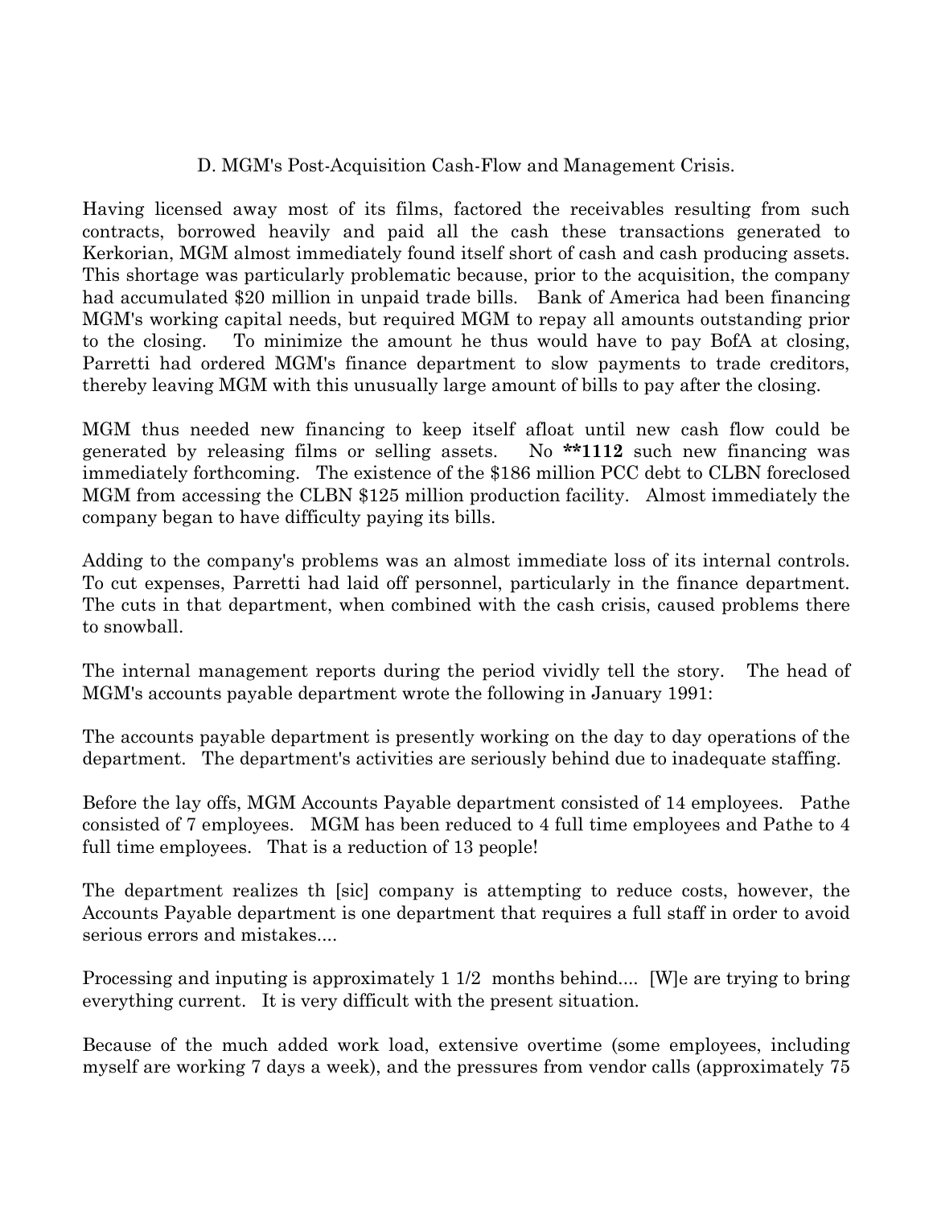### D. MGM's Post-Acquisition Cash-Flow and Management Crisis.

Having licensed away most of its films, factored the receivables resulting from such contracts, borrowed heavily and paid all the cash these transactions generated to Kerkorian, MGM almost immediately found itself short of cash and cash producing assets. This shortage was particularly problematic because, prior to the acquisition, the company had accumulated $20 million in unpaid trade bills. Bank of America had been financing MGM's working capital needs, but required MGM to repay all amounts outstanding prior to the closing. To minimize the amount he thus would have to pay BofA at closing, Parretti had ordered MGM's finance department to slow payments to trade creditors, thereby leaving MGM with this unusually large amount of bills to pay after the closing.

MGM thus needed new financing to keep itself afloat until new cash flow could be generated by releasing films or selling assets. No **\*\*1112** such new financing was immediately forthcoming. The existence of the $186 million PCC debt to CLBN foreclosed MGM from accessing the CLBN $125 million production facility. Almost immediately the company began to have difficulty paying its bills.

Adding to the company's problems was an almost immediate loss of its internal controls. To cut expenses, Parretti had laid off personnel, particularly in the finance department. The cuts in that department, when combined with the cash crisis, caused problems there to snowball.

The internal management reports during the period vividly tell the story. The head of MGM's accounts payable department wrote the following in January 1991:

The accounts payable department is presently working on the day to day operations of the department. The department's activities are seriously behind due to inadequate staffing.

Before the lay offs, MGM Accounts Payable department consisted of 14 employees. Pathe consisted of 7 employees. MGM has been reduced to 4 full time employees and Pathe to 4 full time employees. That is a reduction of 13 people!

The department realizes th [sic] company is attempting to reduce costs, however, the Accounts Payable department is one department that requires a full staff in order to avoid serious errors and mistakes....

Processing and inputing is approximately 1 1/2 months behind.... [W]e are trying to bring everything current. It is very difficult with the present situation.

Because of the much added work load, extensive overtime (some employees, including myself are working 7 days a week), and the pressures from vendor calls (approximately 75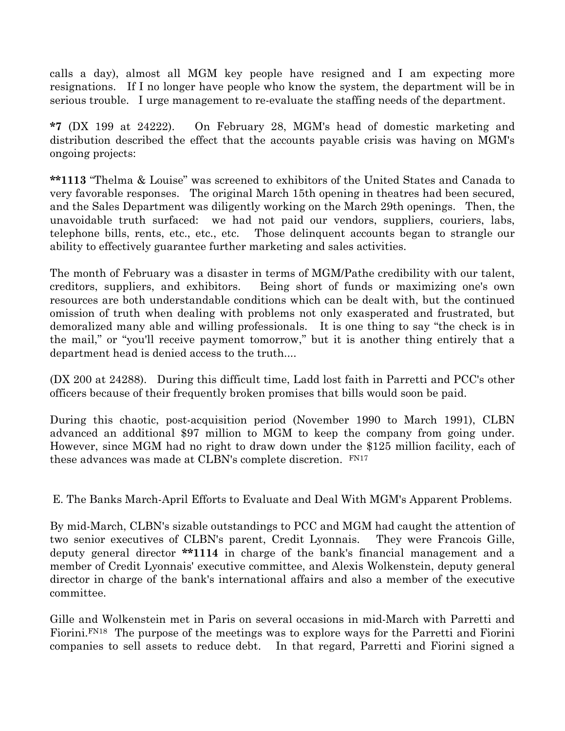calls a day), almost all MGM key people have resigned and I am expecting more resignations. If I no longer have people who know the system, the department will be in serious trouble. I urge management to re-evaluate the staffing needs of the department.

**\*7** (DX 199 at 24222). On February 28, MGM's head of domestic marketing and distribution described the effect that the accounts payable crisis was having on MGM's ongoing projects:

**\*\*1113** "Thelma & Louise" was screened to exhibitors of the United States and Canada to very favorable responses. The original March 15th opening in theatres had been secured, and the Sales Department was diligently working on the March 29th openings. Then, the unavoidable truth surfaced: we had not paid our vendors, suppliers, couriers, labs, telephone bills, rents, etc., etc., etc. Those delinquent accounts began to strangle our ability to effectively guarantee further marketing and sales activities.

The month of February was a disaster in terms of MGM/Pathe credibility with our talent, creditors, suppliers, and exhibitors. Being short of funds or maximizing one's own resources are both understandable conditions which can be dealt with, but the continued omission of truth when dealing with problems not only exasperated and frustrated, but demoralized many able and willing professionals. It is one thing to say "the check is in the mail," or "you'll receive payment tomorrow," but it is another thing entirely that a department head is denied access to the truth....

(DX 200 at 24288). During this difficult time, Ladd lost faith in Parretti and PCC's other officers because of their frequently broken promises that bills would soon be paid.

During this chaotic, post-acquisition period (November 1990 to March 1991), CLBN advanced an additional $97 million to MGM to keep the company from going under. However, since MGM had no right to draw down under the $125 million facility, each of these advances was made at CLBN's complete discretion. FN17

E. The Banks March-April Efforts to Evaluate and Deal With MGM's Apparent Problems.

By mid-March, CLBN's sizable outstandings to PCC and MGM had caught the attention of two senior executives of CLBN's parent, Credit Lyonnais. They were Francois Gille, deputy general director **\*\*1114** in charge of the bank's financial management and a member of Credit Lyonnais' executive committee, and Alexis Wolkenstein, deputy general director in charge of the bank's international affairs and also a member of the executive committee.

Gille and Wolkenstein met in Paris on several occasions in mid-March with Parretti and Fiorini.FN18 The purpose of the meetings was to explore ways for the Parretti and Fiorini companies to sell assets to reduce debt. In that regard, Parretti and Fiorini signed a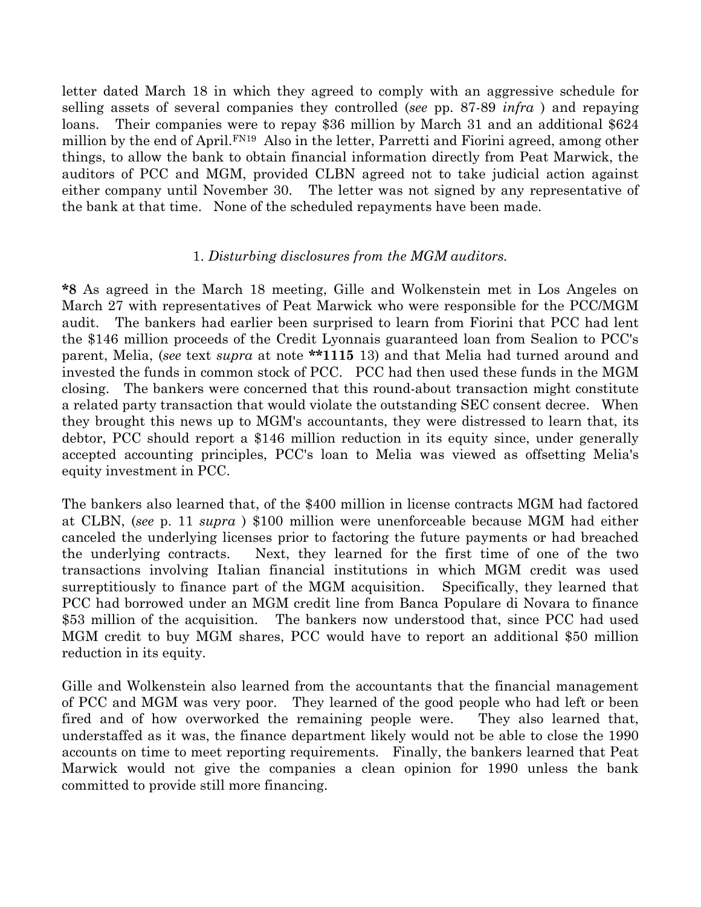letter dated March 18 in which they agreed to comply with an aggressive schedule for selling assets of several companies they controlled (*see* pp. 87-89 *infra* ) and repaying loans. Their companies were to repay $36 million by March 31 and an additional $624 million by the end of April.[FN19] Also in the letter, Parretti and Fiorini agreed, among other things, to allow the bank to obtain financial information directly from Peat Marwick, the auditors of PCC and MGM, provided CLBN agreed not to take judicial action against either company until November 30. The letter was not signed by any representative of the bank at that time. None of the scheduled repayments have been made.

1. *Disturbing disclosures from the MGM auditors.*

**\*8** As agreed in the March 18 meeting, Gille and Wolkenstein met in Los Angeles on March 27 with representatives of Peat Marwick who were responsible for the PCC/MGM audit. The bankers had earlier been surprised to learn from Fiorini that PCC had lent the $146 million proceeds of the Credit Lyonnais guaranteed loan from Sealion to PCC's parent, Melia, (*see* text *supra* at note **\*\*1115** 13) and that Melia had turned around and invested the funds in common stock of PCC. PCC had then used these funds in the MGM closing. The bankers were concerned that this round-about transaction might constitute a related party transaction that would violate the outstanding SEC consent decree. When they brought this news up to MGM's accountants, they were distressed to learn that, its debtor, PCC should report a $146 million reduction in its equity since, under generally accepted accounting principles, PCC's loan to Melia was viewed as offsetting Melia's equity investment in PCC.

The bankers also learned that, of the $400 million in license contracts MGM had factored at CLBN, (*see* p. 11 *supra* ) $100 million were unenforceable because MGM had either canceled the underlying licenses prior to factoring the future payments or had breached the underlying contracts. Next, they learned for the first time of one of the two transactions involving Italian financial institutions in which MGM credit was used surreptitiously to finance part of the MGM acquisition. Specifically, they learned that PCC had borrowed under an MGM credit line from Banca Populare di Novara to finance $53 million of the acquisition. The bankers now understood that, since PCC had used MGM credit to buy MGM shares, PCC would have to report an additional $50 million reduction in its equity.

Gille and Wolkenstein also learned from the accountants that the financial management of PCC and MGM was very poor. They learned of the good people who had left or been fired and of how overworked the remaining people were. They also learned that, understaffed as it was, the finance department likely would not be able to close the 1990 accounts on time to meet reporting requirements. Finally, the bankers learned that Peat Marwick would not give the companies a clean opinion for 1990 unless the bank committed to provide still more financing.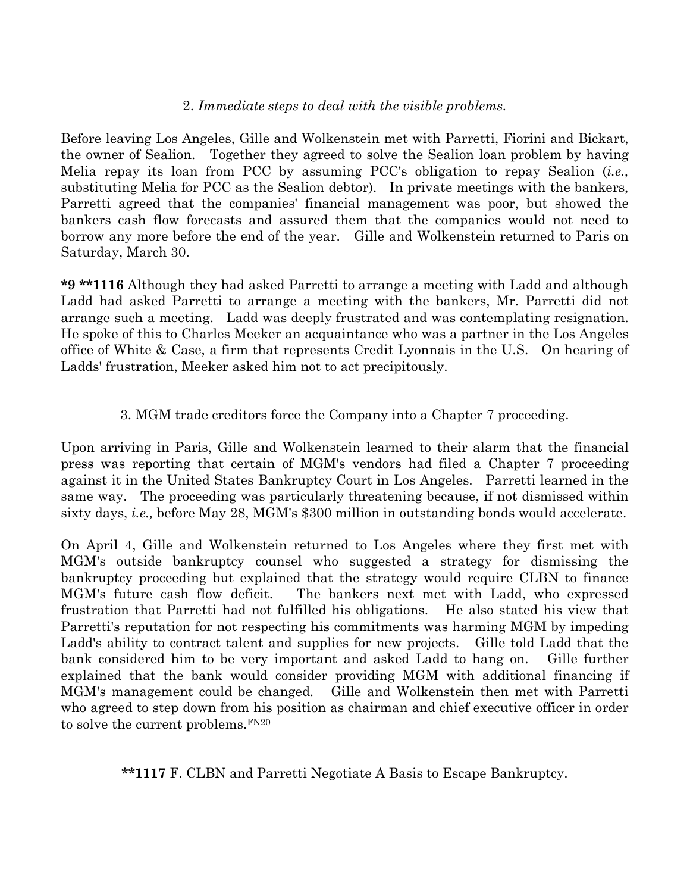2. *Immediate steps to deal with the visible problems.*

Before leaving Los Angeles, Gille and Wolkenstein met with Parretti, Fiorini and Bickart, the owner of Sealion. Together they agreed to solve the Sealion loan problem by having Melia repay its loan from PCC by assuming PCC's obligation to repay Sealion (*i.e.,* substituting Melia for PCC as the Sealion debtor). In private meetings with the bankers, Parretti agreed that the companies' financial management was poor, but showed the bankers cash flow forecasts and assured them that the companies would not need to borrow any more before the end of the year. Gille and Wolkenstein returned to Paris on Saturday, March 30.

**\*9 \*\*1116** Although they had asked Parretti to arrange a meeting with Ladd and although Ladd had asked Parretti to arrange a meeting with the bankers, Mr. Parretti did not arrange such a meeting. Ladd was deeply frustrated and was contemplating resignation. He spoke of this to Charles Meeker an acquaintance who was a partner in the Los Angeles office of White & Case, a firm that represents Credit Lyonnais in the U.S. On hearing of Ladds' frustration, Meeker asked him not to act precipitously.

3. MGM trade creditors force the Company into a Chapter 7 proceeding.

Upon arriving in Paris, Gille and Wolkenstein learned to their alarm that the financial press was reporting that certain of MGM's vendors had filed a Chapter 7 proceeding against it in the United States Bankruptcy Court in Los Angeles. Parretti learned in the same way. The proceeding was particularly threatening because, if not dismissed within sixty days, *i.e.,* before May 28, MGM's $300 million in outstanding bonds would accelerate.

On April 4, Gille and Wolkenstein returned to Los Angeles where they first met with MGM's outside bankruptcy counsel who suggested a strategy for dismissing the bankruptcy proceeding but explained that the strategy would require CLBN to finance MGM's future cash flow deficit. The bankers next met with Ladd, who expressed frustration that Parretti had not fulfilled his obligations. He also stated his view that Parretti's reputation for not respecting his commitments was harming MGM by impeding Ladd's ability to contract talent and supplies for new projects. Gille told Ladd that the bank considered him to be very important and asked Ladd to hang on. Gille further explained that the bank would consider providing MGM with additional financing if MGM's management could be changed. Gille and Wolkenstein then met with Parretti who agreed to step down from his position as chairman and chief executive officer in order to solve the current problems.[FN20]

**\*\*1117** F. CLBN and Parretti Negotiate A Basis to Escape Bankruptcy.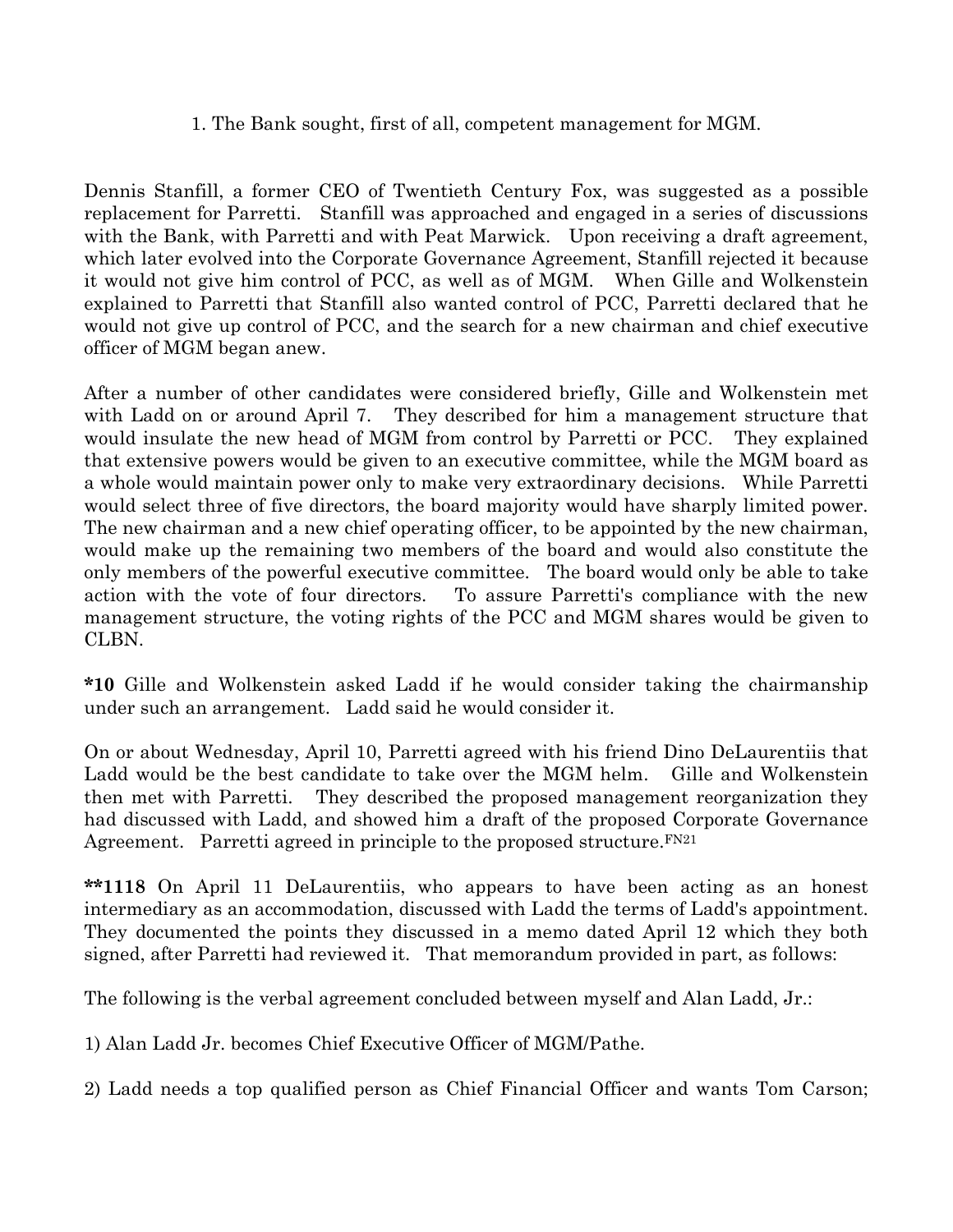1. The Bank sought, first of all, competent management for MGM.

Dennis Stanfill, a former CEO of Twentieth Century Fox, was suggested as a possible replacement for Parretti. Stanfill was approached and engaged in a series of discussions with the Bank, with Parretti and with Peat Marwick. Upon receiving a draft agreement, which later evolved into the Corporate Governance Agreement, Stanfill rejected it because it would not give him control of PCC, as well as of MGM. When Gille and Wolkenstein explained to Parretti that Stanfill also wanted control of PCC, Parretti declared that he would not give up control of PCC, and the search for a new chairman and chief executive officer of MGM began anew.

After a number of other candidates were considered briefly, Gille and Wolkenstein met with Ladd on or around April 7. They described for him a management structure that would insulate the new head of MGM from control by Parretti or PCC. They explained that extensive powers would be given to an executive committee, while the MGM board as a whole would maintain power only to make very extraordinary decisions. While Parretti would select three of five directors, the board majority would have sharply limited power. The new chairman and a new chief operating officer, to be appointed by the new chairman, would make up the remaining two members of the board and would also constitute the only members of the powerful executive committee. The board would only be able to take action with the vote of four directors. To assure Parretti's compliance with the new management structure, the voting rights of the PCC and MGM shares would be given to CLBN.

**\*10** Gille and Wolkenstein asked Ladd if he would consider taking the chairmanship under such an arrangement. Ladd said he would consider it.

On or about Wednesday, April 10, Parretti agreed with his friend Dino DeLaurentiis that Ladd would be the best candidate to take over the MGM helm. Gille and Wolkenstein then met with Parretti. They described the proposed management reorganization they had discussed with Ladd, and showed him a draft of the proposed Corporate Governance Agreement. Parretti agreed in principle to the proposed structure.[FN21]

**\*\*1118** On April 11 DeLaurentiis, who appears to have been acting as an honest intermediary as an accommodation, discussed with Ladd the terms of Ladd's appointment. They documented the points they discussed in a memo dated April 12 which they both signed, after Parretti had reviewed it. That memorandum provided in part, as follows:

The following is the verbal agreement concluded between myself and Alan Ladd, Jr.:

1) Alan Ladd Jr. becomes Chief Executive Officer of MGM/Pathe.

2) Ladd needs a top qualified person as Chief Financial Officer and wants Tom Carson;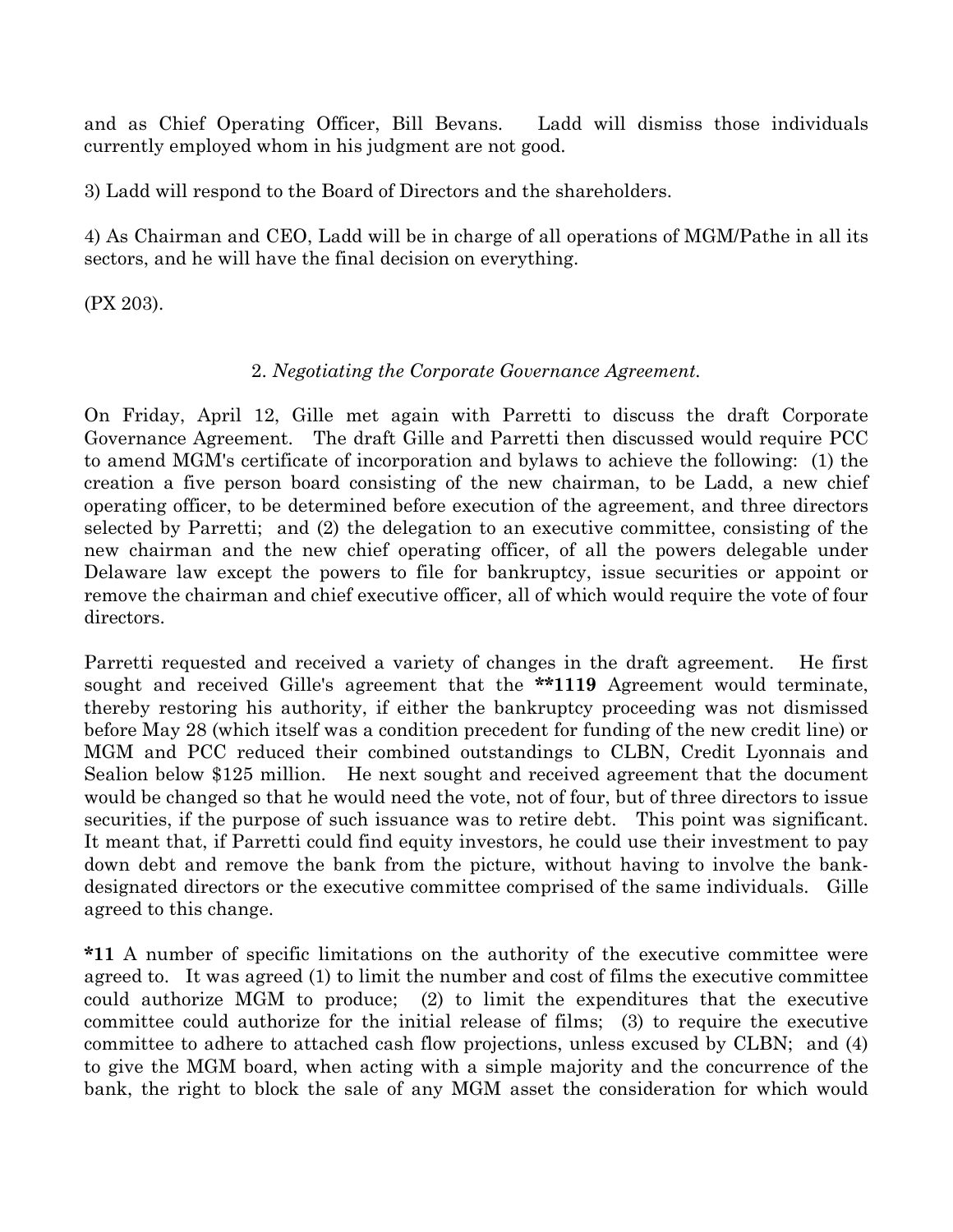and as Chief Operating Officer, Bill Bevans. Ladd will dismiss those individuals currently employed whom in his judgment are not good.

3) Ladd will respond to the Board of Directors and the shareholders.

4) As Chairman and CEO, Ladd will be in charge of all operations of MGM/Pathe in all its sectors, and he will have the final decision on everything.

(PX 203).

2. *Negotiating the Corporate Governance Agreement.*

On Friday, April 12, Gille met again with Parretti to discuss the draft Corporate Governance Agreement. The draft Gille and Parretti then discussed would require PCC to amend MGM's certificate of incorporation and bylaws to achieve the following: (1) the creation a five person board consisting of the new chairman, to be Ladd, a new chief operating officer, to be determined before execution of the agreement, and three directors selected by Parretti; and (2) the delegation to an executive committee, consisting of the new chairman and the new chief operating officer, of all the powers delegable under Delaware law except the powers to file for bankruptcy, issue securities or appoint or remove the chairman and chief executive officer, all of which would require the vote of four directors.

Parretti requested and received a variety of changes in the draft agreement. He first sought and received Gille's agreement that the **\*\*1119** Agreement would terminate, thereby restoring his authority, if either the bankruptcy proceeding was not dismissed before May 28 (which itself was a condition precedent for funding of the new credit line) or MGM and PCC reduced their combined outstandings to CLBN, Credit Lyonnais and Sealion below $125 million. He next sought and received agreement that the document would be changed so that he would need the vote, not of four, but of three directors to issue securities, if the purpose of such issuance was to retire debt. This point was significant. It meant that, if Parretti could find equity investors, he could use their investment to pay down debt and remove the bank from the picture, without having to involve the bank-designated directors or the executive committee comprised of the same individuals. Gille agreed to this change.

**\*11** A number of specific limitations on the authority of the executive committee were agreed to. It was agreed (1) to limit the number and cost of films the executive committee could authorize MGM to produce; (2) to limit the expenditures that the executive committee could authorize for the initial release of films; (3) to require the executive committee to adhere to attached cash flow projections, unless excused by CLBN; and (4) to give the MGM board, when acting with a simple majority and the concurrence of the bank, the right to block the sale of any MGM asset the consideration for which would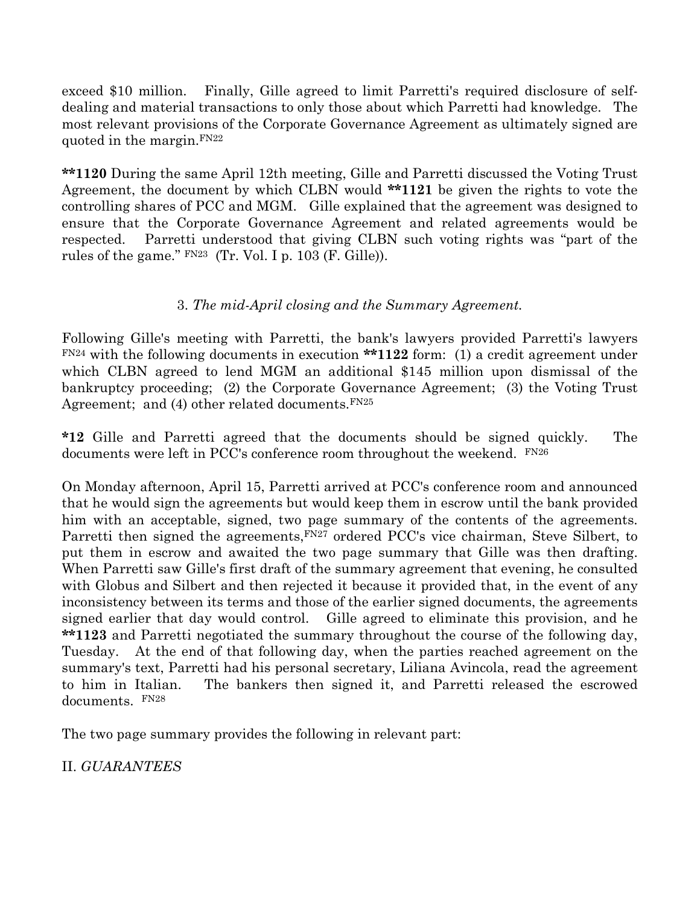exceed $10 million. Finally, Gille agreed to limit Parretti's required disclosure of self-dealing and material transactions to only those about which Parretti had knowledge. The most relevant provisions of the Corporate Governance Agreement as ultimately signed are quoted in the margin.[FN22]

**\*\*1120** During the same April 12th meeting, Gille and Parretti discussed the Voting Trust Agreement, the document by which CLBN would **\*\*1121** be given the rights to vote the controlling shares of PCC and MGM. Gille explained that the agreement was designed to ensure that the Corporate Governance Agreement and related agreements would be respected. Parretti understood that giving CLBN such voting rights was "part of the rules of the game." [FN23] (Tr. Vol. I p. 103 (F. Gille)).

### 3. *The mid-April closing and the Summary Agreement.*

Following Gille's meeting with Parretti, the bank's lawyers provided Parretti's lawyers [FN24] with the following documents in execution **\*\*1122** form: (1) a credit agreement under which CLBN agreed to lend MGM an additional $145 million upon dismissal of the bankruptcy proceeding; (2) the Corporate Governance Agreement; (3) the Voting Trust Agreement; and (4) other related documents.[FN25]

**\*12** Gille and Parretti agreed that the documents should be signed quickly. The documents were left in PCC's conference room throughout the weekend. [FN26]

On Monday afternoon, April 15, Parretti arrived at PCC's conference room and announced that he would sign the agreements but would keep them in escrow until the bank provided him with an acceptable, signed, two page summary of the contents of the agreements. Parretti then signed the agreements,[FN27] ordered PCC's vice chairman, Steve Silbert, to put them in escrow and awaited the two page summary that Gille was then drafting. When Parretti saw Gille's first draft of the summary agreement that evening, he consulted with Globus and Silbert and then rejected it because it provided that, in the event of any inconsistency between its terms and those of the earlier signed documents, the agreements signed earlier that day would control. Gille agreed to eliminate this provision, and he **\*\*1123** and Parretti negotiated the summary throughout the course of the following day, Tuesday. At the end of that following day, when the parties reached agreement on the summary's text, Parretti had his personal secretary, Liliana Avincola, read the agreement to him in Italian. The bankers then signed it, and Parretti released the escrowed documents. [FN28]

The two page summary provides the following in relevant part:

II. *GUARANTEES*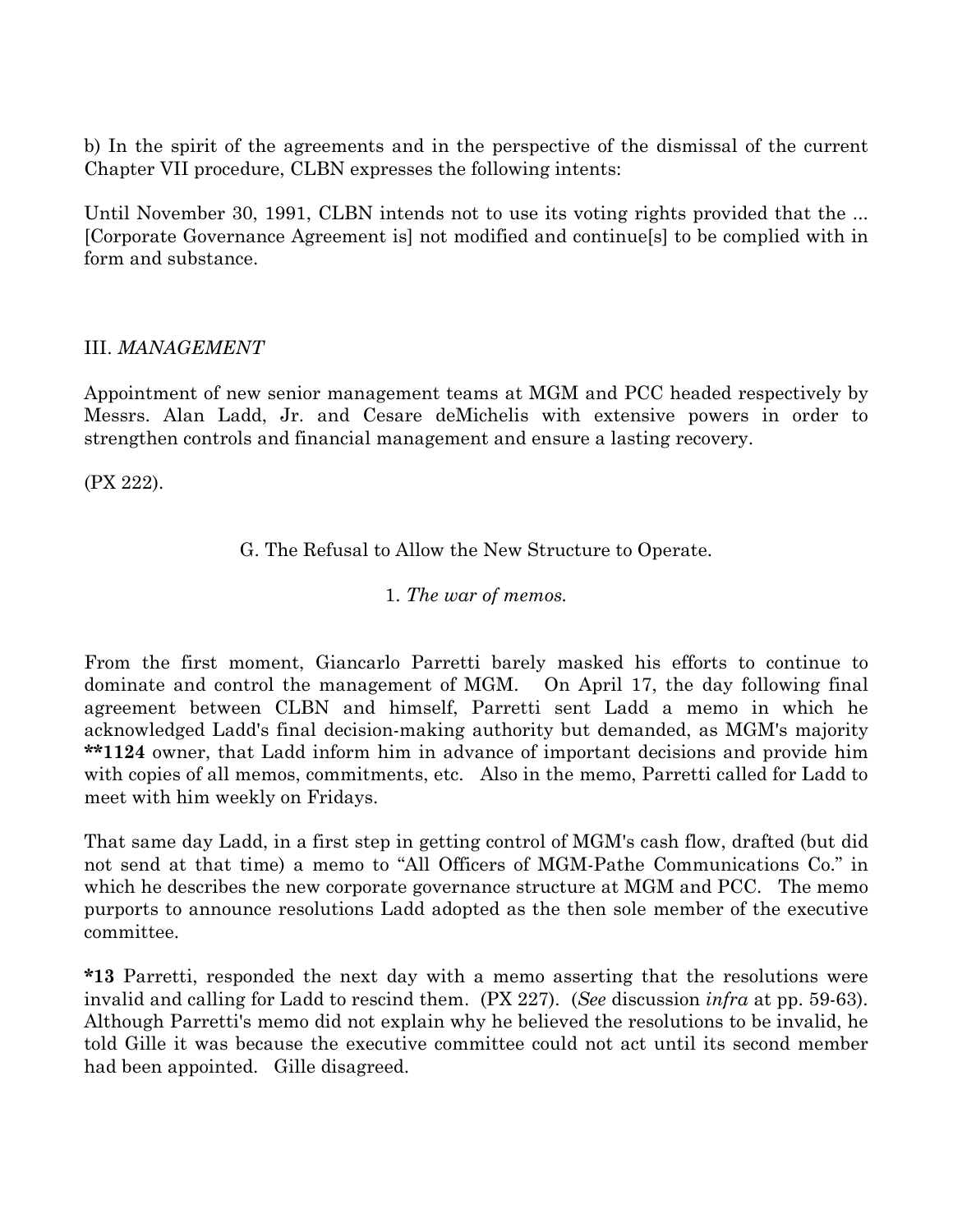b) In the spirit of the agreements and in the perspective of the dismissal of the current Chapter VII procedure, CLBN expresses the following intents:

Until November 30, 1991, CLBN intends not to use its voting rights provided that the ... [Corporate Governance Agreement is] not modified and continue[s] to be complied with in form and substance.

III. *MANAGEMENT*

Appointment of new senior management teams at MGM and PCC headed respectively by Messrs. Alan Ladd, Jr. and Cesare deMichelis with extensive powers in order to strengthen controls and financial management and ensure a lasting recovery.

(PX 222).

### G. The Refusal to Allow the New Structure to Operate.

#### 1. *The war of memos.*

From the first moment, Giancarlo Parretti barely masked his efforts to continue to dominate and control the management of MGM. On April 17, the day following final agreement between CLBN and himself, Parretti sent Ladd a memo in which he acknowledged Ladd's final decision-making authority but demanded, as MGM's majority **\*\*1124** owner, that Ladd inform him in advance of important decisions and provide him with copies of all memos, commitments, etc. Also in the memo, Parretti called for Ladd to meet with him weekly on Fridays.

That same day Ladd, in a first step in getting control of MGM's cash flow, drafted (but did not send at that time) a memo to "All Officers of MGM-Pathe Communications Co." in which he describes the new corporate governance structure at MGM and PCC. The memo purports to announce resolutions Ladd adopted as the then sole member of the executive committee.

**\*13** Parretti, responded the next day with a memo asserting that the resolutions were invalid and calling for Ladd to rescind them. (PX 227). (*See* discussion *infra* at pp. 59-63). Although Parretti's memo did not explain why he believed the resolutions to be invalid, he told Gille it was because the executive committee could not act until its second member had been appointed. Gille disagreed.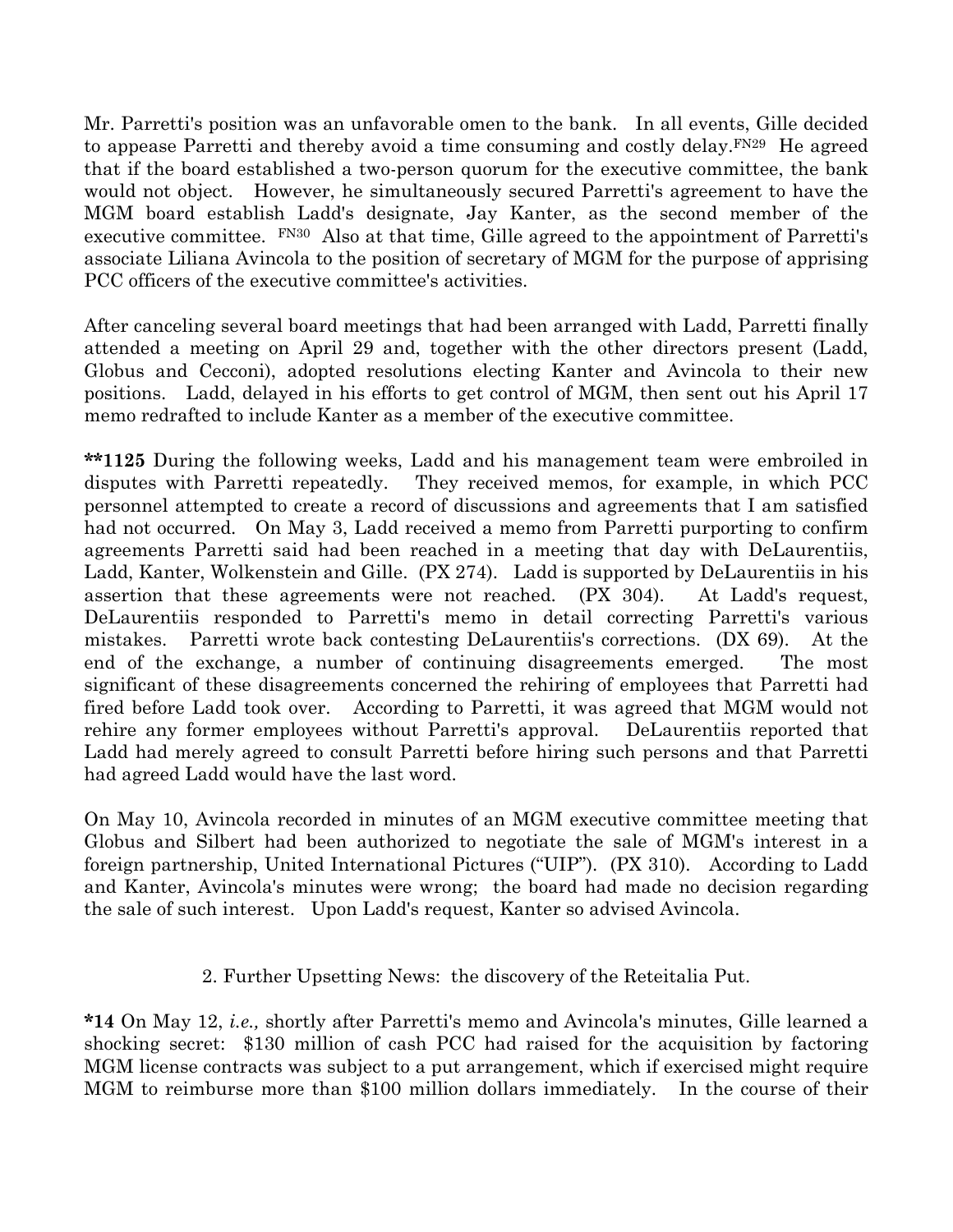Mr. Parretti's position was an unfavorable omen to the bank. In all events, Gille decided to appease Parretti and thereby avoid a time consuming and costly delay.[FN29] He agreed that if the board established a two-person quorum for the executive committee, the bank would not object. However, he simultaneously secured Parretti's agreement to have the MGM board establish Ladd's designate, Jay Kanter, as the second member of the executive committee. [FN30] Also at that time, Gille agreed to the appointment of Parretti's associate Liliana Avincola to the position of secretary of MGM for the purpose of apprising PCC officers of the executive committee's activities.

After canceling several board meetings that had been arranged with Ladd, Parretti finally attended a meeting on April 29 and, together with the other directors present (Ladd, Globus and Cecconi), adopted resolutions electing Kanter and Avincola to their new positions. Ladd, delayed in his efforts to get control of MGM, then sent out his April 17 memo redrafted to include Kanter as a member of the executive committee.

**\*\*1125** During the following weeks, Ladd and his management team were embroiled in disputes with Parretti repeatedly. They received memos, for example, in which PCC personnel attempted to create a record of discussions and agreements that I am satisfied had not occurred. On May 3, Ladd received a memo from Parretti purporting to confirm agreements Parretti said had been reached in a meeting that day with DeLaurentiis, Ladd, Kanter, Wolkenstein and Gille. (PX 274). Ladd is supported by DeLaurentiis in his assertion that these agreements were not reached. (PX 304). At Ladd's request, DeLaurentiis responded to Parretti's memo in detail correcting Parretti's various mistakes. Parretti wrote back contesting DeLaurentiis's corrections. (DX 69). At the end of the exchange, a number of continuing disagreements emerged. The most significant of these disagreements concerned the rehiring of employees that Parretti had fired before Ladd took over. According to Parretti, it was agreed that MGM would not rehire any former employees without Parretti's approval. DeLaurentiis reported that Ladd had merely agreed to consult Parretti before hiring such persons and that Parretti had agreed Ladd would have the last word.

On May 10, Avincola recorded in minutes of an MGM executive committee meeting that Globus and Silbert had been authorized to negotiate the sale of MGM's interest in a foreign partnership, United International Pictures ("UIP"). (PX 310). According to Ladd and Kanter, Avincola's minutes were wrong; the board had made no decision regarding the sale of such interest. Upon Ladd's request, Kanter so advised Avincola.

2. Further Upsetting News: the discovery of the Reteitalia Put.

**\*14** On May 12, *i.e.,* shortly after Parretti's memo and Avincola's minutes, Gille learned a shocking secret: $130 million of cash PCC had raised for the acquisition by factoring MGM license contracts was subject to a put arrangement, which if exercised might require MGM to reimburse more than $100 million dollars immediately. In the course of their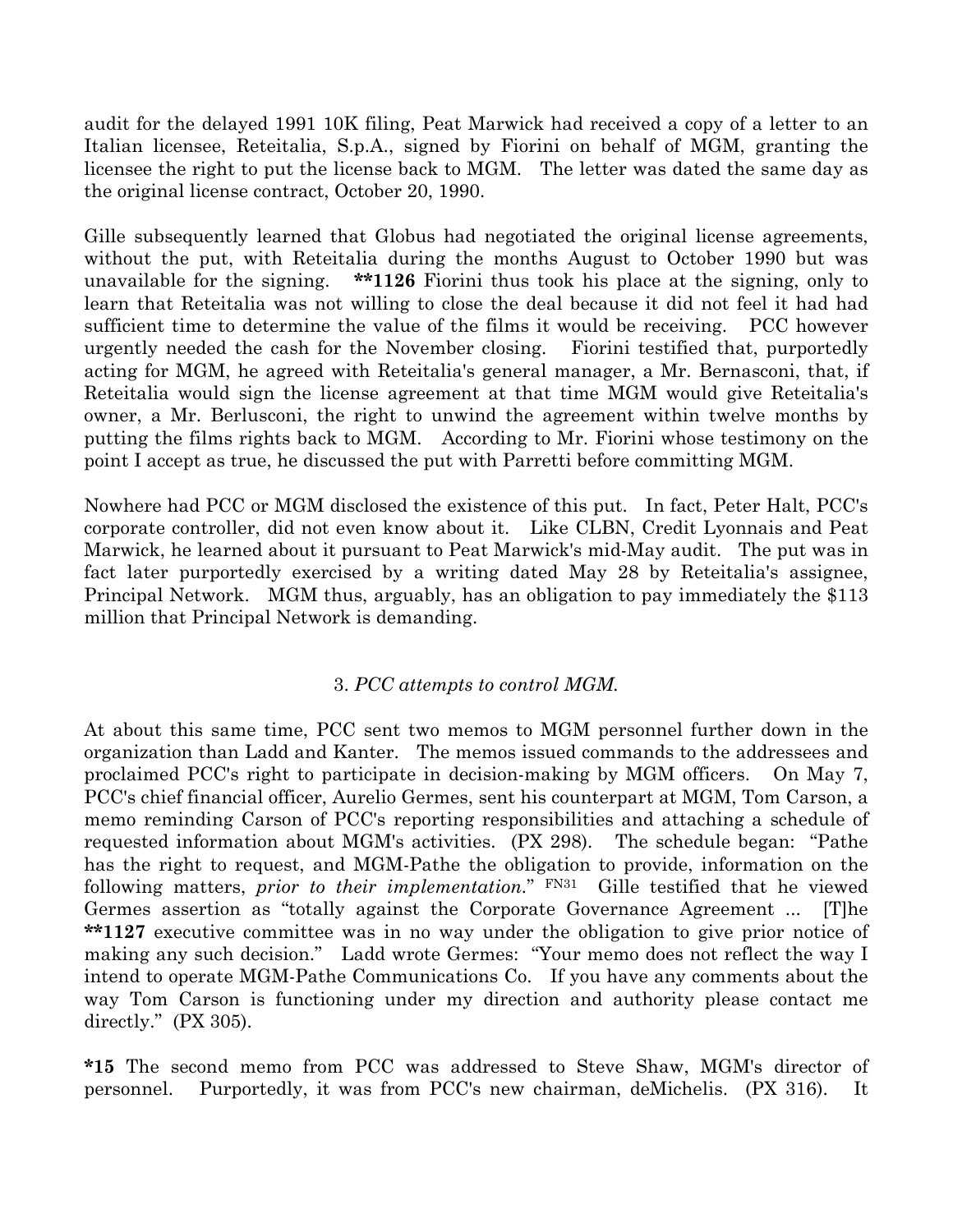audit for the delayed 1991 10K filing, Peat Marwick had received a copy of a letter to an Italian licensee, Reteitalia, S.p.A., signed by Fiorini on behalf of MGM, granting the licensee the right to put the license back to MGM. The letter was dated the same day as the original license contract, October 20, 1990.

Gille subsequently learned that Globus had negotiated the original license agreements, without the put, with Reteitalia during the months August to October 1990 but was unavailable for the signing. **\*\*1126** Fiorini thus took his place at the signing, only to learn that Reteitalia was not willing to close the deal because it did not feel it had had sufficient time to determine the value of the films it would be receiving. PCC however urgently needed the cash for the November closing. Fiorini testified that, purportedly acting for MGM, he agreed with Reteitalia's general manager, a Mr. Bernasconi, that, if Reteitalia would sign the license agreement at that time MGM would give Reteitalia's owner, a Mr. Berlusconi, the right to unwind the agreement within twelve months by putting the films rights back to MGM. According to Mr. Fiorini whose testimony on the point I accept as true, he discussed the put with Parretti before committing MGM.

Nowhere had PCC or MGM disclosed the existence of this put. In fact, Peter Halt, PCC's corporate controller, did not even know about it. Like CLBN, Credit Lyonnais and Peat Marwick, he learned about it pursuant to Peat Marwick's mid-May audit. The put was in fact later purportedly exercised by a writing dated May 28 by Reteitalia's assignee, Principal Network. MGM thus, arguably, has an obligation to pay immediately the $113 million that Principal Network is demanding.

### 3. *PCC attempts to control MGM.*

At about this same time, PCC sent two memos to MGM personnel further down in the organization than Ladd and Kanter. The memos issued commands to the addressees and proclaimed PCC's right to participate in decision-making by MGM officers. On May 7, PCC's chief financial officer, Aurelio Germes, sent his counterpart at MGM, Tom Carson, a memo reminding Carson of PCC's reporting responsibilities and attaching a schedule of requested information about MGM's activities. (PX 298). The schedule began: "Pathe has the right to request, and MGM-Pathe the obligation to provide, information on the following matters, *prior to their implementation*." FN31 Gille testified that he viewed Germes assertion as "totally against the Corporate Governance Agreement ... [T]he **\*\*1127** executive committee was in no way under the obligation to give prior notice of making any such decision." Ladd wrote Germes: "Your memo does not reflect the way I intend to operate MGM-Pathe Communications Co. If you have any comments about the way Tom Carson is functioning under my direction and authority please contact me directly." (PX 305).

**\*15** The second memo from PCC was addressed to Steve Shaw, MGM's director of personnel. Purportedly, it was from PCC's new chairman, deMichelis. (PX 316). It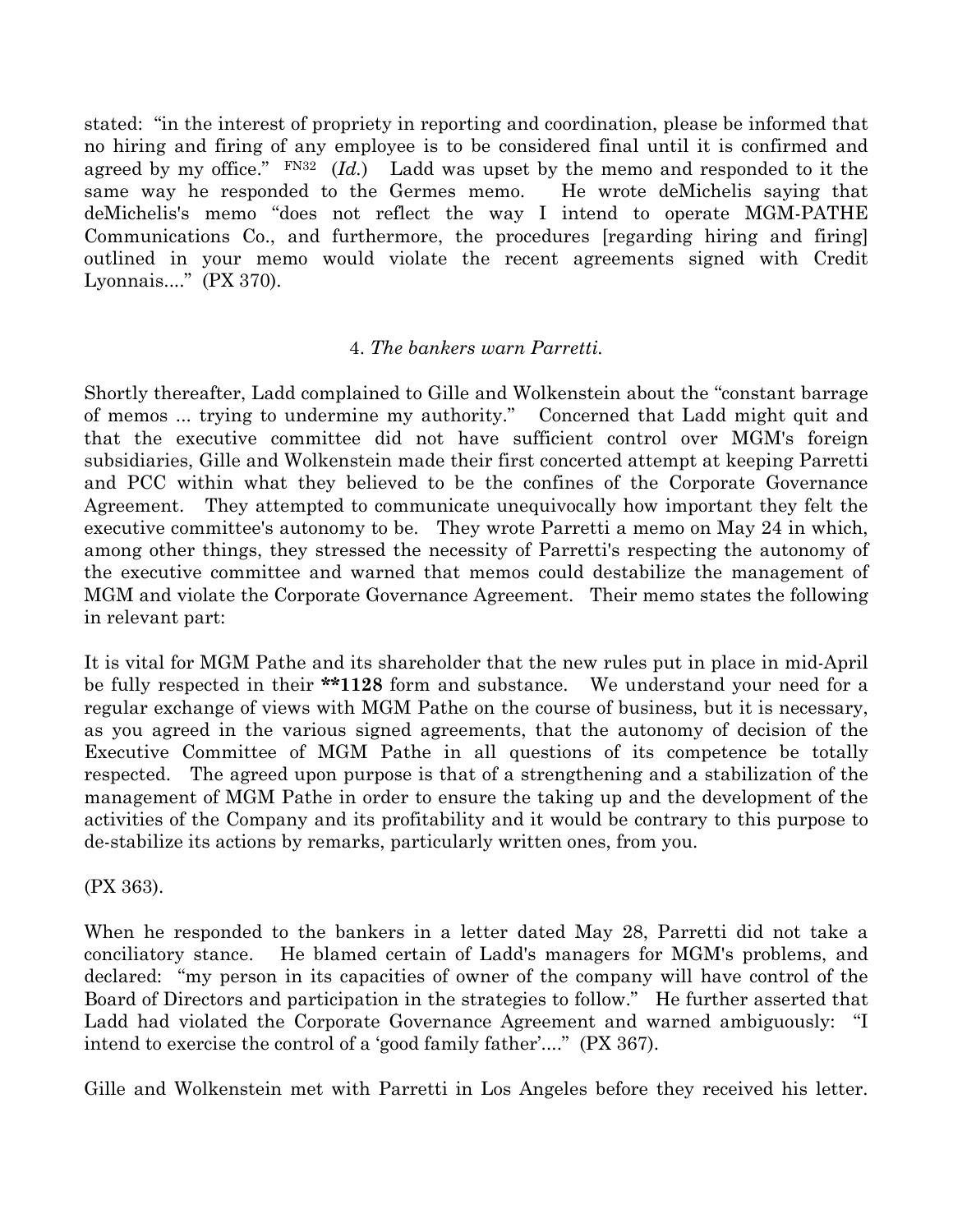stated: "in the interest of propriety in reporting and coordination, please be informed that no hiring and firing of any employee is to be considered final until it is confirmed and agreed by my office." FN32 (*Id.*) Ladd was upset by the memo and responded to it the same way he responded to the Germes memo. He wrote deMichelis saying that deMichelis's memo "does not reflect the way I intend to operate MGM-PATHE Communications Co., and furthermore, the procedures [regarding hiring and firing] outlined in your memo would violate the recent agreements signed with Credit Lyonnais...." (PX 370).

### 4. *The bankers warn Parretti.*

Shortly thereafter, Ladd complained to Gille and Wolkenstein about the "constant barrage of memos ... trying to undermine my authority." Concerned that Ladd might quit and that the executive committee did not have sufficient control over MGM's foreign subsidiaries, Gille and Wolkenstein made their first concerted attempt at keeping Parretti and PCC within what they believed to be the confines of the Corporate Governance Agreement. They attempted to communicate unequivocally how important they felt the executive committee's autonomy to be. They wrote Parretti a memo on May 24 in which, among other things, they stressed the necessity of Parretti's respecting the autonomy of the executive committee and warned that memos could destabilize the management of MGM and violate the Corporate Governance Agreement. Their memo states the following in relevant part:

It is vital for MGM Pathe and its shareholder that the new rules put in place in mid-April be fully respected in their **\*\*1128** form and substance. We understand your need for a regular exchange of views with MGM Pathe on the course of business, but it is necessary, as you agreed in the various signed agreements, that the autonomy of decision of the Executive Committee of MGM Pathe in all questions of its competence be totally respected. The agreed upon purpose is that of a strengthening and a stabilization of the management of MGM Pathe in order to ensure the taking up and the development of the activities of the Company and its profitability and it would be contrary to this purpose to de-stabilize its actions by remarks, particularly written ones, from you.

(PX 363).

When he responded to the bankers in a letter dated May 28, Parretti did not take a conciliatory stance. He blamed certain of Ladd's managers for MGM's problems, and declared: "my person in its capacities of owner of the company will have control of the Board of Directors and participation in the strategies to follow." He further asserted that Ladd had violated the Corporate Governance Agreement and warned ambiguously: "I intend to exercise the control of a 'good family father'...." (PX 367).

Gille and Wolkenstein met with Parretti in Los Angeles before they received his letter.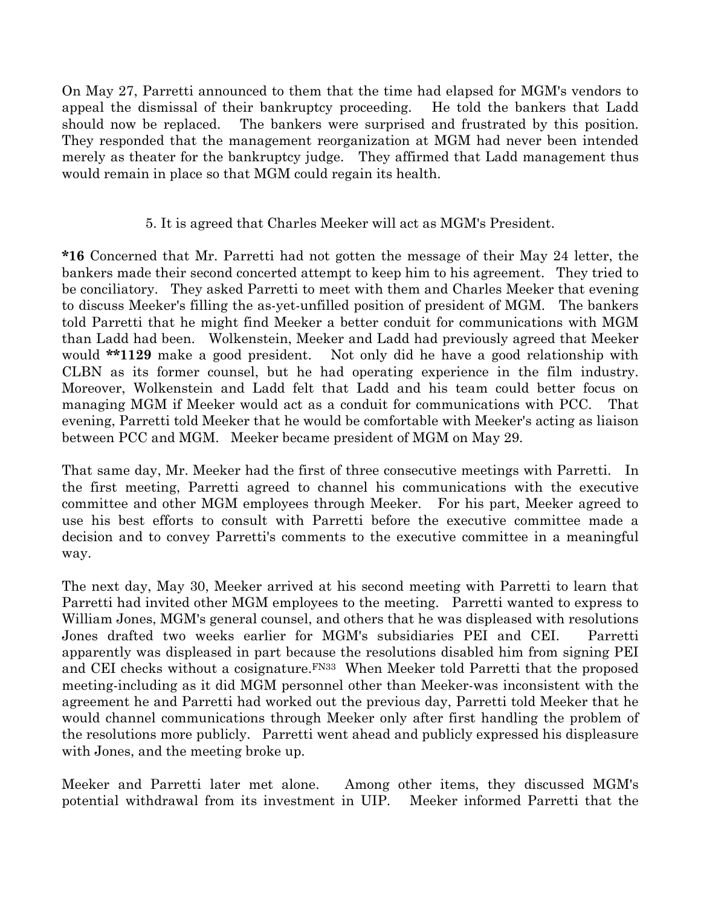On May 27, Parretti announced to them that the time had elapsed for MGM's vendors to appeal the dismissal of their bankruptcy proceeding. He told the bankers that Ladd should now be replaced. The bankers were surprised and frustrated by this position. They responded that the management reorganization at MGM had never been intended merely as theater for the bankruptcy judge. They affirmed that Ladd management thus would remain in place so that MGM could regain its health.

5. It is agreed that Charles Meeker will act as MGM's President.

**\*16** Concerned that Mr. Parretti had not gotten the message of their May 24 letter, the bankers made their second concerted attempt to keep him to his agreement. They tried to be conciliatory. They asked Parretti to meet with them and Charles Meeker that evening to discuss Meeker's filling the as-yet-unfilled position of president of MGM. The bankers told Parretti that he might find Meeker a better conduit for communications with MGM than Ladd had been. Wolkenstein, Meeker and Ladd had previously agreed that Meeker would **\*\*1129** make a good president. Not only did he have a good relationship with CLBN as its former counsel, but he had operating experience in the film industry. Moreover, Wolkenstein and Ladd felt that Ladd and his team could better focus on managing MGM if Meeker would act as a conduit for communications with PCC. That evening, Parretti told Meeker that he would be comfortable with Meeker's acting as liaison between PCC and MGM. Meeker became president of MGM on May 29.

That same day, Mr. Meeker had the first of three consecutive meetings with Parretti. In the first meeting, Parretti agreed to channel his communications with the executive committee and other MGM employees through Meeker. For his part, Meeker agreed to use his best efforts to consult with Parretti before the executive committee made a decision and to convey Parretti's comments to the executive committee in a meaningful way.

The next day, May 30, Meeker arrived at his second meeting with Parretti to learn that Parretti had invited other MGM employees to the meeting. Parretti wanted to express to William Jones, MGM's general counsel, and others that he was displeased with resolutions Jones drafted two weeks earlier for MGM's subsidiaries PEI and CEI. Parretti apparently was displeased in part because the resolutions disabled him from signing PEI and CEI checks without a cosignature.[FN33] When Meeker told Parretti that the proposed meeting-including as it did MGM personnel other than Meeker-was inconsistent with the agreement he and Parretti had worked out the previous day, Parretti told Meeker that he would channel communications through Meeker only after first handling the problem of the resolutions more publicly. Parretti went ahead and publicly expressed his displeasure with Jones, and the meeting broke up.

Meeker and Parretti later met alone. Among other items, they discussed MGM's potential withdrawal from its investment in UIP. Meeker informed Parretti that the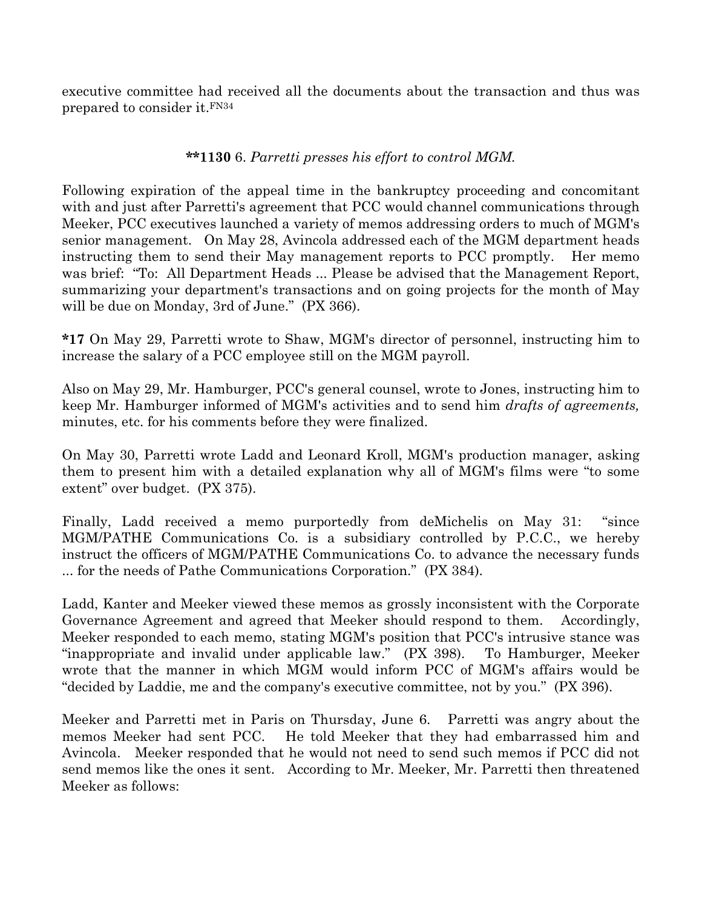executive committee had received all the documents about the transaction and thus was prepared to consider it.FN34

**\*\*1130** 6. *Parretti presses his effort to control MGM.*

Following expiration of the appeal time in the bankruptcy proceeding and concomitant with and just after Parretti's agreement that PCC would channel communications through Meeker, PCC executives launched a variety of memos addressing orders to much of MGM's senior management. On May 28, Avincola addressed each of the MGM department heads instructing them to send their May management reports to PCC promptly. Her memo was brief: "To: All Department Heads ... Please be advised that the Management Report, summarizing your department's transactions and on going projects for the month of May will be due on Monday, 3rd of June." (PX 366).

**\*17** On May 29, Parretti wrote to Shaw, MGM's director of personnel, instructing him to increase the salary of a PCC employee still on the MGM payroll.

Also on May 29, Mr. Hamburger, PCC's general counsel, wrote to Jones, instructing him to keep Mr. Hamburger informed of MGM's activities and to send him *drafts of agreements,* minutes, etc. for his comments before they were finalized.

On May 30, Parretti wrote Ladd and Leonard Kroll, MGM's production manager, asking them to present him with a detailed explanation why all of MGM's films were "to some extent" over budget. (PX 375).

Finally, Ladd received a memo purportedly from deMichelis on May 31: "since MGM/PATHE Communications Co. is a subsidiary controlled by P.C.C., we hereby instruct the officers of MGM/PATHE Communications Co. to advance the necessary funds ... for the needs of Pathe Communications Corporation." (PX 384).

Ladd, Kanter and Meeker viewed these memos as grossly inconsistent with the Corporate Governance Agreement and agreed that Meeker should respond to them. Accordingly, Meeker responded to each memo, stating MGM's position that PCC's intrusive stance was "inappropriate and invalid under applicable law." (PX 398). To Hamburger, Meeker wrote that the manner in which MGM would inform PCC of MGM's affairs would be "decided by Laddie, me and the company's executive committee, not by you." (PX 396).

Meeker and Parretti met in Paris on Thursday, June 6. Parretti was angry about the memos Meeker had sent PCC. He told Meeker that they had embarrassed him and Avincola. Meeker responded that he would not need to send such memos if PCC did not send memos like the ones it sent. According to Mr. Meeker, Mr. Parretti then threatened Meeker as follows: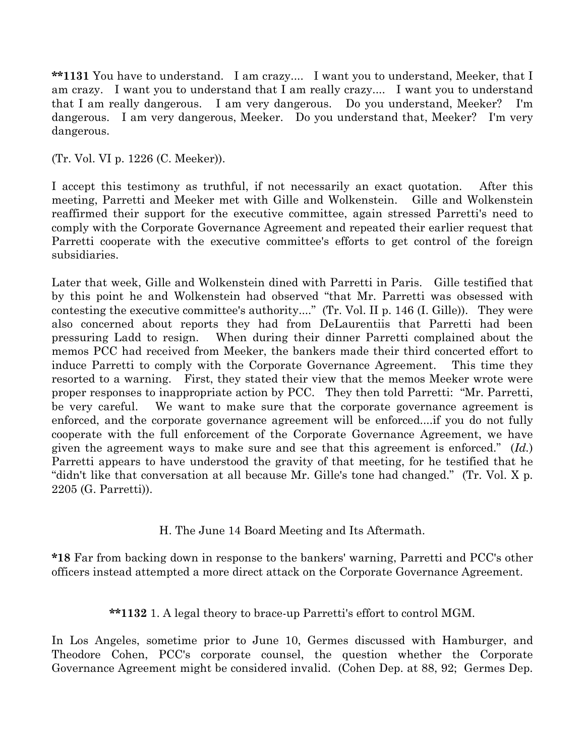**1131 You have to understand. I am crazy.... I want you to understand, Meeker, that I am crazy. I want you to understand that I am really crazy.... I want you to understand that I am really dangerous. I am very dangerous. Do you understand, Meeker? I'm dangerous. I am very dangerous, Meeker. Do you understand that, Meeker? I'm very dangerous.

(Tr. Vol. VI p. 1226 (C. Meeker)).

I accept this testimony as truthful, if not necessarily an exact quotation. After this meeting, Parretti and Meeker met with Gille and Wolkenstein. Gille and Wolkenstein reaffirmed their support for the executive committee, again stressed Parretti's need to comply with the Corporate Governance Agreement and repeated their earlier request that Parretti cooperate with the executive committee's efforts to get control of the foreign subsidiaries.

Later that week, Gille and Wolkenstein dined with Parretti in Paris. Gille testified that by this point he and Wolkenstein had observed "that Mr. Parretti was obsessed with contesting the executive committee's authority...." (Tr. Vol. II p. 146 (I. Gille)). They were also concerned about reports they had from DeLaurentiis that Parretti had been pressuring Ladd to resign. When during their dinner Parretti complained about the memos PCC had received from Meeker, the bankers made their third concerted effort to induce Parretti to comply with the Corporate Governance Agreement. This time they resorted to a warning. First, they stated their view that the memos Meeker wrote were proper responses to inappropriate action by PCC. They then told Parretti: "Mr. Parretti, be very careful. We want to make sure that the corporate governance agreement is enforced, and the corporate governance agreement will be enforced....if you do not fully cooperate with the full enforcement of the Corporate Governance Agreement, we have given the agreement ways to make sure and see that this agreement is enforced." (*Id.*) Parretti appears to have understood the gravity of that meeting, for he testified that he "didn't like that conversation at all because Mr. Gille's tone had changed." (Tr. Vol. X p. 2205 (G. Parretti)).

### H. The June 14 Board Meeting and Its Aftermath.

**\*18** Far from backing down in response to the bankers' warning, Parretti and PCC's other officers instead attempted a more direct attack on the Corporate Governance Agreement.

#### **1132 1. A legal theory to brace-up Parretti's effort to control MGM.

In Los Angeles, sometime prior to June 10, Germes discussed with Hamburger, and Theodore Cohen, PCC's corporate counsel, the question whether the Corporate Governance Agreement might be considered invalid. (Cohen Dep. at 88, 92; Germes Dep.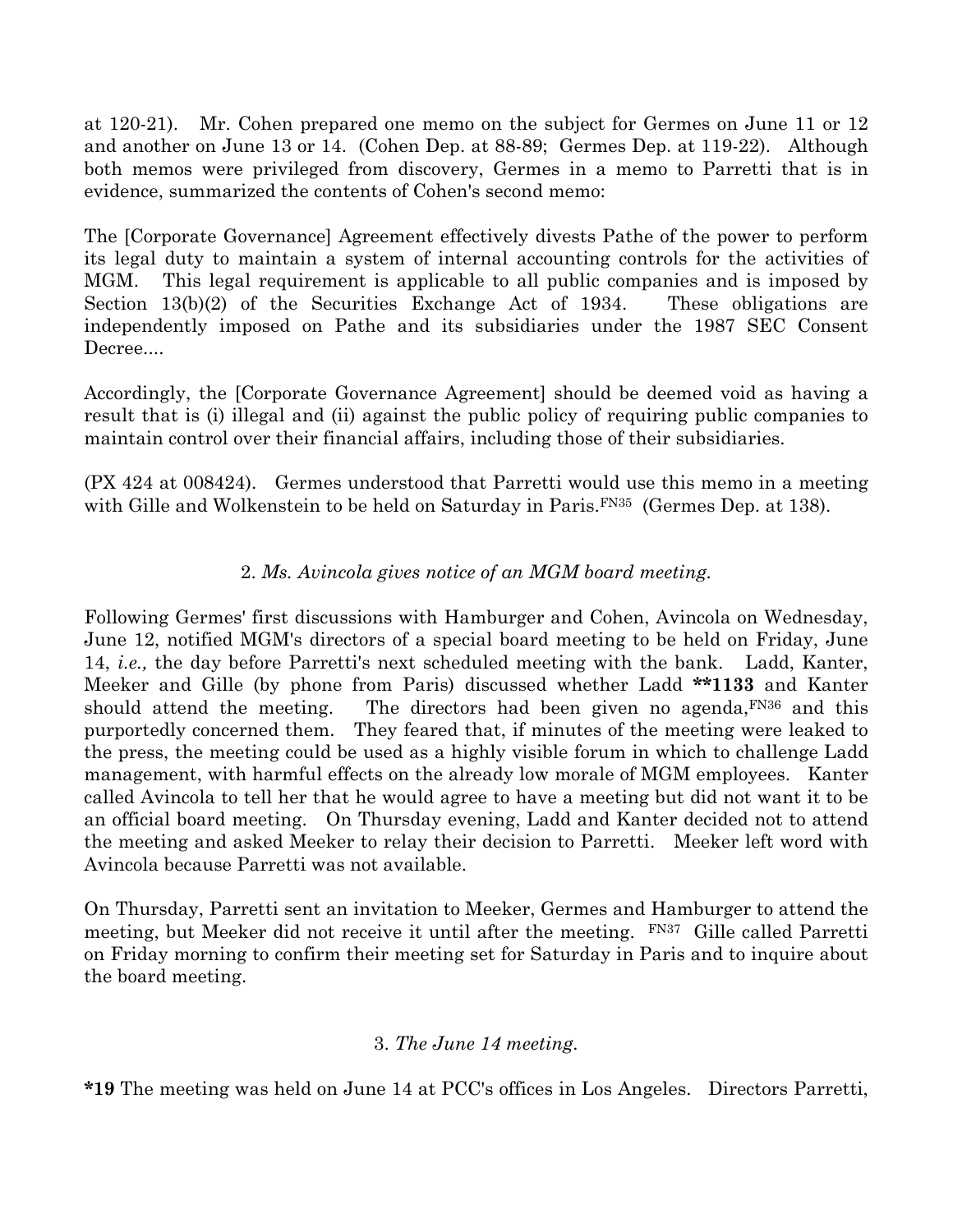at 120-21). Mr. Cohen prepared one memo on the subject for Germes on June 11 or 12 and another on June 13 or 14. (Cohen Dep. at 88-89; Germes Dep. at 119-22). Although both memos were privileged from discovery, Germes in a memo to Parretti that is in evidence, summarized the contents of Cohen's second memo:

The [Corporate Governance] Agreement effectively divests Pathe of the power to perform its legal duty to maintain a system of internal accounting controls for the activities of MGM. This legal requirement is applicable to all public companies and is imposed by Section 13(b)(2) of the Securities Exchange Act of 1934. These obligations are independently imposed on Pathe and its subsidiaries under the 1987 SEC Consent Decree....

Accordingly, the [Corporate Governance Agreement] should be deemed void as having a result that is (i) illegal and (ii) against the public policy of requiring public companies to maintain control over their financial affairs, including those of their subsidiaries.

(PX 424 at 008424). Germes understood that Parretti would use this memo in a meeting with Gille and Wolkenstein to be held on Saturday in Paris.[FN35] (Germes Dep. at 138).

### 2. *Ms. Avincola gives notice of an MGM board meeting.*

Following Germes' first discussions with Hamburger and Cohen, Avincola on Wednesday, June 12, notified MGM's directors of a special board meeting to be held on Friday, June 14, *i.e.,* the day before Parretti's next scheduled meeting with the bank. Ladd, Kanter, Meeker and Gille (by phone from Paris) discussed whether Ladd **\*\*1133** and Kanter should attend the meeting. The directors had been given no agenda,[FN36] and this purportedly concerned them. They feared that, if minutes of the meeting were leaked to the press, the meeting could be used as a highly visible forum in which to challenge Ladd management, with harmful effects on the already low morale of MGM employees. Kanter called Avincola to tell her that he would agree to have a meeting but did not want it to be an official board meeting. On Thursday evening, Ladd and Kanter decided not to attend the meeting and asked Meeker to relay their decision to Parretti. Meeker left word with Avincola because Parretti was not available.

On Thursday, Parretti sent an invitation to Meeker, Germes and Hamburger to attend the meeting, but Meeker did not receive it until after the meeting. [FN37] Gille called Parretti on Friday morning to confirm their meeting set for Saturday in Paris and to inquire about the board meeting.

### 3. *The June 14 meeting.*

**\*19** The meeting was held on June 14 at PCC's offices in Los Angeles. Directors Parretti,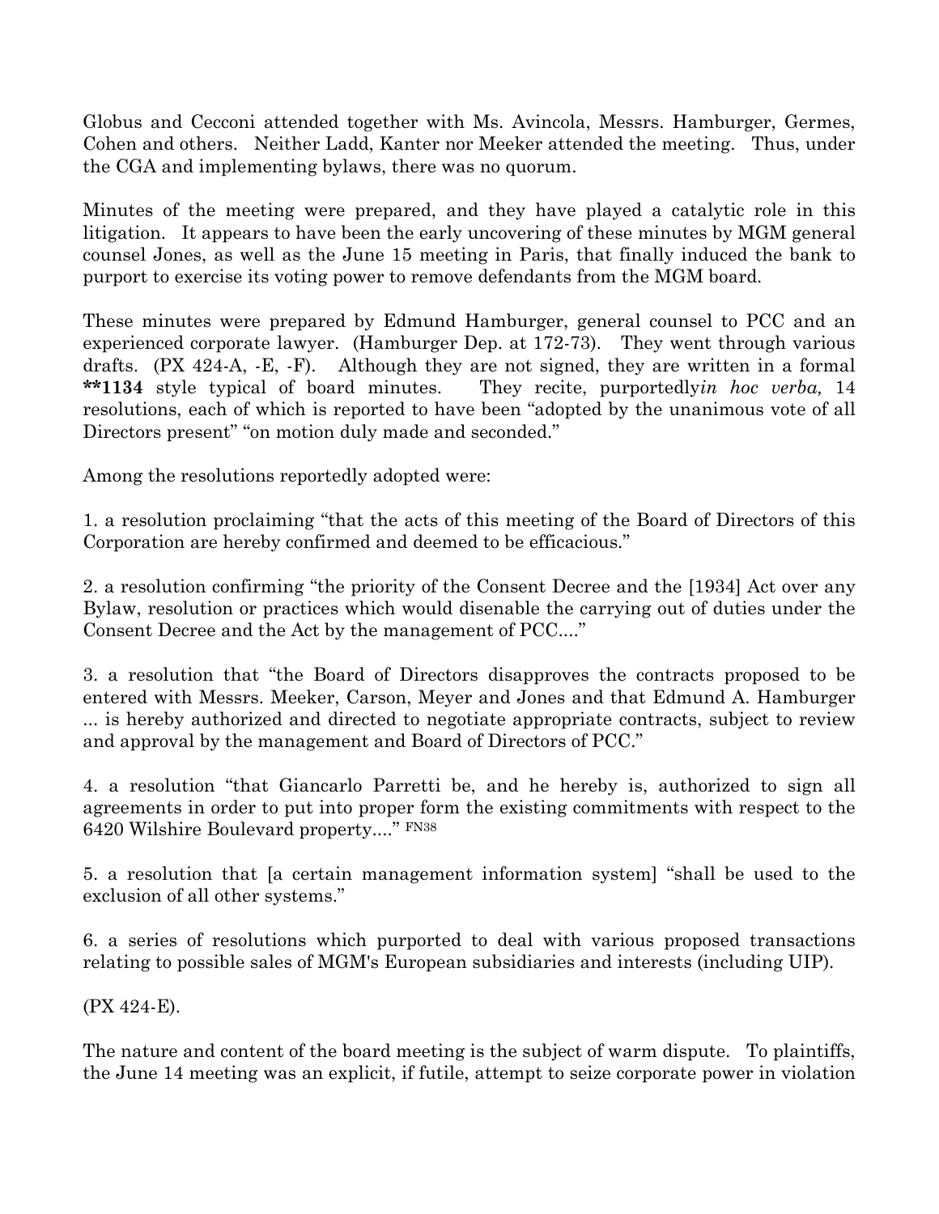Globus and Cecconi attended together with Ms. Avincola, Messrs. Hamburger, Germes, Cohen and others. Neither Ladd, Kanter nor Meeker attended the meeting. Thus, under the CGA and implementing bylaws, there was no quorum.

Minutes of the meeting were prepared, and they have played a catalytic role in this litigation. It appears to have been the early uncovering of these minutes by MGM general counsel Jones, as well as the June 15 meeting in Paris, that finally induced the bank to purport to exercise its voting power to remove defendants from the MGM board.

These minutes were prepared by Edmund Hamburger, general counsel to PCC and an experienced corporate lawyer. (Hamburger Dep. at 172-73). They went through various drafts. (PX 424-A, -E, -F). Although they are not signed, they are written in a formal **\*\*1134** style typical of board minutes. They recite, purportedly *in hoc verba,* 14 resolutions, each of which is reported to have been "adopted by the unanimous vote of all Directors present" "on motion duly made and seconded."

Among the resolutions reportedly adopted were:

1. a resolution proclaiming "that the acts of this meeting of the Board of Directors of this Corporation are hereby confirmed and deemed to be efficacious."

2. a resolution confirming "the priority of the Consent Decree and the [1934] Act over any Bylaw, resolution or practices which would disenable the carrying out of duties under the Consent Decree and the Act by the management of PCC...."

3. a resolution that "the Board of Directors disapproves the contracts proposed to be entered with Messrs. Meeker, Carson, Meyer and Jones and that Edmund A. Hamburger ... is hereby authorized and directed to negotiate appropriate contracts, subject to review and approval by the management and Board of Directors of PCC."

4. a resolution "that Giancarlo Parretti be, and he hereby is, authorized to sign all agreements in order to put into proper form the existing commitments with respect to the 6420 Wilshire Boulevard property...." FN38

5. a resolution that [a certain management information system] "shall be used to the exclusion of all other systems."

6. a series of resolutions which purported to deal with various proposed transactions relating to possible sales of MGM's European subsidiaries and interests (including UIP).

(PX 424-E).

The nature and content of the board meeting is the subject of warm dispute. To plaintiffs, the June 14 meeting was an explicit, if futile, attempt to seize corporate power in violation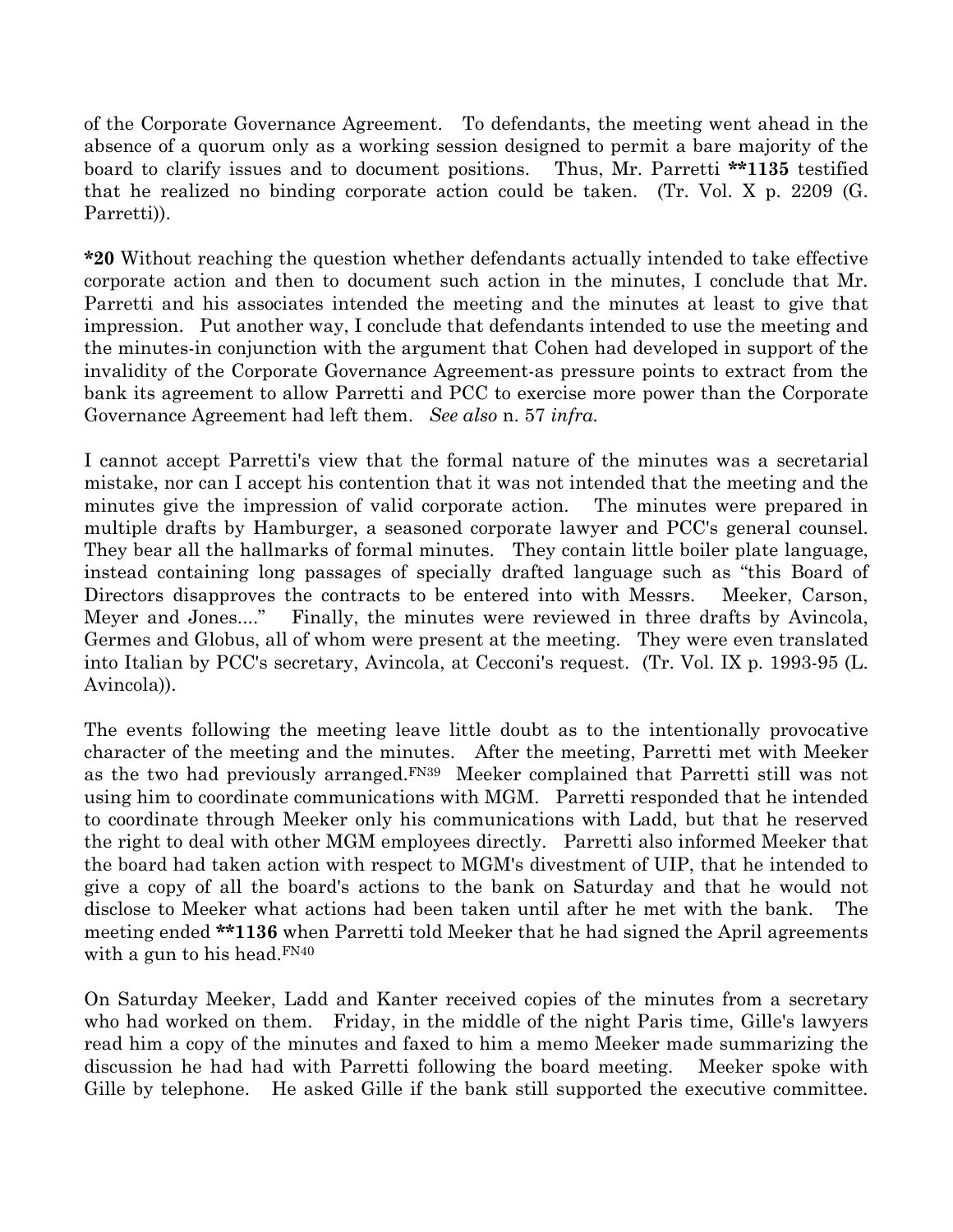of the Corporate Governance Agreement. To defendants, the meeting went ahead in the absence of a quorum only as a working session designed to permit a bare majority of the board to clarify issues and to document positions. Thus, Mr. Parretti **\*\*1135** testified that he realized no binding corporate action could be taken. (Tr. Vol. X p. 2209 (G. Parretti)).

**\*20** Without reaching the question whether defendants actually intended to take effective corporate action and then to document such action in the minutes, I conclude that Mr. Parretti and his associates intended the meeting and the minutes at least to give that impression. Put another way, I conclude that defendants intended to use the meeting and the minutes-in conjunction with the argument that Cohen had developed in support of the invalidity of the Corporate Governance Agreement-as pressure points to extract from the bank its agreement to allow Parretti and PCC to exercise more power than the Corporate Governance Agreement had left them. *See also* n. 57 *infra.*

I cannot accept Parretti's view that the formal nature of the minutes was a secretarial mistake, nor can I accept his contention that it was not intended that the meeting and the minutes give the impression of valid corporate action. The minutes were prepared in multiple drafts by Hamburger, a seasoned corporate lawyer and PCC's general counsel. They bear all the hallmarks of formal minutes. They contain little boiler plate language, instead containing long passages of specially drafted language such as "this Board of Directors disapproves the contracts to be entered into with Messrs. Meeker, Carson, Meyer and Jones...." Finally, the minutes were reviewed in three drafts by Avincola, Germes and Globus, all of whom were present at the meeting. They were even translated into Italian by PCC's secretary, Avincola, at Cecconi's request. (Tr. Vol. IX p. 1993-95 (L. Avincola)).

The events following the meeting leave little doubt as to the intentionally provocative character of the meeting and the minutes. After the meeting, Parretti met with Meeker as the two had previously arranged.[FN39] Meeker complained that Parretti still was not using him to coordinate communications with MGM. Parretti responded that he intended to coordinate through Meeker only his communications with Ladd, but that he reserved the right to deal with other MGM employees directly. Parretti also informed Meeker that the board had taken action with respect to MGM's divestment of UIP, that he intended to give a copy of all the board's actions to the bank on Saturday and that he would not disclose to Meeker what actions had been taken until after he met with the bank. The meeting ended **\*\*1136** when Parretti told Meeker that he had signed the April agreements with a gun to his head.[FN40]

On Saturday Meeker, Ladd and Kanter received copies of the minutes from a secretary who had worked on them. Friday, in the middle of the night Paris time, Gille's lawyers read him a copy of the minutes and faxed to him a memo Meeker made summarizing the discussion he had had with Parretti following the board meeting. Meeker spoke with Gille by telephone. He asked Gille if the bank still supported the executive committee.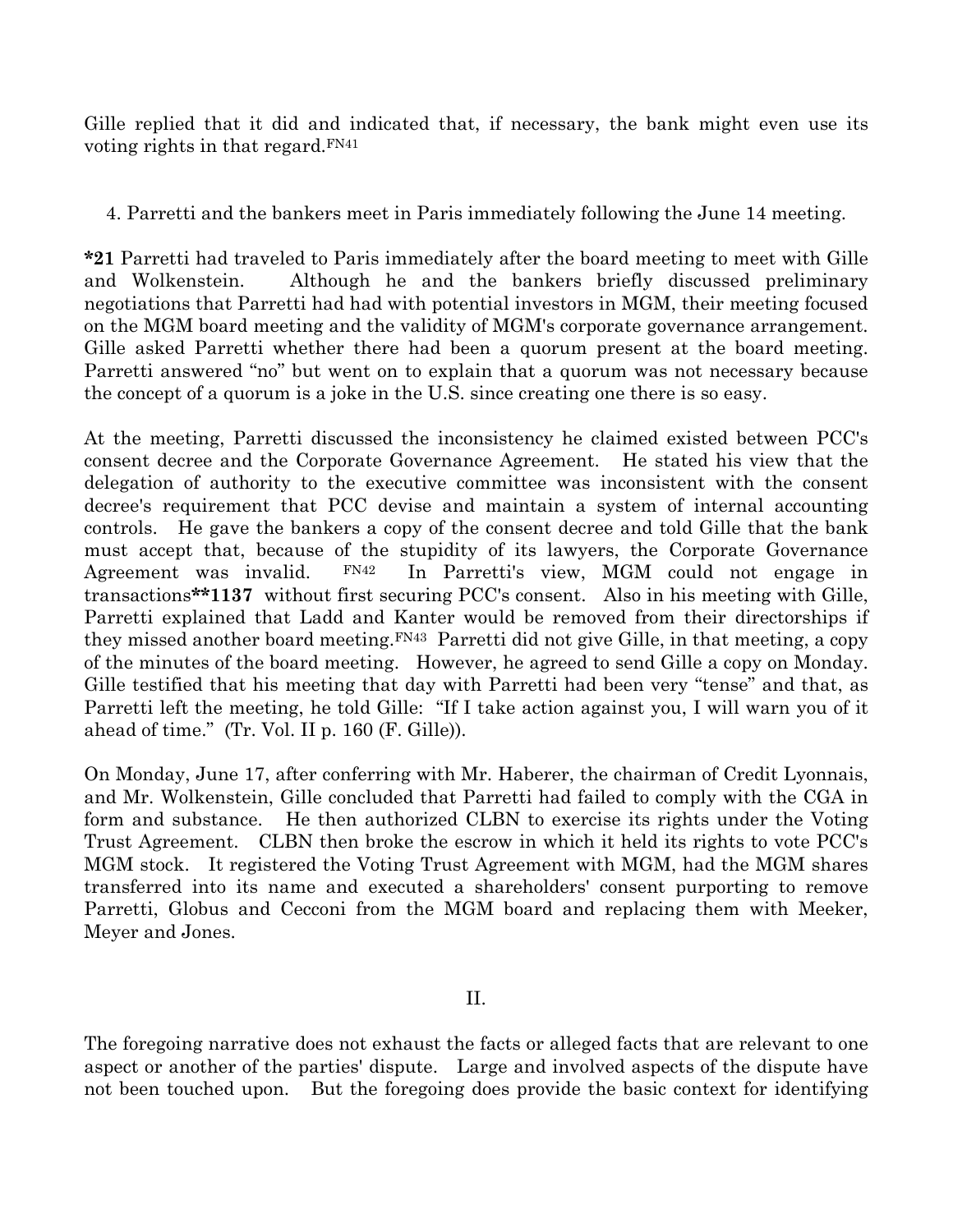Gille replied that it did and indicated that, if necessary, the bank might even use its voting rights in that regard.[FN41]

4. Parretti and the bankers meet in Paris immediately following the June 14 meeting.

**\*21** Parretti had traveled to Paris immediately after the board meeting to meet with Gille and Wolkenstein. Although he and the bankers briefly discussed preliminary negotiations that Parretti had had with potential investors in MGM, their meeting focused on the MGM board meeting and the validity of MGM's corporate governance arrangement. Gille asked Parretti whether there had been a quorum present at the board meeting. Parretti answered "no" but went on to explain that a quorum was not necessary because the concept of a quorum is a joke in the U.S. since creating one there is so easy.

At the meeting, Parretti discussed the inconsistency he claimed existed between PCC's consent decree and the Corporate Governance Agreement. He stated his view that the delegation of authority to the executive committee was inconsistent with the consent decree's requirement that PCC devise and maintain a system of internal accounting controls. He gave the bankers a copy of the consent decree and told Gille that the bank must accept that, because of the stupidity of its lawyers, the Corporate Governance Agreement was invalid. [FN42] In Parretti's view, MGM could not engage in transactions**\*\*1137** without first securing PCC's consent. Also in his meeting with Gille, Parretti explained that Ladd and Kanter would be removed from their directorships if they missed another board meeting.[FN43] Parretti did not give Gille, in that meeting, a copy of the minutes of the board meeting. However, he agreed to send Gille a copy on Monday. Gille testified that his meeting that day with Parretti had been very "tense" and that, as Parretti left the meeting, he told Gille: "If I take action against you, I will warn you of it ahead of time." (Tr. Vol. II p. 160 (F. Gille)).

On Monday, June 17, after conferring with Mr. Haberer, the chairman of Credit Lyonnais, and Mr. Wolkenstein, Gille concluded that Parretti had failed to comply with the CGA in form and substance. He then authorized CLBN to exercise its rights under the Voting Trust Agreement. CLBN then broke the escrow in which it held its rights to vote PCC's MGM stock. It registered the Voting Trust Agreement with MGM, had the MGM shares transferred into its name and executed a shareholders' consent purporting to remove Parretti, Globus and Cecconi from the MGM board and replacing them with Meeker, Meyer and Jones.

## II.

The foregoing narrative does not exhaust the facts or alleged facts that are relevant to one aspect or another of the parties' dispute. Large and involved aspects of the dispute have not been touched upon. But the foregoing does provide the basic context for identifying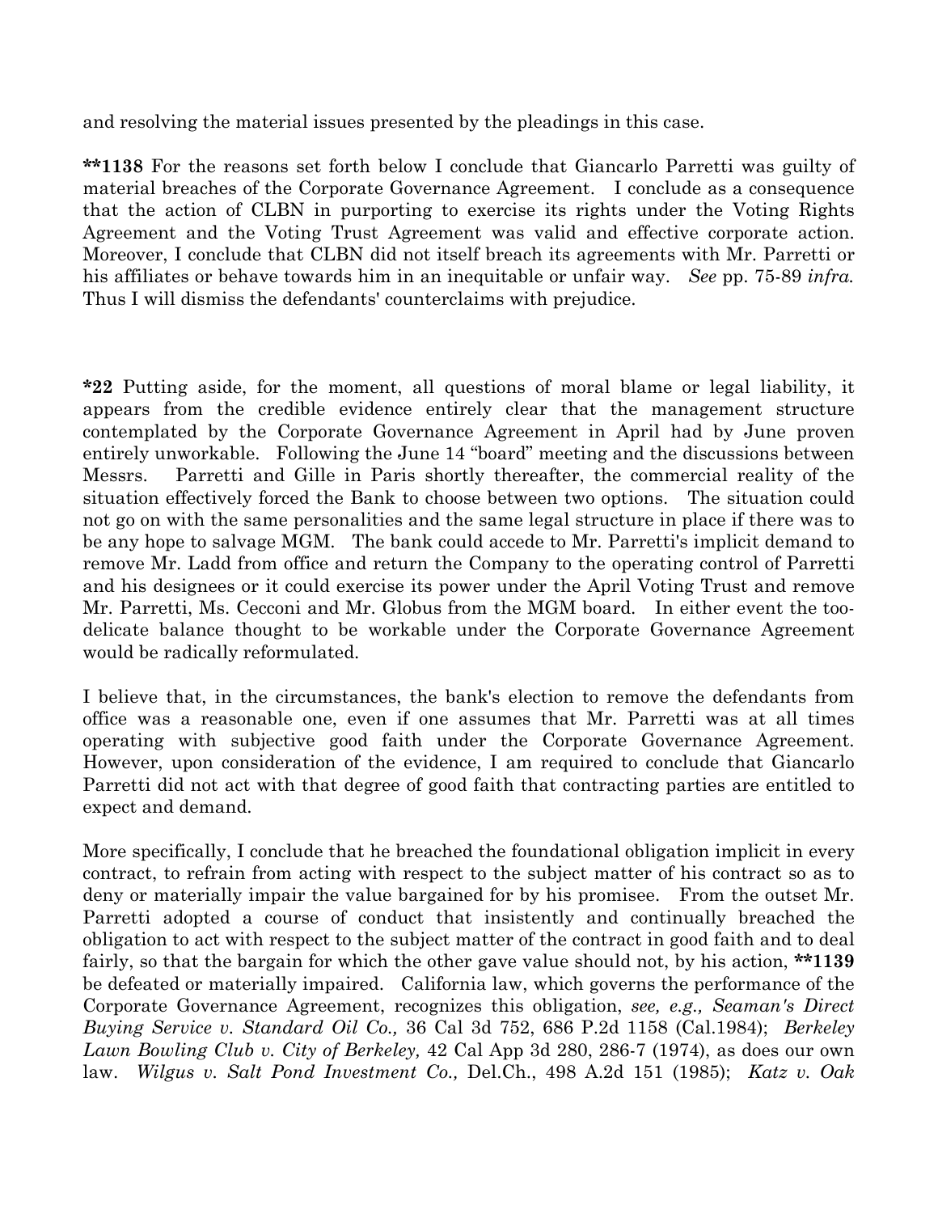and resolving the material issues presented by the pleadings in this case.

**\*\*1138** For the reasons set forth below I conclude that Giancarlo Parretti was guilty of material breaches of the Corporate Governance Agreement. I conclude as a consequence that the action of CLBN in purporting to exercise its rights under the Voting Rights Agreement and the Voting Trust Agreement was valid and effective corporate action. Moreover, I conclude that CLBN did not itself breach its agreements with Mr. Parretti or his affiliates or behave towards him in an inequitable or unfair way. *See* pp. 75-89 *infra.* Thus I will dismiss the defendants' counterclaims with prejudice.

**\*22** Putting aside, for the moment, all questions of moral blame or legal liability, it appears from the credible evidence entirely clear that the management structure contemplated by the Corporate Governance Agreement in April had by June proven entirely unworkable. Following the June 14 "board" meeting and the discussions between Messrs. Parretti and Gille in Paris shortly thereafter, the commercial reality of the situation effectively forced the Bank to choose between two options. The situation could not go on with the same personalities and the same legal structure in place if there was to be any hope to salvage MGM. The bank could accede to Mr. Parretti's implicit demand to remove Mr. Ladd from office and return the Company to the operating control of Parretti and his designees or it could exercise its power under the April Voting Trust and remove Mr. Parretti, Ms. Cecconi and Mr. Globus from the MGM board. In either event the too-delicate balance thought to be workable under the Corporate Governance Agreement would be radically reformulated.

I believe that, in the circumstances, the bank's election to remove the defendants from office was a reasonable one, even if one assumes that Mr. Parretti was at all times operating with subjective good faith under the Corporate Governance Agreement. However, upon consideration of the evidence, I am required to conclude that Giancarlo Parretti did not act with that degree of good faith that contracting parties are entitled to expect and demand.

More specifically, I conclude that he breached the foundational obligation implicit in every contract, to refrain from acting with respect to the subject matter of his contract so as to deny or materially impair the value bargained for by his promisee. From the outset Mr. Parretti adopted a course of conduct that insistently and continually breached the obligation to act with respect to the subject matter of the contract in good faith and to deal fairly, so that the bargain for which the other gave value should not, by his action, **\*\*1139** be defeated or materially impaired. California law, which governs the performance of the Corporate Governance Agreement, recognizes this obligation, *see, e.g., Seaman's Direct Buying Service v. Standard Oil Co.,* 36 Cal 3d 752, 686 P.2d 1158 (Cal.1984); *Berkeley Lawn Bowling Club v. City of Berkeley,* 42 Cal App 3d 280, 286-7 (1974), as does our own law. *Wilgus v. Salt Pond Investment Co.,* Del.Ch., 498 A.2d 151 (1985); *Katz v. Oak*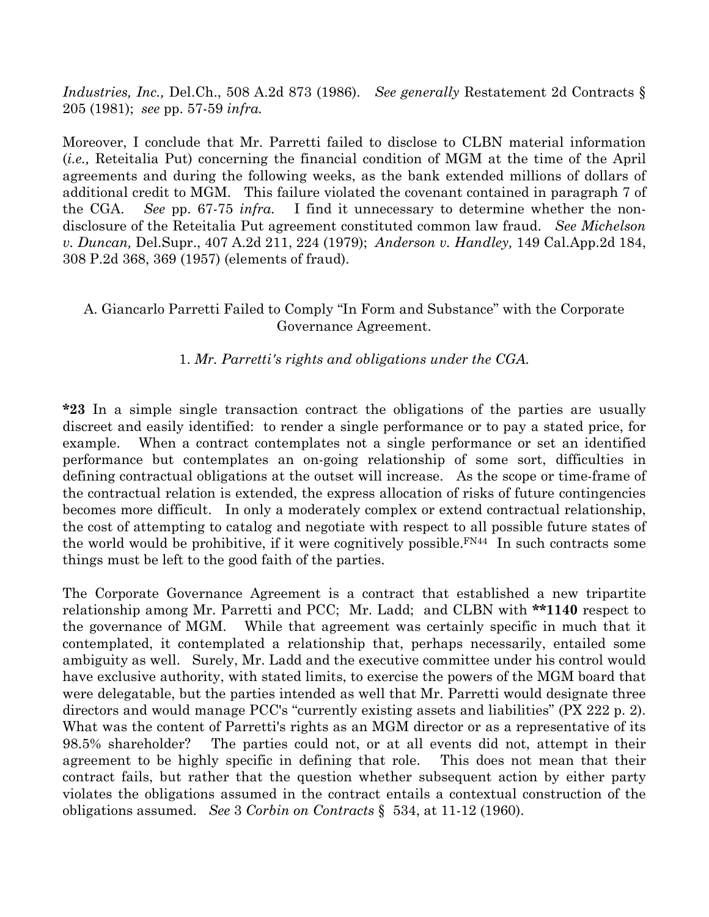*Industries, Inc.,* Del.Ch., 508 A.2d 873 (1986). *See generally* Restatement 2d Contracts § 205 (1981); *see* pp. 57-59 *infra.*

Moreover, I conclude that Mr. Parretti failed to disclose to CLBN material information (*i.e.,* Reteitalia Put) concerning the financial condition of MGM at the time of the April agreements and during the following weeks, as the bank extended millions of dollars of additional credit to MGM. This failure violated the covenant contained in paragraph 7 of the CGA. *See* pp. 67-75 *infra.* I find it unnecessary to determine whether the non-disclosure of the Reteitalia Put agreement constituted common law fraud. *See Michelson v. Duncan,* Del.Supr., 407 A.2d 211, 224 (1979); *Anderson v. Handley,* 149 Cal.App.2d 184, 308 P.2d 368, 369 (1957) (elements of fraud).

### A. Giancarlo Parretti Failed to Comply "In Form and Substance" with the Corporate Governance Agreement.

#### 1. *Mr. Parretti's rights and obligations under the CGA.*

**\*23** In a simple single transaction contract the obligations of the parties are usually discreet and easily identified: to render a single performance or to pay a stated price, for example. When a contract contemplates not a single performance or set an identified performance but contemplates an on-going relationship of some sort, difficulties in defining contractual obligations at the outset will increase. As the scope or time-frame of the contractual relation is extended, the express allocation of risks of future contingencies becomes more difficult. In only a moderately complex or extend contractual relationship, the cost of attempting to catalog and negotiate with respect to all possible future states of the world would be prohibitive, if it were cognitively possible.[FN44] In such contracts some things must be left to the good faith of the parties.

The Corporate Governance Agreement is a contract that established a new tripartite relationship among Mr. Parretti and PCC; Mr. Ladd; and CLBN with **\*\*1140** respect to the governance of MGM. While that agreement was certainly specific in much that it contemplated, it contemplated a relationship that, perhaps necessarily, entailed some ambiguity as well. Surely, Mr. Ladd and the executive committee under his control would have exclusive authority, with stated limits, to exercise the powers of the MGM board that were delegatable, but the parties intended as well that Mr. Parretti would designate three directors and would manage PCC's "currently existing assets and liabilities" (PX 222 p. 2). What was the content of Parretti's rights as an MGM director or as a representative of its 98.5% shareholder? The parties could not, or at all events did not, attempt in their agreement to be highly specific in defining that role. This does not mean that their contract fails, but rather that the question whether subsequent action by either party violates the obligations assumed in the contract entails a contextual construction of the obligations assumed. *See* 3 *Corbin on Contracts* § 534, at 11-12 (1960).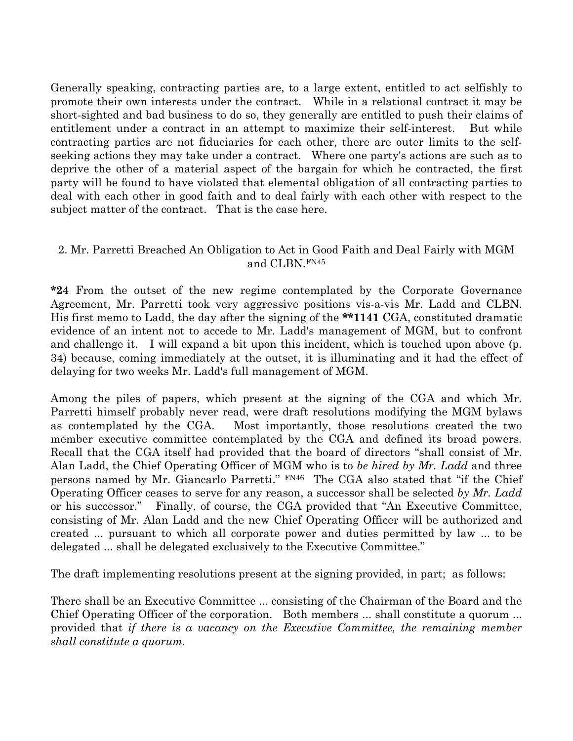Generally speaking, contracting parties are, to a large extent, entitled to act selfishly to promote their own interests under the contract. While in a relational contract it may be short-sighted and bad business to do so, they generally are entitled to push their claims of entitlement under a contract in an attempt to maximize their self-interest. But while contracting parties are not fiduciaries for each other, there are outer limits to the self-seeking actions they may take under a contract. Where one party's actions are such as to deprive the other of a material aspect of the bargain for which he contracted, the first party will be found to have violated that elemental obligation of all contracting parties to deal with each other in good faith and to deal fairly with each other with respect to the subject matter of the contract. That is the case here.

## 2. Mr. Parretti Breached An Obligation to Act in Good Faith and Deal Fairly with MGM and CLBN.[FN45]

**\*24** From the outset of the new regime contemplated by the Corporate Governance Agreement, Mr. Parretti took very aggressive positions vis-a-vis Mr. Ladd and CLBN. His first memo to Ladd, the day after the signing of the **\*\*1141** CGA, constituted dramatic evidence of an intent not to accede to Mr. Ladd's management of MGM, but to confront and challenge it. I will expand a bit upon this incident, which is touched upon above (p. 34) because, coming immediately at the outset, it is illuminating and it had the effect of delaying for two weeks Mr. Ladd's full management of MGM.

Among the piles of papers, which present at the signing of the CGA and which Mr. Parretti himself probably never read, were draft resolutions modifying the MGM bylaws as contemplated by the CGA. Most importantly, those resolutions created the two member executive committee contemplated by the CGA and defined its broad powers. Recall that the CGA itself had provided that the board of directors "shall consist of Mr. Alan Ladd, the Chief Operating Officer of MGM who is to *be hired by Mr. Ladd* and three persons named by Mr. Giancarlo Parretti." [FN46] The CGA also stated that "if the Chief Operating Officer ceases to serve for any reason, a successor shall be selected *by Mr. Ladd* or his successor." Finally, of course, the CGA provided that "An Executive Committee, consisting of Mr. Alan Ladd and the new Chief Operating Officer will be authorized and created ... pursuant to which all corporate power and duties permitted by law ... to be delegated ... shall be delegated exclusively to the Executive Committee."

The draft implementing resolutions present at the signing provided, in part; as follows:

There shall be an Executive Committee ... consisting of the Chairman of the Board and the Chief Operating Officer of the corporation. Both members ... shall constitute a quorum ... provided that *if there is a vacancy on the Executive Committee, the remaining member shall constitute a quorum.*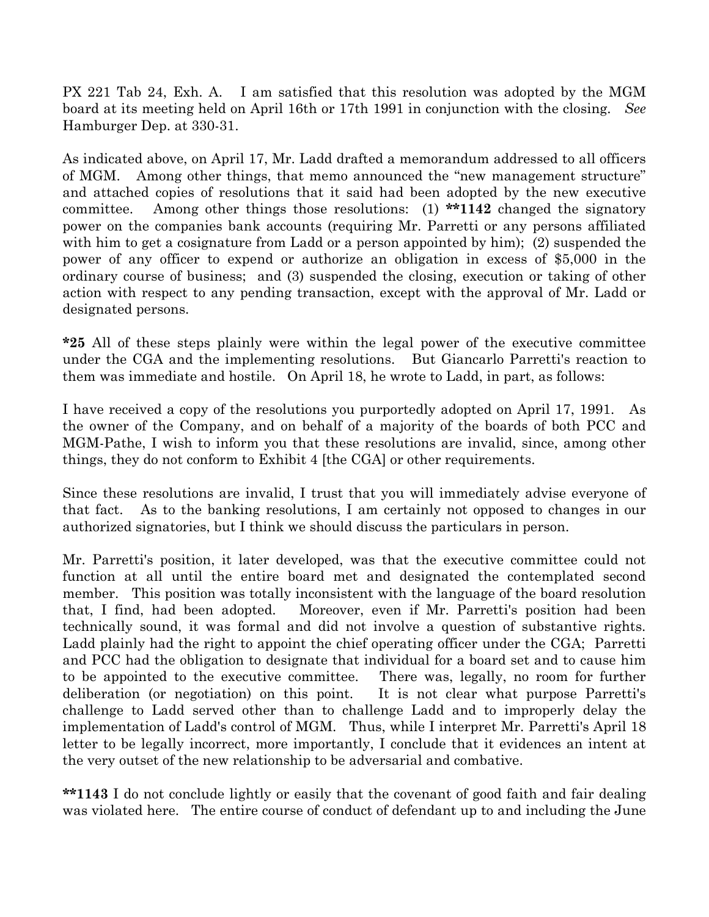PX 221 Tab 24, Exh. A. I am satisfied that this resolution was adopted by the MGM board at its meeting held on April 16th or 17th 1991 in conjunction with the closing. *See* Hamburger Dep. at 330-31.

As indicated above, on April 17, Mr. Ladd drafted a memorandum addressed to all officers of MGM. Among other things, that memo announced the "new management structure" and attached copies of resolutions that it said had been adopted by the new executive committee. Among other things those resolutions: (1) **\*\*1142** changed the signatory power on the companies bank accounts (requiring Mr. Parretti or any persons affiliated with him to get a cosignature from Ladd or a person appointed by him); (2) suspended the power of any officer to expend or authorize an obligation in excess of $5,000 in the ordinary course of business; and (3) suspended the closing, execution or taking of other action with respect to any pending transaction, except with the approval of Mr. Ladd or designated persons.

**\*25** All of these steps plainly were within the legal power of the executive committee under the CGA and the implementing resolutions. But Giancarlo Parretti's reaction to them was immediate and hostile. On April 18, he wrote to Ladd, in part, as follows:

I have received a copy of the resolutions you purportedly adopted on April 17, 1991. As the owner of the Company, and on behalf of a majority of the boards of both PCC and MGM-Pathe, I wish to inform you that these resolutions are invalid, since, among other things, they do not conform to Exhibit 4 [the CGA] or other requirements.

Since these resolutions are invalid, I trust that you will immediately advise everyone of that fact. As to the banking resolutions, I am certainly not opposed to changes in our authorized signatories, but I think we should discuss the particulars in person.

Mr. Parretti's position, it later developed, was that the executive committee could not function at all until the entire board met and designated the contemplated second member. This position was totally inconsistent with the language of the board resolution that, I find, had been adopted. Moreover, even if Mr. Parretti's position had been technically sound, it was formal and did not involve a question of substantive rights. Ladd plainly had the right to appoint the chief operating officer under the CGA; Parretti and PCC had the obligation to designate that individual for a board set and to cause him to be appointed to the executive committee. There was, legally, no room for further deliberation (or negotiation) on this point. It is not clear what purpose Parretti's challenge to Ladd served other than to challenge Ladd and to improperly delay the implementation of Ladd's control of MGM. Thus, while I interpret Mr. Parretti's April 18 letter to be legally incorrect, more importantly, I conclude that it evidences an intent at the very outset of the new relationship to be adversarial and combative.

**\*\*1143** I do not conclude lightly or easily that the covenant of good faith and fair dealing was violated here. The entire course of conduct of defendant up to and including the June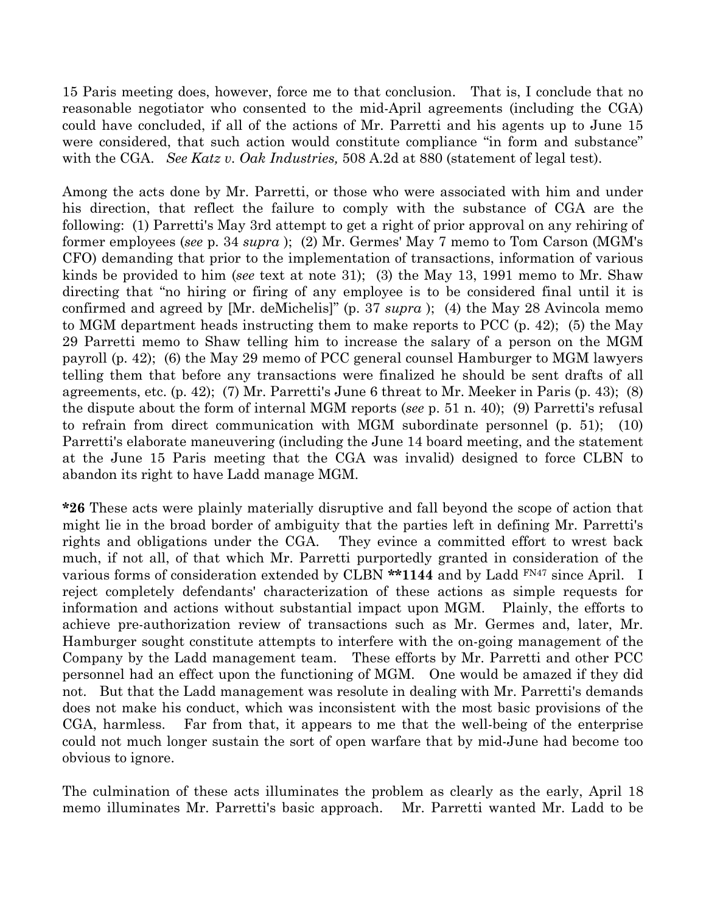15 Paris meeting does, however, force me to that conclusion. That is, I conclude that no reasonable negotiator who consented to the mid-April agreements (including the CGA) could have concluded, if all of the actions of Mr. Parretti and his agents up to June 15 were considered, that such action would constitute compliance "in form and substance" with the CGA. *See Katz v. Oak Industries,* 508 A.2d at 880 (statement of legal test).

Among the acts done by Mr. Parretti, or those who were associated with him and under his direction, that reflect the failure to comply with the substance of CGA are the following: (1) Parretti's May 3rd attempt to get a right of prior approval on any rehiring of former employees (*see* p. 34 *supra* ); (2) Mr. Germes' May 7 memo to Tom Carson (MGM's CFO) demanding that prior to the implementation of transactions, information of various kinds be provided to him (*see* text at note 31); (3) the May 13, 1991 memo to Mr. Shaw directing that "no hiring or firing of any employee is to be considered final until it is confirmed and agreed by [Mr. deMichelis]" (p. 37 *supra* ); (4) the May 28 Avincola memo to MGM department heads instructing them to make reports to PCC (p. 42); (5) the May 29 Parretti memo to Shaw telling him to increase the salary of a person on the MGM payroll (p. 42); (6) the May 29 memo of PCC general counsel Hamburger to MGM lawyers telling them that before any transactions were finalized he should be sent drafts of all agreements, etc. (p. 42); (7) Mr. Parretti's June 6 threat to Mr. Meeker in Paris (p. 43); (8) the dispute about the form of internal MGM reports (*see* p. 51 n. 40); (9) Parretti's refusal to refrain from direct communication with MGM subordinate personnel (p. 51); (10) Parretti's elaborate maneuvering (including the June 14 board meeting, and the statement at the June 15 Paris meeting that the CGA was invalid) designed to force CLBN to abandon its right to have Ladd manage MGM.

**\*26** These acts were plainly materially disruptive and fall beyond the scope of action that might lie in the broad border of ambiguity that the parties left in defining Mr. Parretti's rights and obligations under the CGA. They evince a committed effort to wrest back much, if not all, of that which Mr. Parretti purportedly granted in consideration of the various forms of consideration extended by CLBN **\*\*1144** and by Ladd [FN47] since April. I reject completely defendants' characterization of these actions as simple requests for information and actions without substantial impact upon MGM. Plainly, the efforts to achieve pre-authorization review of transactions such as Mr. Germes and, later, Mr. Hamburger sought constitute attempts to interfere with the on-going management of the Company by the Ladd management team. These efforts by Mr. Parretti and other PCC personnel had an effect upon the functioning of MGM. One would be amazed if they did not. But that the Ladd management was resolute in dealing with Mr. Parretti's demands does not make his conduct, which was inconsistent with the most basic provisions of the CGA, harmless. Far from that, it appears to me that the well-being of the enterprise could not much longer sustain the sort of open warfare that by mid-June had become too obvious to ignore.

The culmination of these acts illuminates the problem as clearly as the early, April 18 memo illuminates Mr. Parretti's basic approach. Mr. Parretti wanted Mr. Ladd to be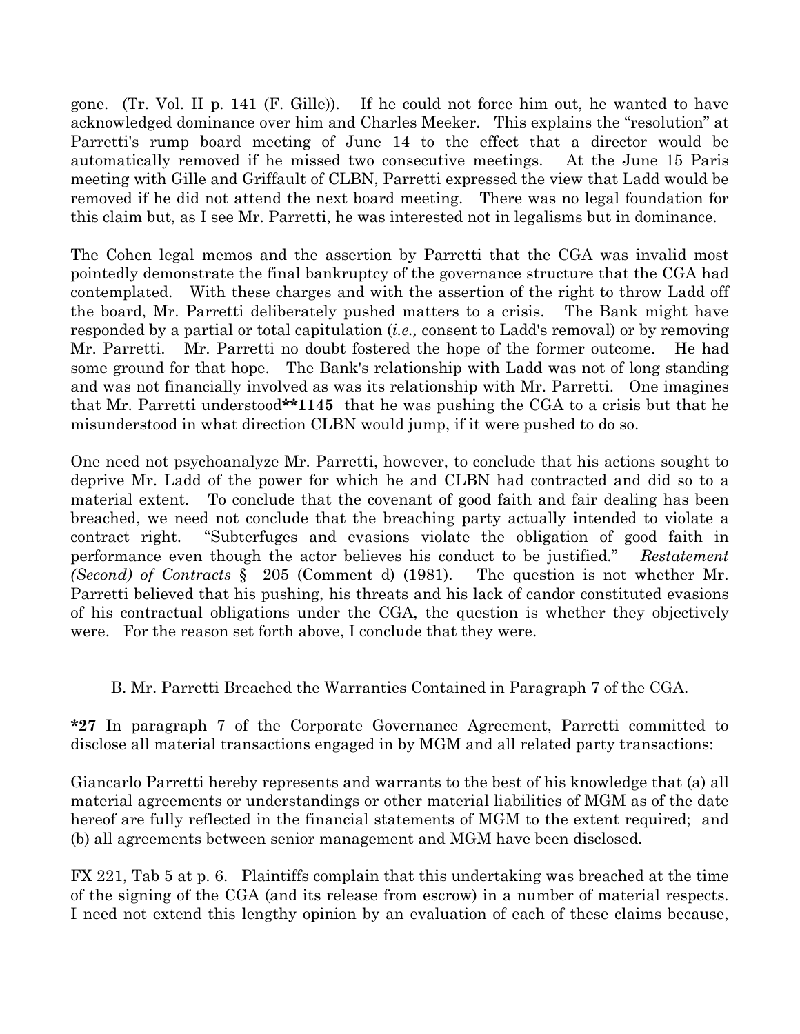gone. (Tr. Vol. II p. 141 (F. Gille)). If he could not force him out, he wanted to have acknowledged dominance over him and Charles Meeker. This explains the "resolution" at Parretti's rump board meeting of June 14 to the effect that a director would be automatically removed if he missed two consecutive meetings. At the June 15 Paris meeting with Gille and Griffault of CLBN, Parretti expressed the view that Ladd would be removed if he did not attend the next board meeting. There was no legal foundation for this claim but, as I see Mr. Parretti, he was interested not in legalisms but in dominance.

The Cohen legal memos and the assertion by Parretti that the CGA was invalid most pointedly demonstrate the final bankruptcy of the governance structure that the CGA had contemplated. With these charges and with the assertion of the right to throw Ladd off the board, Mr. Parretti deliberately pushed matters to a crisis. The Bank might have responded by a partial or total capitulation (*i.e.,* consent to Ladd's removal) or by removing Mr. Parretti. Mr. Parretti no doubt fostered the hope of the former outcome. He had some ground for that hope. The Bank's relationship with Ladd was not of long standing and was not financially involved as was its relationship with Mr. Parretti. One imagines that Mr. Parretti understood**\*\*1145** that he was pushing the CGA to a crisis but that he misunderstood in what direction CLBN would jump, if it were pushed to do so.

One need not psychoanalyze Mr. Parretti, however, to conclude that his actions sought to deprive Mr. Ladd of the power for which he and CLBN had contracted and did so to a material extent. To conclude that the covenant of good faith and fair dealing has been breached, we need not conclude that the breaching party actually intended to violate a contract right. "Subterfuges and evasions violate the obligation of good faith in performance even though the actor believes his conduct to be justified." *Restatement (Second) of Contracts* § 205 (Comment d) (1981). The question is not whether Mr. Parretti believed that his pushing, his threats and his lack of candor constituted evasions of his contractual obligations under the CGA, the question is whether they objectively were. For the reason set forth above, I conclude that they were.

### B. Mr. Parretti Breached the Warranties Contained in Paragraph 7 of the CGA.

**\*27** In paragraph 7 of the Corporate Governance Agreement, Parretti committed to disclose all material transactions engaged in by MGM and all related party transactions:

Giancarlo Parretti hereby represents and warrants to the best of his knowledge that (a) all material agreements or understandings or other material liabilities of MGM as of the date hereof are fully reflected in the financial statements of MGM to the extent required; and (b) all agreements between senior management and MGM have been disclosed.

FX 221, Tab 5 at p. 6. Plaintiffs complain that this undertaking was breached at the time of the signing of the CGA (and its release from escrow) in a number of material respects. I need not extend this lengthy opinion by an evaluation of each of these claims because,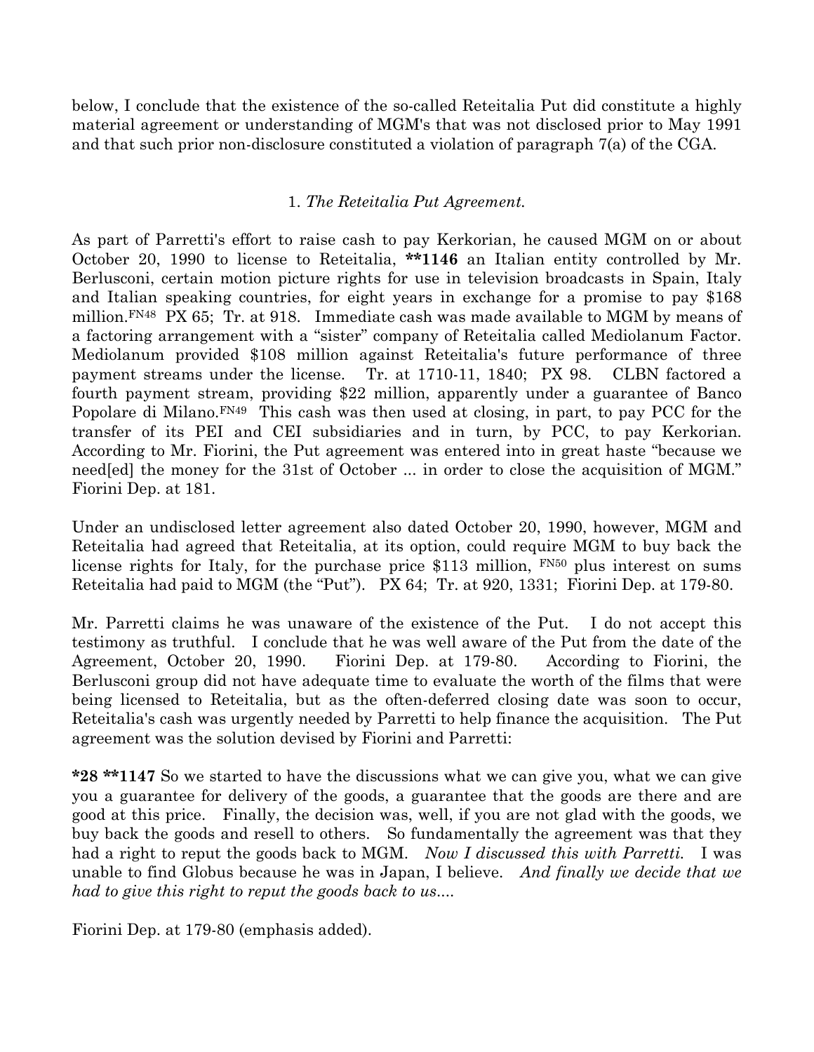below, I conclude that the existence of the so-called Reteitalia Put did constitute a highly material agreement or understanding of MGM's that was not disclosed prior to May 1991 and that such prior non-disclosure constituted a violation of paragraph 7(a) of the CGA.

### 1. *The Reteitalia Put Agreement.*

As part of Parretti's effort to raise cash to pay Kerkorian, he caused MGM on or about October 20, 1990 to license to Reteitalia, **\*\*1146** an Italian entity controlled by Mr. Berlusconi, certain motion picture rights for use in television broadcasts in Spain, Italy and Italian speaking countries, for eight years in exchange for a promise to pay $168 million.[FN48] PX 65; Tr. at 918. Immediate cash was made available to MGM by means of a factoring arrangement with a "sister" company of Reteitalia called Mediolanum Factor. Mediolanum provided $108 million against Reteitalia's future performance of three payment streams under the license. Tr. at 1710-11, 1840; PX 98. CLBN factored a fourth payment stream, providing $22 million, apparently under a guarantee of Banco Popolare di Milano.[FN49] This cash was then used at closing, in part, to pay PCC for the transfer of its PEI and CEI subsidiaries and in turn, by PCC, to pay Kerkorian. According to Mr. Fiorini, the Put agreement was entered into in great haste "because we need[ed] the money for the 31st of October ... in order to close the acquisition of MGM." Fiorini Dep. at 181.

Under an undisclosed letter agreement also dated October 20, 1990, however, MGM and Reteitalia had agreed that Reteitalia, at its option, could require MGM to buy back the license rights for Italy, for the purchase price $113 million, [FN50] plus interest on sums Reteitalia had paid to MGM (the "Put"). PX 64; Tr. at 920, 1331; Fiorini Dep. at 179-80.

Mr. Parretti claims he was unaware of the existence of the Put. I do not accept this testimony as truthful. I conclude that he was well aware of the Put from the date of the Agreement, October 20, 1990. Fiorini Dep. at 179-80. According to Fiorini, the Berlusconi group did not have adequate time to evaluate the worth of the films that were being licensed to Reteitalia, but as the often-deferred closing date was soon to occur, Reteitalia's cash was urgently needed by Parretti to help finance the acquisition. The Put agreement was the solution devised by Fiorini and Parretti:

> **\*28 \*\*1147** So we started to have the discussions what we can give you, what we can give you a guarantee for delivery of the goods, a guarantee that the goods are there and are good at this price. Finally, the decision was, well, if you are not glad with the goods, we buy back the goods and resell to others. So fundamentally the agreement was that they had a right to reput the goods back to MGM. *Now I discussed this with Parretti.* I was unable to find Globus because he was in Japan, I believe. *And finally we decide that we had to give this right to reput the goods back to us....*

Fiorini Dep. at 179-80 (emphasis added).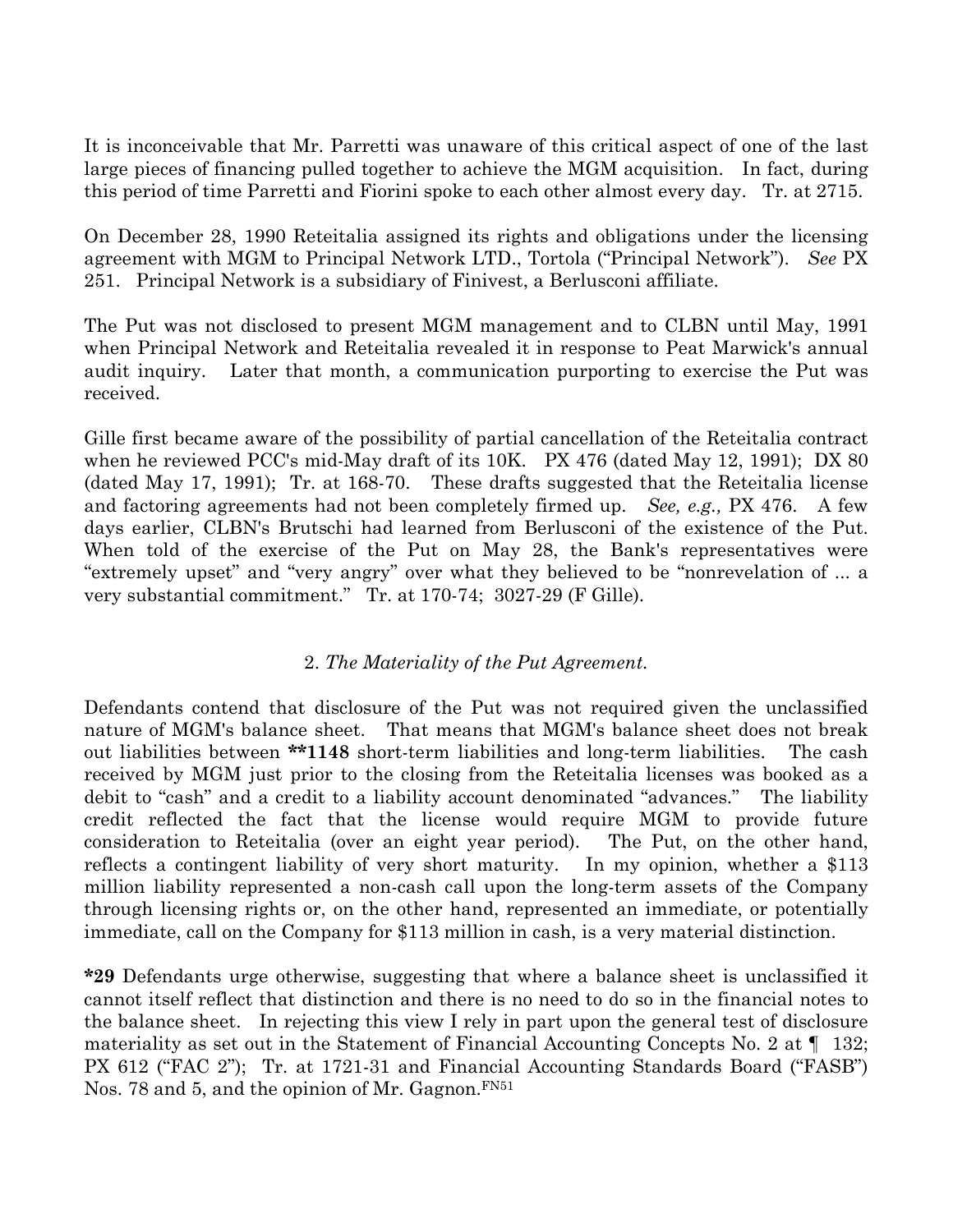It is inconceivable that Mr. Parretti was unaware of this critical aspect of one of the last large pieces of financing pulled together to achieve the MGM acquisition. In fact, during this period of time Parretti and Fiorini spoke to each other almost every day. Tr. at 2715.

On December 28, 1990 Reteitalia assigned its rights and obligations under the licensing agreement with MGM to Principal Network LTD., Tortola ("Principal Network"). *See* PX 251. Principal Network is a subsidiary of Finivest, a Berlusconi affiliate.

The Put was not disclosed to present MGM management and to CLBN until May, 1991 when Principal Network and Reteitalia revealed it in response to Peat Marwick's annual audit inquiry. Later that month, a communication purporting to exercise the Put was received.

Gille first became aware of the possibility of partial cancellation of the Reteitalia contract when he reviewed PCC's mid-May draft of its 10K. PX 476 (dated May 12, 1991); DX 80 (dated May 17, 1991); Tr. at 168-70. These drafts suggested that the Reteitalia license and factoring agreements had not been completely firmed up. *See, e.g.,* PX 476. A few days earlier, CLBN's Brutschi had learned from Berlusconi of the existence of the Put. When told of the exercise of the Put on May 28, the Bank's representatives were "extremely upset" and "very angry" over what they believed to be "nonrevelation of ... a very substantial commitment." Tr. at 170-74; 3027-29 (F Gille).

### 2. *The Materiality of the Put Agreement.*

Defendants contend that disclosure of the Put was not required given the unclassified nature of MGM's balance sheet. That means that MGM's balance sheet does not break out liabilities between **\*\*1148** short-term liabilities and long-term liabilities. The cash received by MGM just prior to the closing from the Reteitalia licenses was booked as a debit to "cash" and a credit to a liability account denominated "advances." The liability credit reflected the fact that the license would require MGM to provide future consideration to Reteitalia (over an eight year period). The Put, on the other hand, reflects a contingent liability of very short maturity. In my opinion, whether a $113 million liability represented a non-cash call upon the long-term assets of the Company through licensing rights or, on the other hand, represented an immediate, or potentially immediate, call on the Company for $113 million in cash, is a very material distinction.

**\*29** Defendants urge otherwise, suggesting that where a balance sheet is unclassified it cannot itself reflect that distinction and there is no need to do so in the financial notes to the balance sheet. In rejecting this view I rely in part upon the general test of disclosure materiality as set out in the Statement of Financial Accounting Concepts No. 2 at ¶ 132; PX 612 ("FAC 2"); Tr. at 1721-31 and Financial Accounting Standards Board ("FASB") Nos. 78 and 5, and the opinion of Mr. Gagnon.[FN51]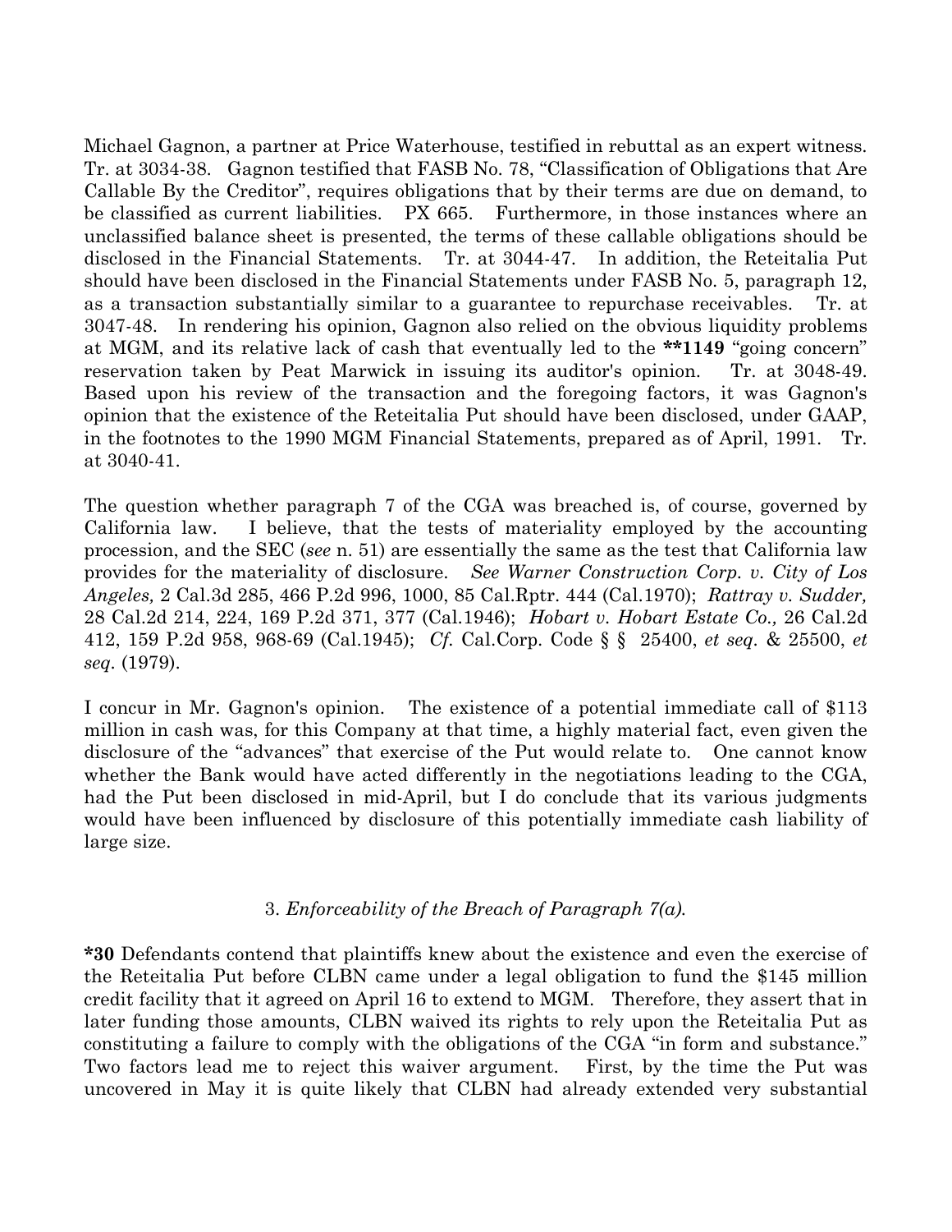Michael Gagnon, a partner at Price Waterhouse, testified in rebuttal as an expert witness. Tr. at 3034-38. Gagnon testified that FASB No. 78, "Classification of Obligations that Are Callable By the Creditor", requires obligations that by their terms are due on demand, to be classified as current liabilities. PX 665. Furthermore, in those instances where an unclassified balance sheet is presented, the terms of these callable obligations should be disclosed in the Financial Statements. Tr. at 3044-47. In addition, the Reteitalia Put should have been disclosed in the Financial Statements under FASB No. 5, paragraph 12, as a transaction substantially similar to a guarantee to repurchase receivables. Tr. at 3047-48. In rendering his opinion, Gagnon also relied on the obvious liquidity problems at MGM, and its relative lack of cash that eventually led to the **\*\*1149** "going concern" reservation taken by Peat Marwick in issuing its auditor's opinion. Tr. at 3048-49. Based upon his review of the transaction and the foregoing factors, it was Gagnon's opinion that the existence of the Reteitalia Put should have been disclosed, under GAAP, in the footnotes to the 1990 MGM Financial Statements, prepared as of April, 1991. Tr. at 3040-41.

The question whether paragraph 7 of the CGA was breached is, of course, governed by California law. I believe, that the tests of materiality employed by the accounting procession, and the SEC (*see* n. 51) are essentially the same as the test that California law provides for the materiality of disclosure. *See Warner Construction Corp. v. City of Los Angeles,* 2 Cal.3d 285, 466 P.2d 996, 1000, 85 Cal.Rptr. 444 (Cal.1970); *Rattray v. Sudder,* 28 Cal.2d 214, 224, 169 P.2d 371, 377 (Cal.1946); *Hobart v. Hobart Estate Co.,* 26 Cal.2d 412, 159 P.2d 958, 968-69 (Cal.1945); *Cf.* Cal.Corp. Code § § 25400, *et seq.* & 25500, *et seq.* (1979).

I concur in Mr. Gagnon's opinion. The existence of a potential immediate call of $113 million in cash was, for this Company at that time, a highly material fact, even given the disclosure of the "advances" that exercise of the Put would relate to. One cannot know whether the Bank would have acted differently in the negotiations leading to the CGA, had the Put been disclosed in mid-April, but I do conclude that its various judgments would have been influenced by disclosure of this potentially immediate cash liability of large size.

### 3. *Enforceability of the Breach of Paragraph 7(a).*

**\*30** Defendants contend that plaintiffs knew about the existence and even the exercise of the Reteitalia Put before CLBN came under a legal obligation to fund the $145 million credit facility that it agreed on April 16 to extend to MGM. Therefore, they assert that in later funding those amounts, CLBN waived its rights to rely upon the Reteitalia Put as constituting a failure to comply with the obligations of the CGA "in form and substance." Two factors lead me to reject this waiver argument. First, by the time the Put was uncovered in May it is quite likely that CLBN had already extended very substantial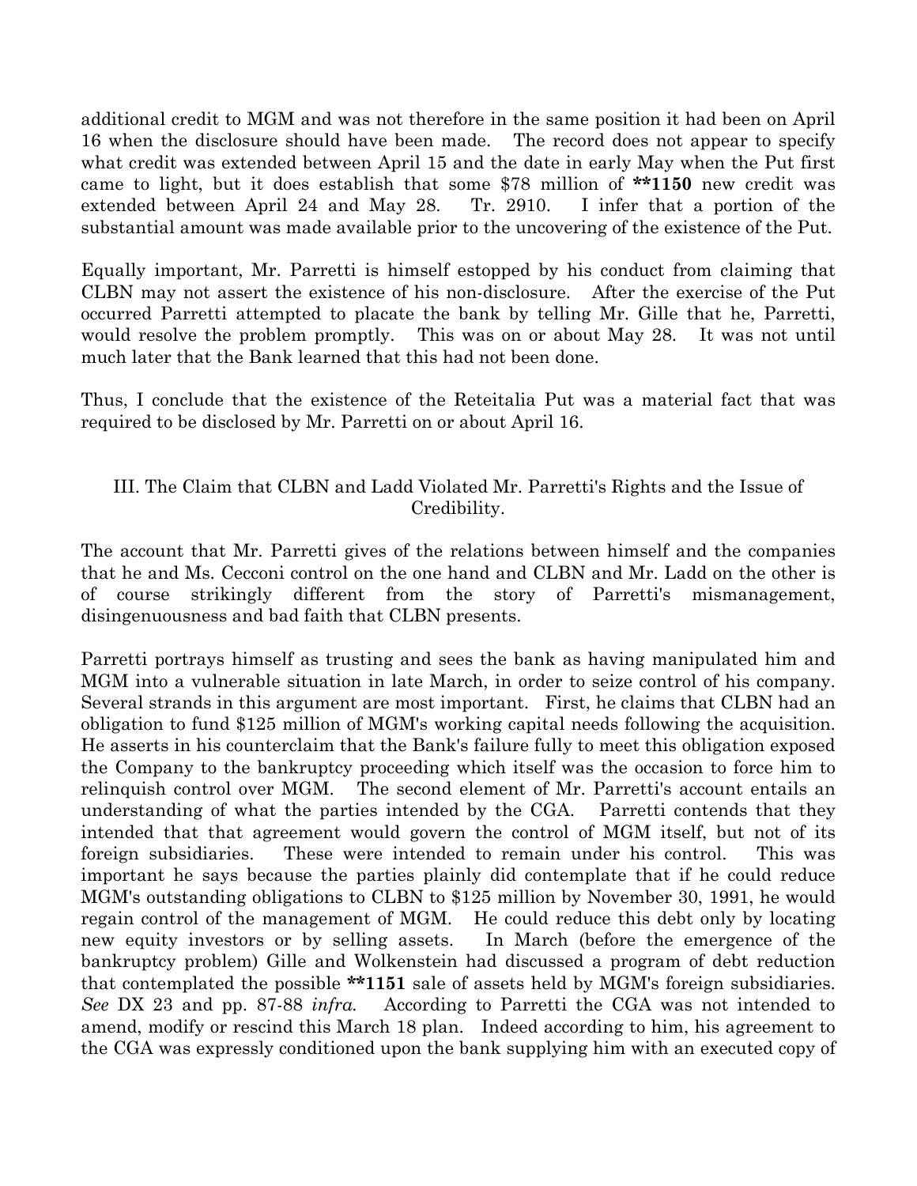additional credit to MGM and was not therefore in the same position it had been on April 16 when the disclosure should have been made. The record does not appear to specify what credit was extended between April 15 and the date in early May when the Put first came to light, but it does establish that some $78 million of **\*\*1150** new credit was extended between April 24 and May 28. Tr. 2910. I infer that a portion of the substantial amount was made available prior to the uncovering of the existence of the Put.

Equally important, Mr. Parretti is himself estopped by his conduct from claiming that CLBN may not assert the existence of his non-disclosure. After the exercise of the Put occurred Parretti attempted to placate the bank by telling Mr. Gille that he, Parretti, would resolve the problem promptly. This was on or about May 28. It was not until much later that the Bank learned that this had not been done.

Thus, I conclude that the existence of the Reteitalia Put was a material fact that was required to be disclosed by Mr. Parretti on or about April 16.

### III. The Claim that CLBN and Ladd Violated Mr. Parretti's Rights and the Issue of Credibility.

The account that Mr. Parretti gives of the relations between himself and the companies that he and Ms. Cecconi control on the one hand and CLBN and Mr. Ladd on the other is of course strikingly different from the story of Parretti's mismanagement, disingenuousness and bad faith that CLBN presents.

Parretti portrays himself as trusting and sees the bank as having manipulated him and MGM into a vulnerable situation in late March, in order to seize control of his company. Several strands in this argument are most important. First, he claims that CLBN had an obligation to fund $125 million of MGM's working capital needs following the acquisition. He asserts in his counterclaim that the Bank's failure fully to meet this obligation exposed the Company to the bankruptcy proceeding which itself was the occasion to force him to relinquish control over MGM. The second element of Mr. Parretti's account entails an understanding of what the parties intended by the CGA. Parretti contends that they intended that that agreement would govern the control of MGM itself, but not of its foreign subsidiaries. These were intended to remain under his control. This was important he says because the parties plainly did contemplate that if he could reduce MGM's outstanding obligations to CLBN to $125 million by November 30, 1991, he would regain control of the management of MGM. He could reduce this debt only by locating new equity investors or by selling assets. In March (before the emergence of the bankruptcy problem) Gille and Wolkenstein had discussed a program of debt reduction that contemplated the possible **\*\*1151** sale of assets held by MGM's foreign subsidiaries. *See* DX 23 and pp. 87-88 *infra.* According to Parretti the CGA was not intended to amend, modify or rescind this March 18 plan. Indeed according to him, his agreement to the CGA was expressly conditioned upon the bank supplying him with an executed copy of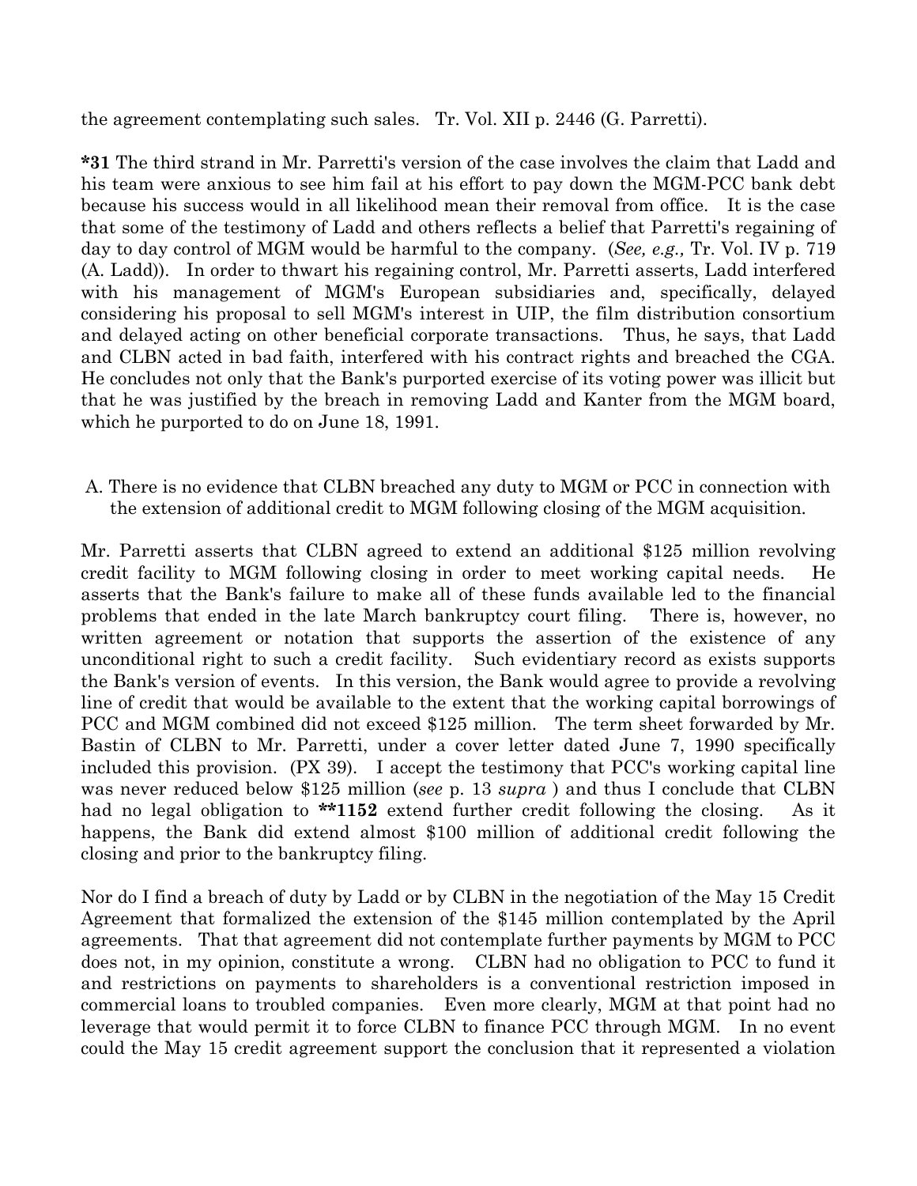the agreement contemplating such sales. Tr. Vol. XII p. 2446 (G. Parretti).

**\*31** The third strand in Mr. Parretti's version of the case involves the claim that Ladd and his team were anxious to see him fail at his effort to pay down the MGM-PCC bank debt because his success would in all likelihood mean their removal from office. It is the case that some of the testimony of Ladd and others reflects a belief that Parretti's regaining of day to day control of MGM would be harmful to the company. (*See, e.g.,* Tr. Vol. IV p. 719 (A. Ladd)). In order to thwart his regaining control, Mr. Parretti asserts, Ladd interfered with his management of MGM's European subsidiaries and, specifically, delayed considering his proposal to sell MGM's interest in UIP, the film distribution consortium and delayed acting on other beneficial corporate transactions. Thus, he says, that Ladd and CLBN acted in bad faith, interfered with his contract rights and breached the CGA. He concludes not only that the Bank's purported exercise of its voting power was illicit but that he was justified by the breach in removing Ladd and Kanter from the MGM board, which he purported to do on June 18, 1991.

A. There is no evidence that CLBN breached any duty to MGM or PCC in connection with the extension of additional credit to MGM following closing of the MGM acquisition.

Mr. Parretti asserts that CLBN agreed to extend an additional $125 million revolving credit facility to MGM following closing in order to meet working capital needs. He asserts that the Bank's failure to make all of these funds available led to the financial problems that ended in the late March bankruptcy court filing. There is, however, no written agreement or notation that supports the assertion of the existence of any unconditional right to such a credit facility. Such evidentiary record as exists supports the Bank's version of events. In this version, the Bank would agree to provide a revolving line of credit that would be available to the extent that the working capital borrowings of PCC and MGM combined did not exceed $125 million. The term sheet forwarded by Mr. Bastin of CLBN to Mr. Parretti, under a cover letter dated June 7, 1990 specifically included this provision. (PX 39). I accept the testimony that PCC's working capital line was never reduced below $125 million (*see* p. 13 *supra* ) and thus I conclude that CLBN had no legal obligation to **\*\*1152** extend further credit following the closing. As it happens, the Bank did extend almost $100 million of additional credit following the closing and prior to the bankruptcy filing.

Nor do I find a breach of duty by Ladd or by CLBN in the negotiation of the May 15 Credit Agreement that formalized the extension of the $145 million contemplated by the April agreements. That that agreement did not contemplate further payments by MGM to PCC does not, in my opinion, constitute a wrong. CLBN had no obligation to PCC to fund it and restrictions on payments to shareholders is a conventional restriction imposed in commercial loans to troubled companies. Even more clearly, MGM at that point had no leverage that would permit it to force CLBN to finance PCC through MGM. In no event could the May 15 credit agreement support the conclusion that it represented a violation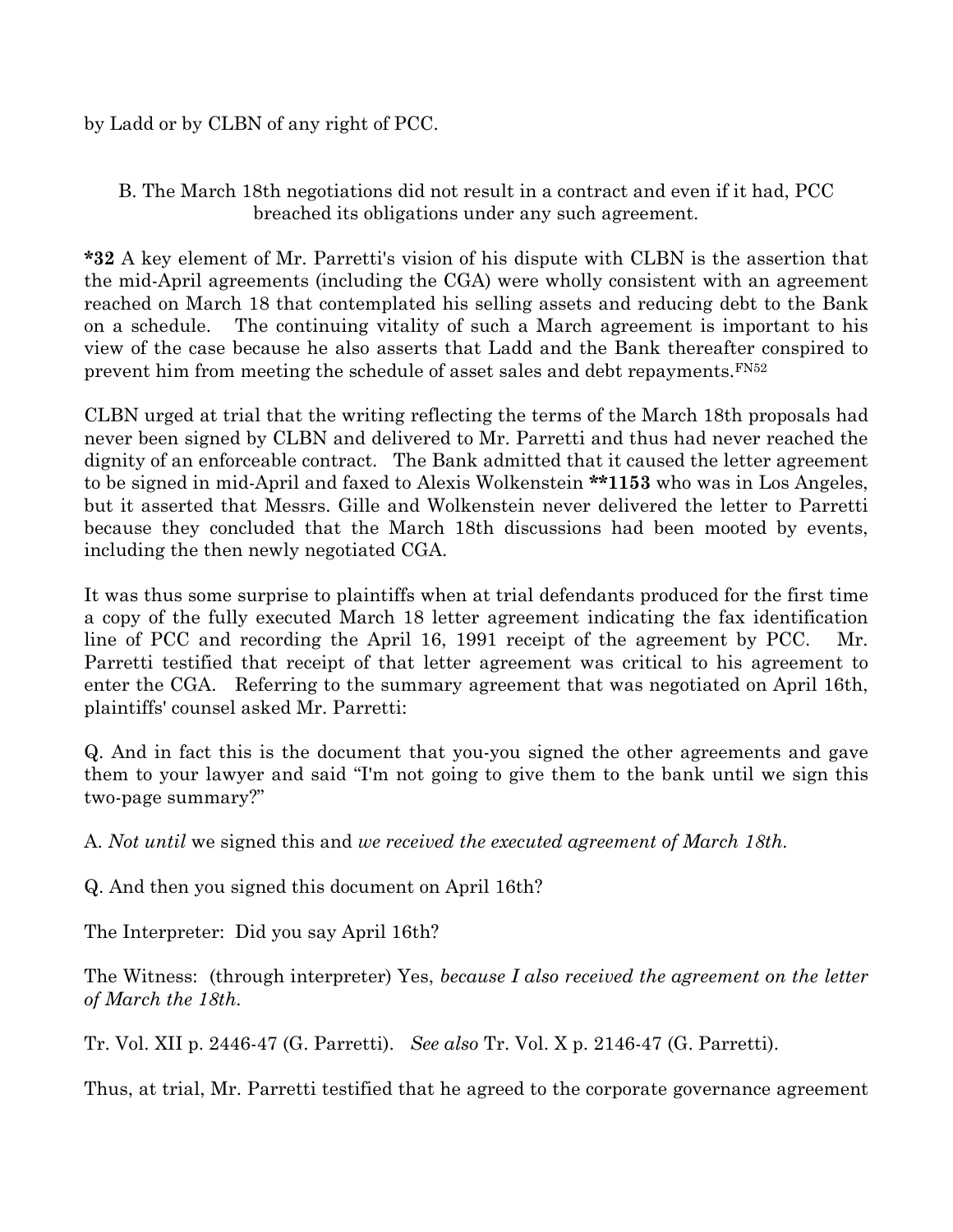by Ladd or by CLBN of any right of PCC.

B. The March 18th negotiations did not result in a contract and even if it had, PCC breached its obligations under any such agreement.

**\*32** A key element of Mr. Parretti's vision of his dispute with CLBN is the assertion that the mid-April agreements (including the CGA) were wholly consistent with an agreement reached on March 18 that contemplated his selling assets and reducing debt to the Bank on a schedule. The continuing vitality of such a March agreement is important to his view of the case because he also asserts that Ladd and the Bank thereafter conspired to prevent him from meeting the schedule of asset sales and debt repayments.[FN52]

CLBN urged at trial that the writing reflecting the terms of the March 18th proposals had never been signed by CLBN and delivered to Mr. Parretti and thus had never reached the dignity of an enforceable contract. The Bank admitted that it caused the letter agreement to be signed in mid-April and faxed to Alexis Wolkenstein **\*\*1153** who was in Los Angeles, but it asserted that Messrs. Gille and Wolkenstein never delivered the letter to Parretti because they concluded that the March 18th discussions had been mooted by events, including the then newly negotiated CGA.

It was thus some surprise to plaintiffs when at trial defendants produced for the first time a copy of the fully executed March 18 letter agreement indicating the fax identification line of PCC and recording the April 16, 1991 receipt of the agreement by PCC. Mr. Parretti testified that receipt of that letter agreement was critical to his agreement to enter the CGA. Referring to the summary agreement that was negotiated on April 16th, plaintiffs' counsel asked Mr. Parretti:

Q. And in fact this is the document that you-you signed the other agreements and gave them to your lawyer and said "I'm not going to give them to the bank until we sign this two-page summary?"

A. *Not until* we signed this and *we received the executed agreement of March 18th.*

Q. And then you signed this document on April 16th?

The Interpreter: Did you say April 16th?

The Witness: (through interpreter) Yes, *because I also received the agreement on the letter of March the 18th.*

Tr. Vol. XII p. 2446-47 (G. Parretti). *See also* Tr. Vol. X p. 2146-47 (G. Parretti).

Thus, at trial, Mr. Parretti testified that he agreed to the corporate governance agreement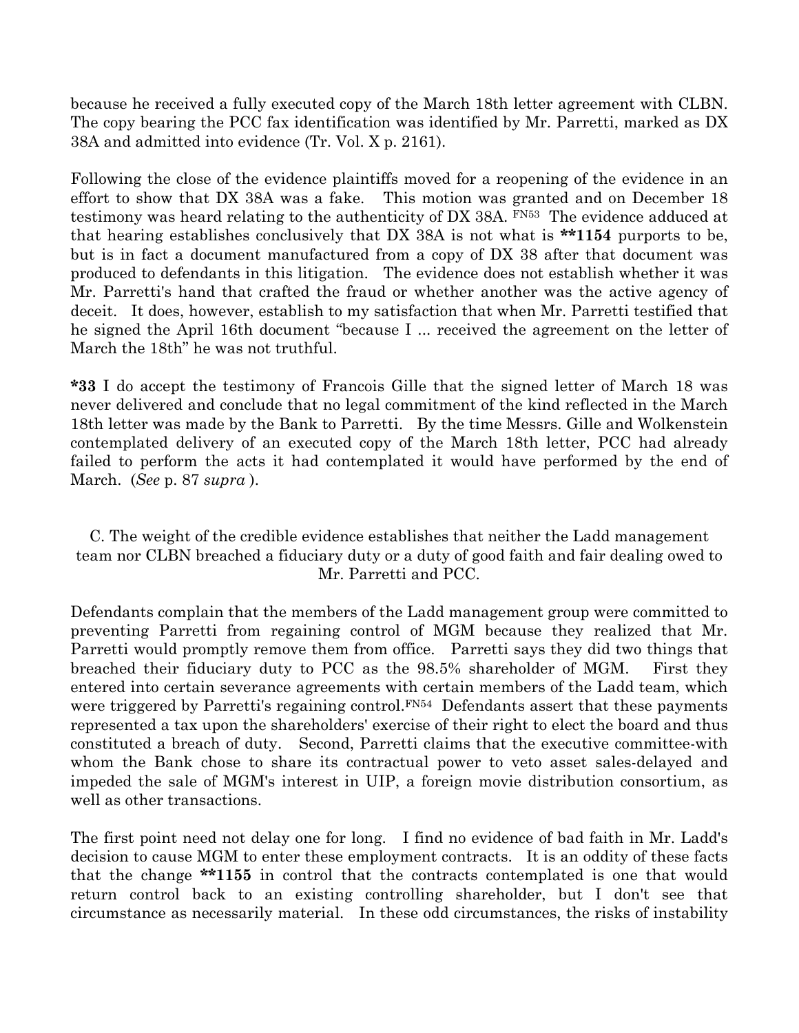because he received a fully executed copy of the March 18th letter agreement with CLBN. The copy bearing the PCC fax identification was identified by Mr. Parretti, marked as DX 38A and admitted into evidence (Tr. Vol. X p. 2161).

Following the close of the evidence plaintiffs moved for a reopening of the evidence in an effort to show that DX 38A was a fake. This motion was granted and on December 18 testimony was heard relating to the authenticity of DX 38A. FN53 The evidence adduced at that hearing establishes conclusively that DX 38A is not what is **1154 purports to be, but is in fact a document manufactured from a copy of DX 38 after that document was produced to defendants in this litigation. The evidence does not establish whether it was Mr. Parretti's hand that crafted the fraud or whether another was the active agency of deceit. It does, however, establish to my satisfaction that when Mr. Parretti testified that he signed the April 16th document "because I ... received the agreement on the letter of March the 18th" he was not truthful.

*33 I do accept the testimony of Francois Gille that the signed letter of March 18 was never delivered and conclude that no legal commitment of the kind reflected in the March 18th letter was made by the Bank to Parretti. By the time Messrs. Gille and Wolkenstein contemplated delivery of an executed copy of the March 18th letter, PCC had already failed to perform the acts it had contemplated it would have performed by the end of March. (*See* p. 87 *supra* ).

C. The weight of the credible evidence establishes that neither the Ladd management team nor CLBN breached a fiduciary duty or a duty of good faith and fair dealing owed to Mr. Parretti and PCC.

Defendants complain that the members of the Ladd management group were committed to preventing Parretti from regaining control of MGM because they realized that Mr. Parretti would promptly remove them from office. Parretti says they did two things that breached their fiduciary duty to PCC as the 98.5% shareholder of MGM. First they entered into certain severance agreements with certain members of the Ladd team, which were triggered by Parretti's regaining control.FN54 Defendants assert that these payments represented a tax upon the shareholders' exercise of their right to elect the board and thus constituted a breach of duty. Second, Parretti claims that the executive committee-with whom the Bank chose to share its contractual power to veto asset sales-delayed and impeded the sale of MGM's interest in UIP, a foreign movie distribution consortium, as well as other transactions.

The first point need not delay one for long. I find no evidence of bad faith in Mr. Ladd's decision to cause MGM to enter these employment contracts. It is an oddity of these facts that the change **1155 in control that the contracts contemplated is one that would return control back to an existing controlling shareholder, but I don't see that circumstance as necessarily material. In these odd circumstances, the risks of instability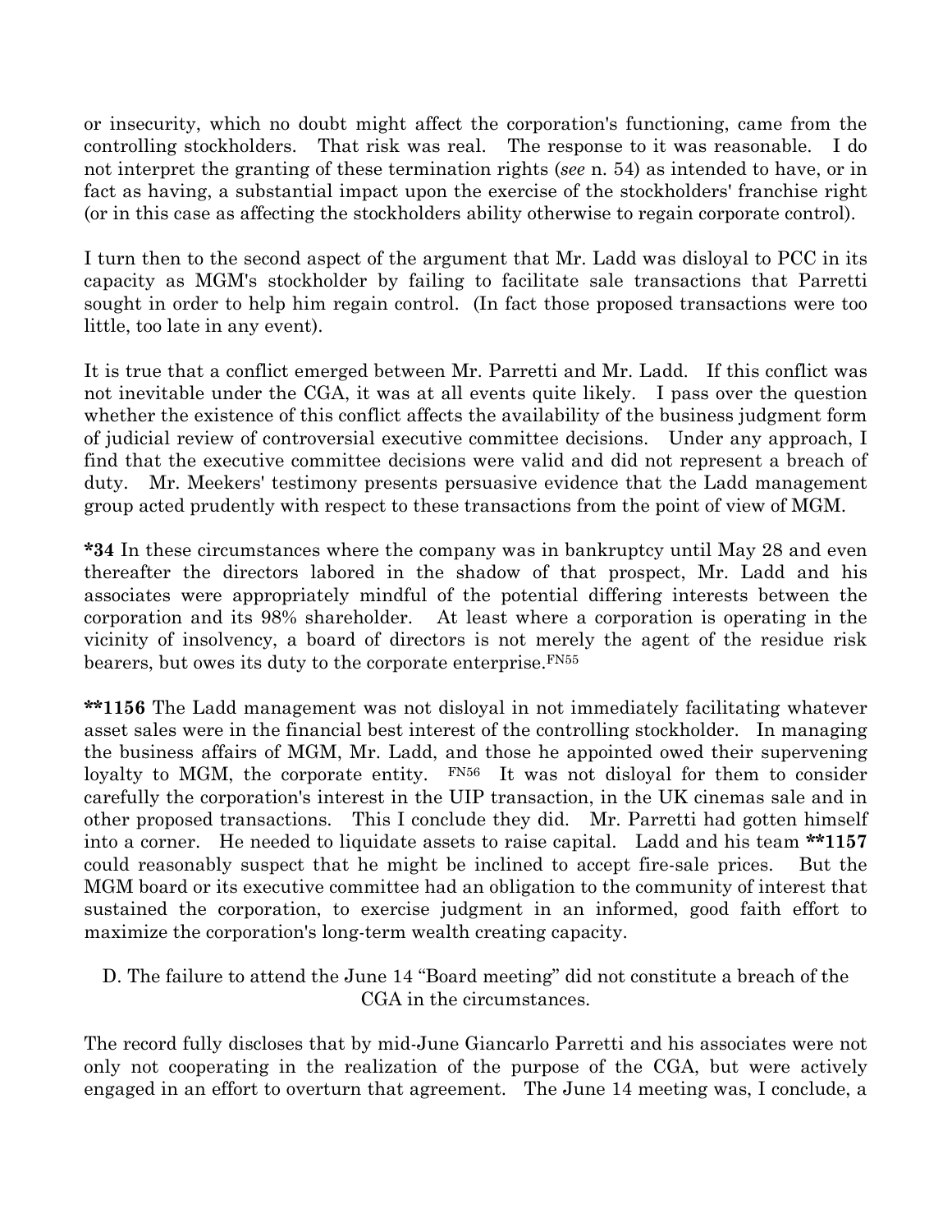or insecurity, which no doubt might affect the corporation's functioning, came from the controlling stockholders. That risk was real. The response to it was reasonable. I do not interpret the granting of these termination rights (*see* n. 54) as intended to have, or in fact as having, a substantial impact upon the exercise of the stockholders' franchise right (or in this case as affecting the stockholders ability otherwise to regain corporate control).

I turn then to the second aspect of the argument that Mr. Ladd was disloyal to PCC in its capacity as MGM's stockholder by failing to facilitate sale transactions that Parretti sought in order to help him regain control. (In fact those proposed transactions were too little, too late in any event).

It is true that a conflict emerged between Mr. Parretti and Mr. Ladd. If this conflict was not inevitable under the CGA, it was at all events quite likely. I pass over the question whether the existence of this conflict affects the availability of the business judgment form of judicial review of controversial executive committee decisions. Under any approach, I find that the executive committee decisions were valid and did not represent a breach of duty. Mr. Meekers' testimony presents persuasive evidence that the Ladd management group acted prudently with respect to these transactions from the point of view of MGM.

**\*34** In these circumstances where the company was in bankruptcy until May 28 and even thereafter the directors labored in the shadow of that prospect, Mr. Ladd and his associates were appropriately mindful of the potential differing interests between the corporation and its 98% shareholder. At least where a corporation is operating in the vicinity of insolvency, a board of directors is not merely the agent of the residue risk bearers, but owes its duty to the corporate enterprise.[FN55]

**\*\*1156** The Ladd management was not disloyal in not immediately facilitating whatever asset sales were in the financial best interest of the controlling stockholder. In managing the business affairs of MGM, Mr. Ladd, and those he appointed owed their supervening loyalty to MGM, the corporate entity. [FN56] It was not disloyal for them to consider carefully the corporation's interest in the UIP transaction, in the UK cinemas sale and in other proposed transactions. This I conclude they did. Mr. Parretti had gotten himself into a corner. He needed to liquidate assets to raise capital. Ladd and his team **\*\*1157** could reasonably suspect that he might be inclined to accept fire-sale prices. But the MGM board or its executive committee had an obligation to the community of interest that sustained the corporation, to exercise judgment in an informed, good faith effort to maximize the corporation's long-term wealth creating capacity.

### D. The failure to attend the June 14 "Board meeting" did not constitute a breach of the CGA in the circumstances.

The record fully discloses that by mid-June Giancarlo Parretti and his associates were not only not cooperating in the realization of the purpose of the CGA, but were actively engaged in an effort to overturn that agreement. The June 14 meeting was, I conclude, a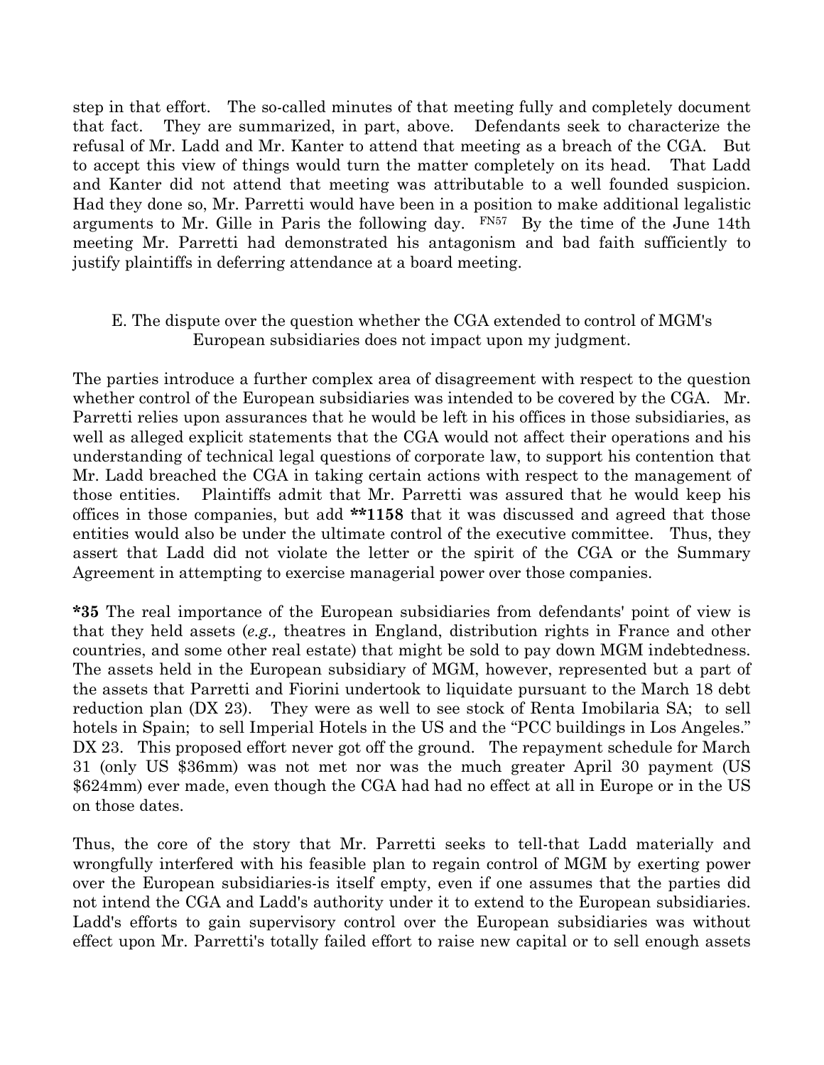step in that effort. The so-called minutes of that meeting fully and completely document that fact. They are summarized, in part, above. Defendants seek to characterize the refusal of Mr. Ladd and Mr. Kanter to attend that meeting as a breach of the CGA. But to accept this view of things would turn the matter completely on its head. That Ladd and Kanter did not attend that meeting was attributable to a well founded suspicion. Had they done so, Mr. Parretti would have been in a position to make additional legalistic arguments to Mr. Gille in Paris the following day. [FN57] By the time of the June 14th meeting Mr. Parretti had demonstrated his antagonism and bad faith sufficiently to justify plaintiffs in deferring attendance at a board meeting.

### E. The dispute over the question whether the CGA extended to control of MGM's European subsidiaries does not impact upon my judgment.

The parties introduce a further complex area of disagreement with respect to the question whether control of the European subsidiaries was intended to be covered by the CGA. Mr. Parretti relies upon assurances that he would be left in his offices in those subsidiaries, as well as alleged explicit statements that the CGA would not affect their operations and his understanding of technical legal questions of corporate law, to support his contention that Mr. Ladd breached the CGA in taking certain actions with respect to the management of those entities. Plaintiffs admit that Mr. Parretti was assured that he would keep his offices in those companies, but add **\*\*1158** that it was discussed and agreed that those entities would also be under the ultimate control of the executive committee. Thus, they assert that Ladd did not violate the letter or the spirit of the CGA or the Summary Agreement in attempting to exercise managerial power over those companies.

**\*35** The real importance of the European subsidiaries from defendants' point of view is that they held assets (*e.g.,* theatres in England, distribution rights in France and other countries, and some other real estate) that might be sold to pay down MGM indebtedness. The assets held in the European subsidiary of MGM, however, represented but a part of the assets that Parretti and Fiorini undertook to liquidate pursuant to the March 18 debt reduction plan (DX 23). They were as well to see stock of Renta Imobilaria SA; to sell hotels in Spain; to sell Imperial Hotels in the US and the "PCC buildings in Los Angeles." DX 23. This proposed effort never got off the ground. The repayment schedule for March 31 (only US $36mm) was not met nor was the much greater April 30 payment (US $624mm) ever made, even though the CGA had had no effect at all in Europe or in the US on those dates.

Thus, the core of the story that Mr. Parretti seeks to tell-that Ladd materially and wrongfully interfered with his feasible plan to regain control of MGM by exerting power over the European subsidiaries-is itself empty, even if one assumes that the parties did not intend the CGA and Ladd's authority under it to extend to the European subsidiaries. Ladd's efforts to gain supervisory control over the European subsidiaries was without effect upon Mr. Parretti's totally failed effort to raise new capital or to sell enough assets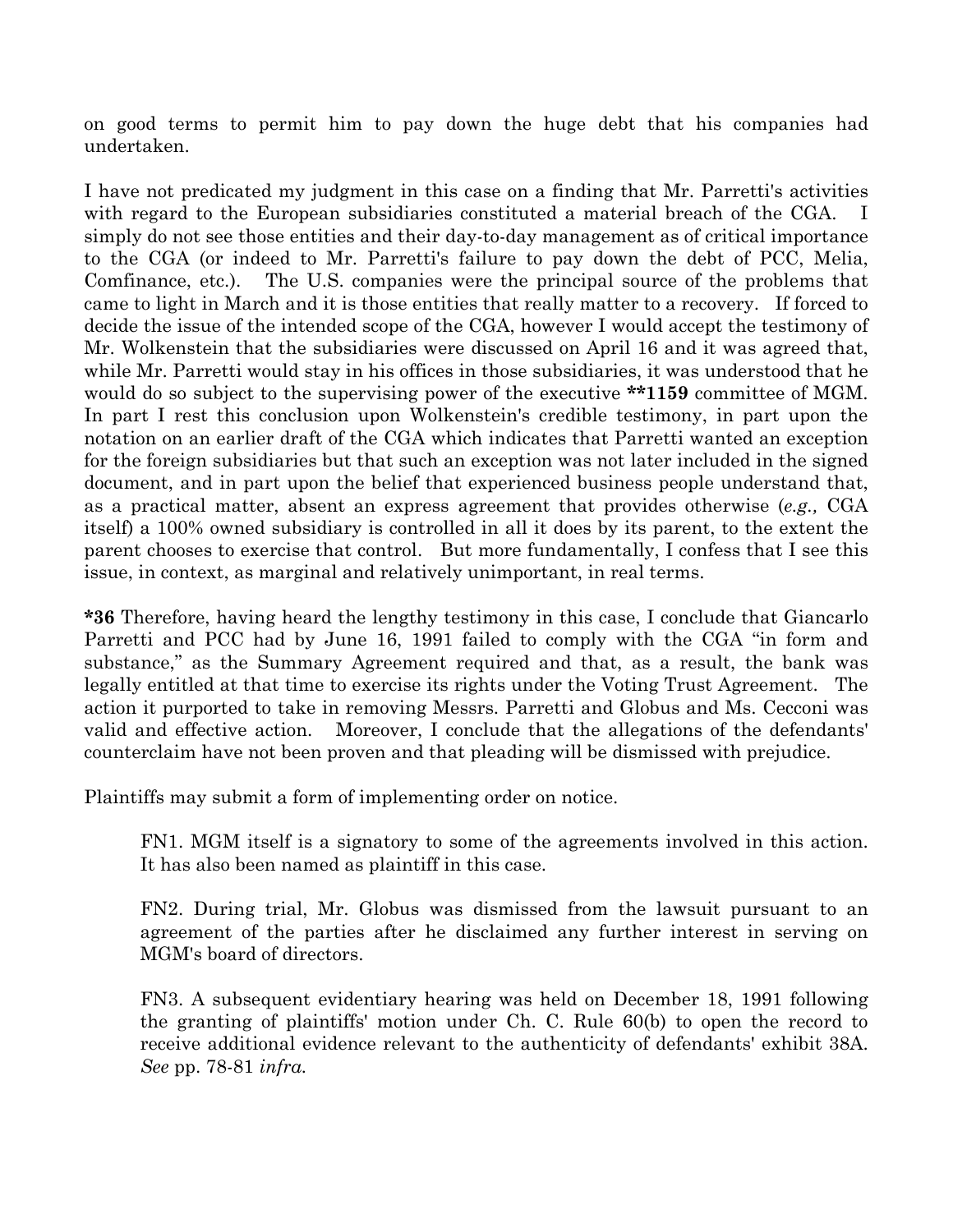on good terms to permit him to pay down the huge debt that his companies had undertaken.

I have not predicated my judgment in this case on a finding that Mr. Parretti's activities with regard to the European subsidiaries constituted a material breach of the CGA. I simply do not see those entities and their day-to-day management as of critical importance to the CGA (or indeed to Mr. Parretti's failure to pay down the debt of PCC, Melia, Comfinance, etc.). The U.S. companies were the principal source of the problems that came to light in March and it is those entities that really matter to a recovery. If forced to decide the issue of the intended scope of the CGA, however I would accept the testimony of Mr. Wolkenstein that the subsidiaries were discussed on April 16 and it was agreed that, while Mr. Parretti would stay in his offices in those subsidiaries, it was understood that he would do so subject to the supervising power of the executive **\*\*1159** committee of MGM. In part I rest this conclusion upon Wolkenstein's credible testimony, in part upon the notation on an earlier draft of the CGA which indicates that Parretti wanted an exception for the foreign subsidiaries but that such an exception was not later included in the signed document, and in part upon the belief that experienced business people understand that, as a practical matter, absent an express agreement that provides otherwise (*e.g.,* CGA itself) a 100% owned subsidiary is controlled in all it does by its parent, to the extent the parent chooses to exercise that control. But more fundamentally, I confess that I see this issue, in context, as marginal and relatively unimportant, in real terms.

**\*36** Therefore, having heard the lengthy testimony in this case, I conclude that Giancarlo Parretti and PCC had by June 16, 1991 failed to comply with the CGA "in form and substance," as the Summary Agreement required and that, as a result, the bank was legally entitled at that time to exercise its rights under the Voting Trust Agreement. The action it purported to take in removing Messrs. Parretti and Globus and Ms. Cecconi was valid and effective action. Moreover, I conclude that the allegations of the defendants' counterclaim have not been proven and that pleading will be dismissed with prejudice.

Plaintiffs may submit a form of implementing order on notice.

FN1. MGM itself is a signatory to some of the agreements involved in this action. It has also been named as plaintiff in this case.

FN2. During trial, Mr. Globus was dismissed from the lawsuit pursuant to an agreement of the parties after he disclaimed any further interest in serving on MGM's board of directors.

FN3. A subsequent evidentiary hearing was held on December 18, 1991 following the granting of plaintiffs' motion under Ch. C. Rule 60(b) to open the record to receive additional evidence relevant to the authenticity of defendants' exhibit 38A. *See* pp. 78-81 *infra.*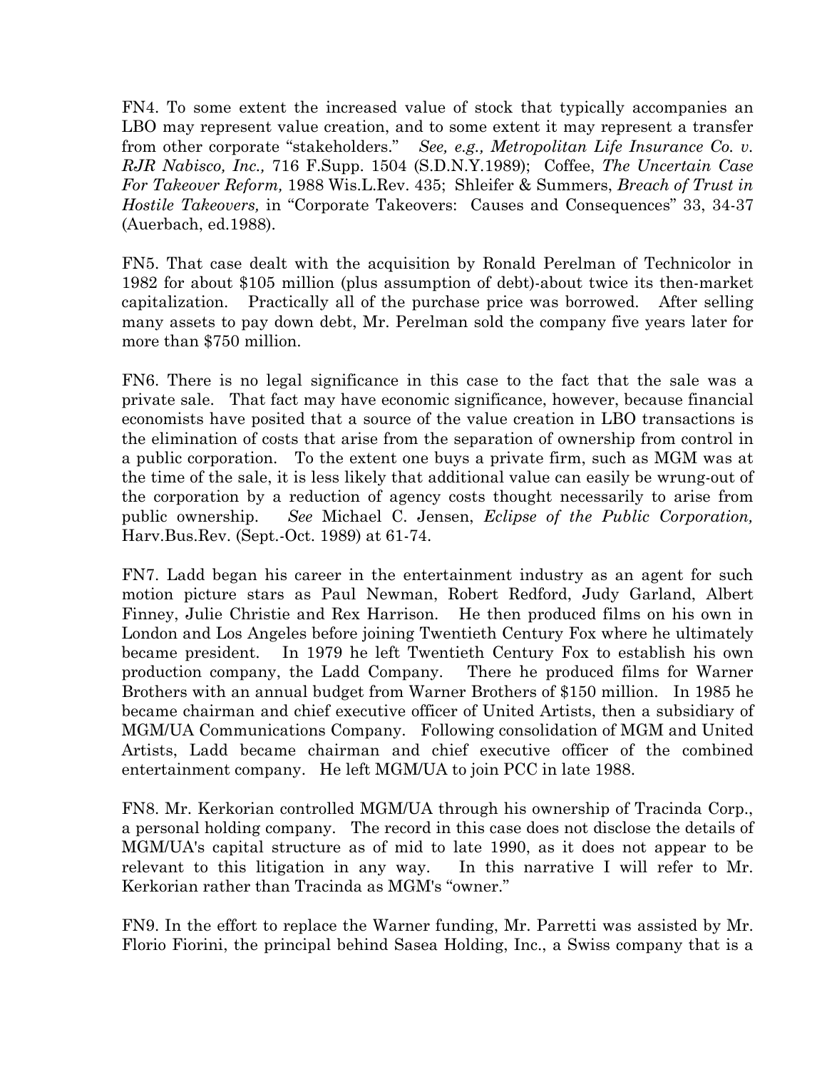FN4. To some extent the increased value of stock that typically accompanies an LBO may represent value creation, and to some extent it may represent a transfer from other corporate "stakeholders." *See, e.g., Metropolitan Life Insurance Co. v. RJR Nabisco, Inc.,* 716 F.Supp. 1504 (S.D.N.Y.1989); Coffee, *The Uncertain Case For Takeover Reform,* 1988 Wis.L.Rev. 435; Shleifer & Summers, *Breach of Trust in Hostile Takeovers,* in "Corporate Takeovers: Causes and Consequences" 33, 34-37 (Auerbach, ed.1988).

FN5. That case dealt with the acquisition by Ronald Perelman of Technicolor in 1982 for about $105 million (plus assumption of debt)-about twice its then-market capitalization. Practically all of the purchase price was borrowed. After selling many assets to pay down debt, Mr. Perelman sold the company five years later for more than $750 million.

FN6. There is no legal significance in this case to the fact that the sale was a private sale. That fact may have economic significance, however, because financial economists have posited that a source of the value creation in LBO transactions is the elimination of costs that arise from the separation of ownership from control in a public corporation. To the extent one buys a private firm, such as MGM was at the time of the sale, it is less likely that additional value can easily be wrung-out of the corporation by a reduction of agency costs thought necessarily to arise from public ownership. *See* Michael C. Jensen, *Eclipse of the Public Corporation,* Harv.Bus.Rev. (Sept.-Oct. 1989) at 61-74.

FN7. Ladd began his career in the entertainment industry as an agent for such motion picture stars as Paul Newman, Robert Redford, Judy Garland, Albert Finney, Julie Christie and Rex Harrison. He then produced films on his own in London and Los Angeles before joining Twentieth Century Fox where he ultimately became president. In 1979 he left Twentieth Century Fox to establish his own production company, the Ladd Company. There he produced films for Warner Brothers with an annual budget from Warner Brothers of $150 million. In 1985 he became chairman and chief executive officer of United Artists, then a subsidiary of MGM/UA Communications Company. Following consolidation of MGM and United Artists, Ladd became chairman and chief executive officer of the combined entertainment company. He left MGM/UA to join PCC in late 1988.

FN8. Mr. Kerkorian controlled MGM/UA through his ownership of Tracinda Corp., a personal holding company. The record in this case does not disclose the details of MGM/UA's capital structure as of mid to late 1990, as it does not appear to be relevant to this litigation in any way. In this narrative I will refer to Mr. Kerkorian rather than Tracinda as MGM's "owner."

FN9. In the effort to replace the Warner funding, Mr. Parretti was assisted by Mr. Florio Fiorini, the principal behind Sasea Holding, Inc., a Swiss company that is a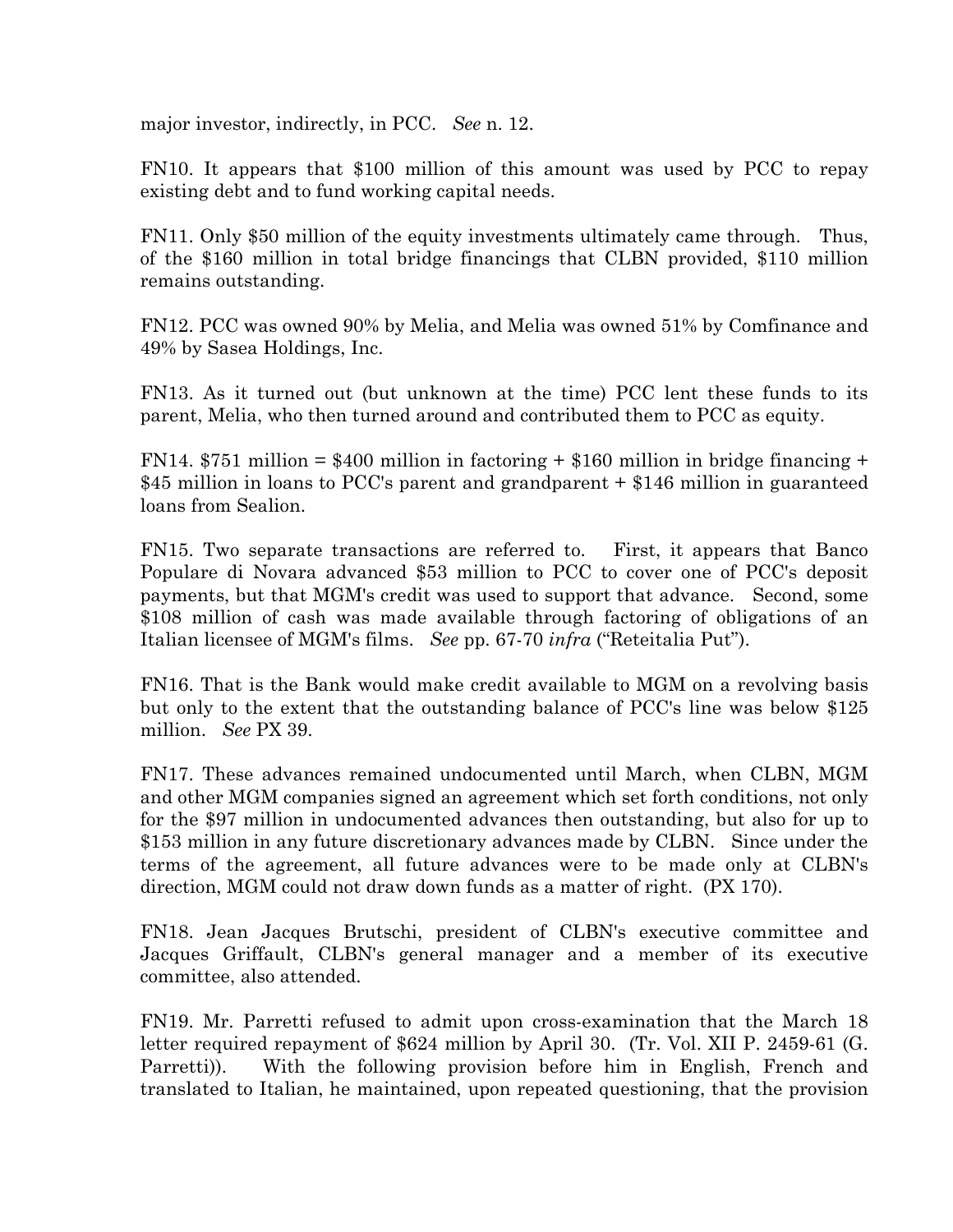major investor, indirectly, in PCC. *See* n. 12.

FN10. It appears that $100 million of this amount was used by PCC to repay existing debt and to fund working capital needs.

FN11. Only $50 million of the equity investments ultimately came through. Thus, of the $160 million in total bridge financings that CLBN provided, $110 million remains outstanding.

FN12. PCC was owned 90% by Melia, and Melia was owned 51% by Comfinance and 49% by Sasea Holdings, Inc.

FN13. As it turned out (but unknown at the time) PCC lent these funds to its parent, Melia, who then turned around and contributed them to PCC as equity.

FN14. $751 million = $400 million in factoring + $160 million in bridge financing + $45 million in loans to PCC's parent and grandparent + $146 million in guaranteed loans from Sealion.

FN15. Two separate transactions are referred to. First, it appears that Banco Populare di Novara advanced $53 million to PCC to cover one of PCC's deposit payments, but that MGM's credit was used to support that advance. Second, some $108 million of cash was made available through factoring of obligations of an Italian licensee of MGM's films. *See* pp. 67-70 *infra* ("Reteitalia Put").

FN16. That is the Bank would make credit available to MGM on a revolving basis but only to the extent that the outstanding balance of PCC's line was below $125 million. *See* PX 39.

FN17. These advances remained undocumented until March, when CLBN, MGM and other MGM companies signed an agreement which set forth conditions, not only for the $97 million in undocumented advances then outstanding, but also for up to $153 million in any future discretionary advances made by CLBN. Since under the terms of the agreement, all future advances were to be made only at CLBN's direction, MGM could not draw down funds as a matter of right. (PX 170).

FN18. Jean Jacques Brutschi, president of CLBN's executive committee and Jacques Griffault, CLBN's general manager and a member of its executive committee, also attended.

FN19. Mr. Parretti refused to admit upon cross-examination that the March 18 letter required repayment of $624 million by April 30. (Tr. Vol. XII P. 2459-61 (G. Parretti)). With the following provision before him in English, French and translated to Italian, he maintained, upon repeated questioning, that the provision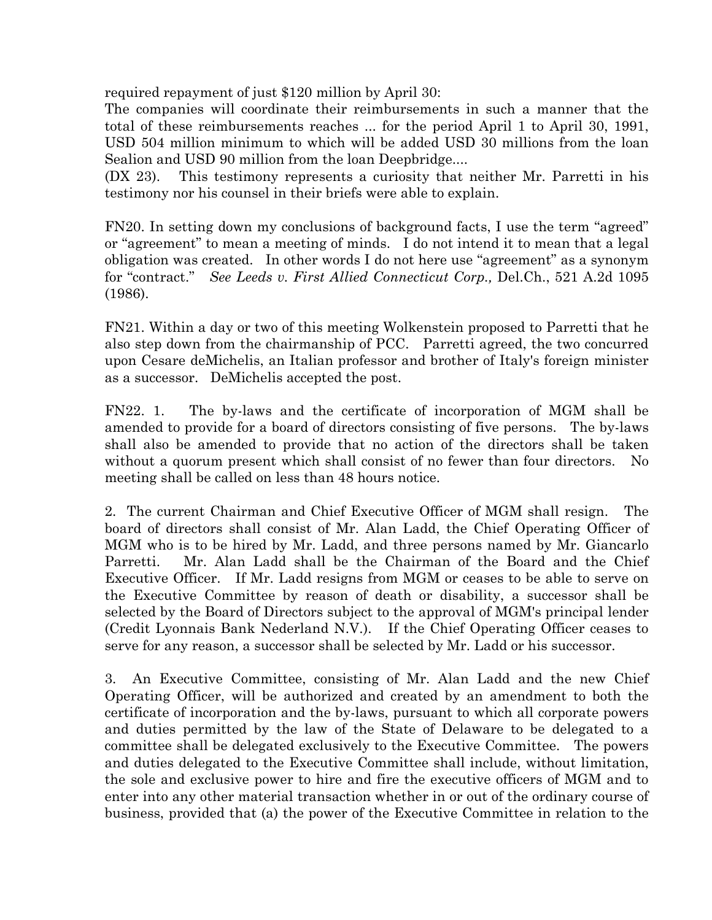required repayment of just $120 million by April 30:

The companies will coordinate their reimbursements in such a manner that the total of these reimbursements reaches ... for the period April 1 to April 30, 1991, USD 504 million minimum to which will be added USD 30 millions from the loan Sealion and USD 90 million from the loan Deepbridge....

(DX 23). This testimony represents a curiosity that neither Mr. Parretti in his testimony nor his counsel in their briefs were able to explain.

FN20. In setting down my conclusions of background facts, I use the term "agreed" or "agreement" to mean a meeting of minds. I do not intend it to mean that a legal obligation was created. In other words I do not here use "agreement" as a synonym for "contract." *See Leeds v. First Allied Connecticut Corp.,* Del.Ch., 521 A.2d 1095 (1986).

FN21. Within a day or two of this meeting Wolkenstein proposed to Parretti that he also step down from the chairmanship of PCC. Parretti agreed, the two concurred upon Cesare deMichelis, an Italian professor and brother of Italy's foreign minister as a successor. DeMichelis accepted the post.

FN22. 1. The by-laws and the certificate of incorporation of MGM shall be amended to provide for a board of directors consisting of five persons. The by-laws shall also be amended to provide that no action of the directors shall be taken without a quorum present which shall consist of no fewer than four directors. No meeting shall be called on less than 48 hours notice.

2. The current Chairman and Chief Executive Officer of MGM shall resign. The board of directors shall consist of Mr. Alan Ladd, the Chief Operating Officer of MGM who is to be hired by Mr. Ladd, and three persons named by Mr. Giancarlo Parretti. Mr. Alan Ladd shall be the Chairman of the Board and the Chief Executive Officer. If Mr. Ladd resigns from MGM or ceases to be able to serve on the Executive Committee by reason of death or disability, a successor shall be selected by the Board of Directors subject to the approval of MGM's principal lender (Credit Lyonnais Bank Nederland N.V.). If the Chief Operating Officer ceases to serve for any reason, a successor shall be selected by Mr. Ladd or his successor.

3. An Executive Committee, consisting of Mr. Alan Ladd and the new Chief Operating Officer, will be authorized and created by an amendment to both the certificate of incorporation and the by-laws, pursuant to which all corporate powers and duties permitted by the law of the State of Delaware to be delegated to a committee shall be delegated exclusively to the Executive Committee. The powers and duties delegated to the Executive Committee shall include, without limitation, the sole and exclusive power to hire and fire the executive officers of MGM and to enter into any other material transaction whether in or out of the ordinary course of business, provided that (a) the power of the Executive Committee in relation to the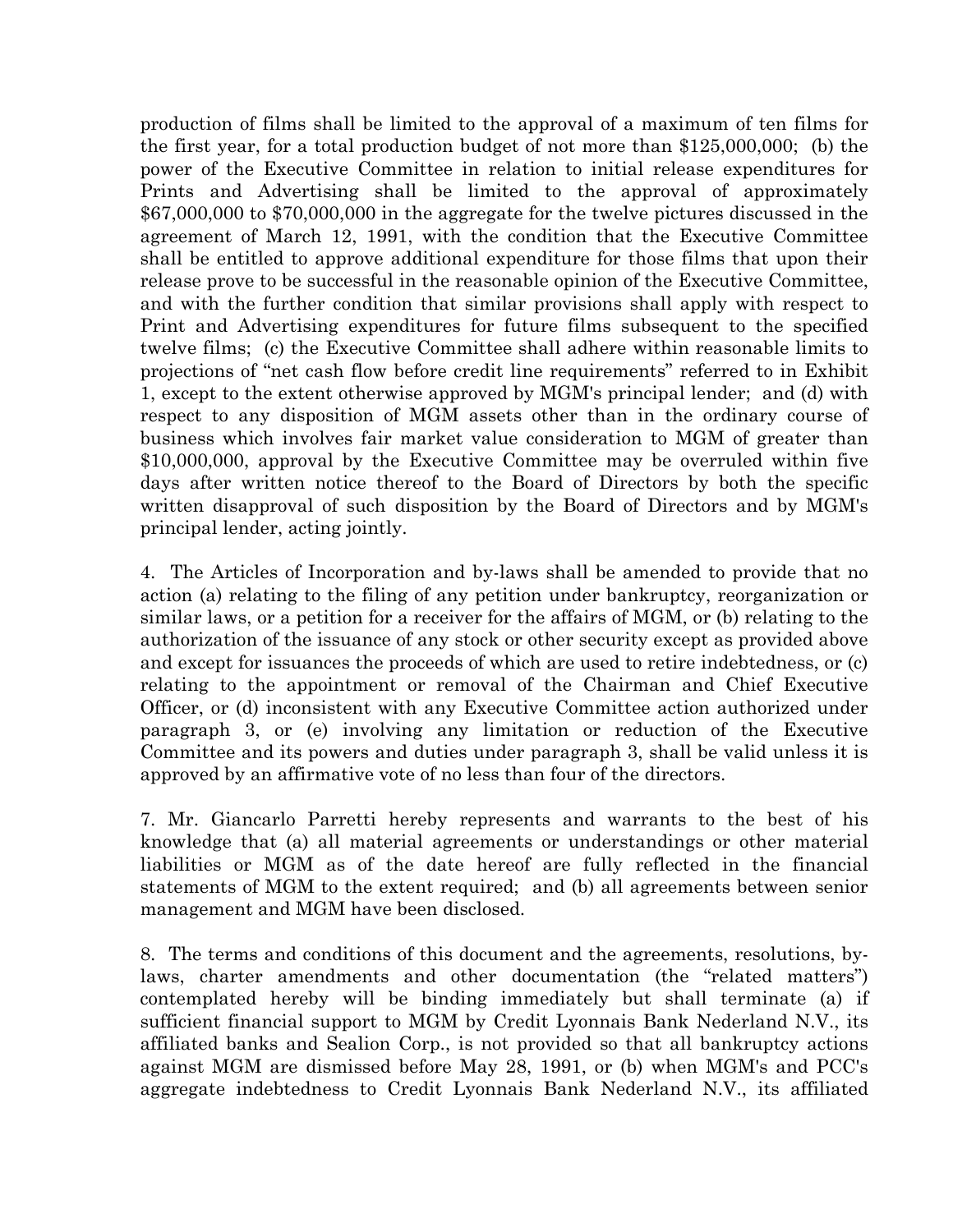production of films shall be limited to the approval of a maximum of ten films for the first year, for a total production budget of not more than $125,000,000; (b) the power of the Executive Committee in relation to initial release expenditures for Prints and Advertising shall be limited to the approval of approximately $67,000,000 to $70,000,000 in the aggregate for the twelve pictures discussed in the agreement of March 12, 1991, with the condition that the Executive Committee shall be entitled to approve additional expenditure for those films that upon their release prove to be successful in the reasonable opinion of the Executive Committee, and with the further condition that similar provisions shall apply with respect to Print and Advertising expenditures for future films subsequent to the specified twelve films; (c) the Executive Committee shall adhere within reasonable limits to projections of "net cash flow before credit line requirements" referred to in Exhibit 1, except to the extent otherwise approved by MGM's principal lender; and (d) with respect to any disposition of MGM assets other than in the ordinary course of business which involves fair market value consideration to MGM of greater than $10,000,000, approval by the Executive Committee may be overruled within five days after written notice thereof to the Board of Directors by both the specific written disapproval of such disposition by the Board of Directors and by MGM's principal lender, acting jointly.

4. The Articles of Incorporation and by-laws shall be amended to provide that no action (a) relating to the filing of any petition under bankruptcy, reorganization or similar laws, or a petition for a receiver for the affairs of MGM, or (b) relating to the authorization of the issuance of any stock or other security except as provided above and except for issuances the proceeds of which are used to retire indebtedness, or (c) relating to the appointment or removal of the Chairman and Chief Executive Officer, or (d) inconsistent with any Executive Committee action authorized under paragraph 3, or (e) involving any limitation or reduction of the Executive Committee and its powers and duties under paragraph 3, shall be valid unless it is approved by an affirmative vote of no less than four of the directors.

7. Mr. Giancarlo Parretti hereby represents and warrants to the best of his knowledge that (a) all material agreements or understandings or other material liabilities or MGM as of the date hereof are fully reflected in the financial statements of MGM to the extent required; and (b) all agreements between senior management and MGM have been disclosed.

8. The terms and conditions of this document and the agreements, resolutions, by-laws, charter amendments and other documentation (the "related matters") contemplated hereby will be binding immediately but shall terminate (a) if sufficient financial support to MGM by Credit Lyonnais Bank Nederland N.V., its affiliated banks and Sealion Corp., is not provided so that all bankruptcy actions against MGM are dismissed before May 28, 1991, or (b) when MGM's and PCC's aggregate indebtedness to Credit Lyonnais Bank Nederland N.V., its affiliated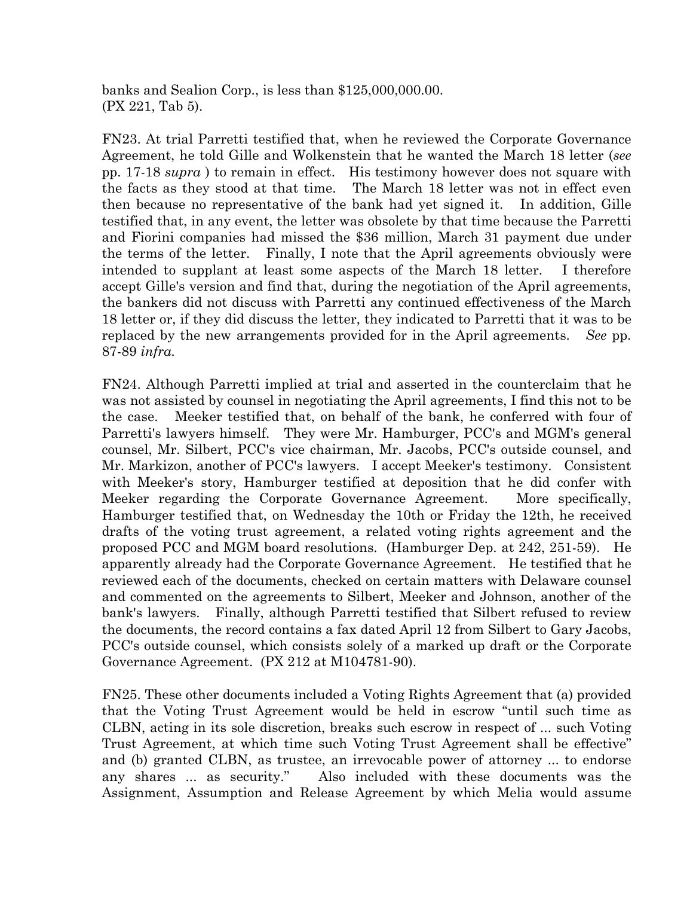banks and Sealion Corp., is less than $125,000,000.00. (PX 221, Tab 5).

FN23. At trial Parretti testified that, when he reviewed the Corporate Governance Agreement, he told Gille and Wolkenstein that he wanted the March 18 letter (*see* pp. 17-18 *supra* ) to remain in effect. His testimony however does not square with the facts as they stood at that time. The March 18 letter was not in effect even then because no representative of the bank had yet signed it. In addition, Gille testified that, in any event, the letter was obsolete by that time because the Parretti and Fiorini companies had missed the $36 million, March 31 payment due under the terms of the letter. Finally, I note that the April agreements obviously were intended to supplant at least some aspects of the March 18 letter. I therefore accept Gille's version and find that, during the negotiation of the April agreements, the bankers did not discuss with Parretti any continued effectiveness of the March 18 letter or, if they did discuss the letter, they indicated to Parretti that it was to be replaced by the new arrangements provided for in the April agreements. *See* pp. 87-89 *infra.*

FN24. Although Parretti implied at trial and asserted in the counterclaim that he was not assisted by counsel in negotiating the April agreements, I find this not to be the case. Meeker testified that, on behalf of the bank, he conferred with four of Parretti's lawyers himself. They were Mr. Hamburger, PCC's and MGM's general counsel, Mr. Silbert, PCC's vice chairman, Mr. Jacobs, PCC's outside counsel, and Mr. Markizon, another of PCC's lawyers. I accept Meeker's testimony. Consistent with Meeker's story, Hamburger testified at deposition that he did confer with Meeker regarding the Corporate Governance Agreement. More specifically, Hamburger testified that, on Wednesday the 10th or Friday the 12th, he received drafts of the voting trust agreement, a related voting rights agreement and the proposed PCC and MGM board resolutions. (Hamburger Dep. at 242, 251-59). He apparently already had the Corporate Governance Agreement. He testified that he reviewed each of the documents, checked on certain matters with Delaware counsel and commented on the agreements to Silbert, Meeker and Johnson, another of the bank's lawyers. Finally, although Parretti testified that Silbert refused to review the documents, the record contains a fax dated April 12 from Silbert to Gary Jacobs, PCC's outside counsel, which consists solely of a marked up draft or the Corporate Governance Agreement. (PX 212 at M104781-90).

FN25. These other documents included a Voting Rights Agreement that (a) provided that the Voting Trust Agreement would be held in escrow "until such time as CLBN, acting in its sole discretion, breaks such escrow in respect of ... such Voting Trust Agreement, at which time such Voting Trust Agreement shall be effective" and (b) granted CLBN, as trustee, an irrevocable power of attorney ... to endorse any shares ... as security." Also included with these documents was the Assignment, Assumption and Release Agreement by which Melia would assume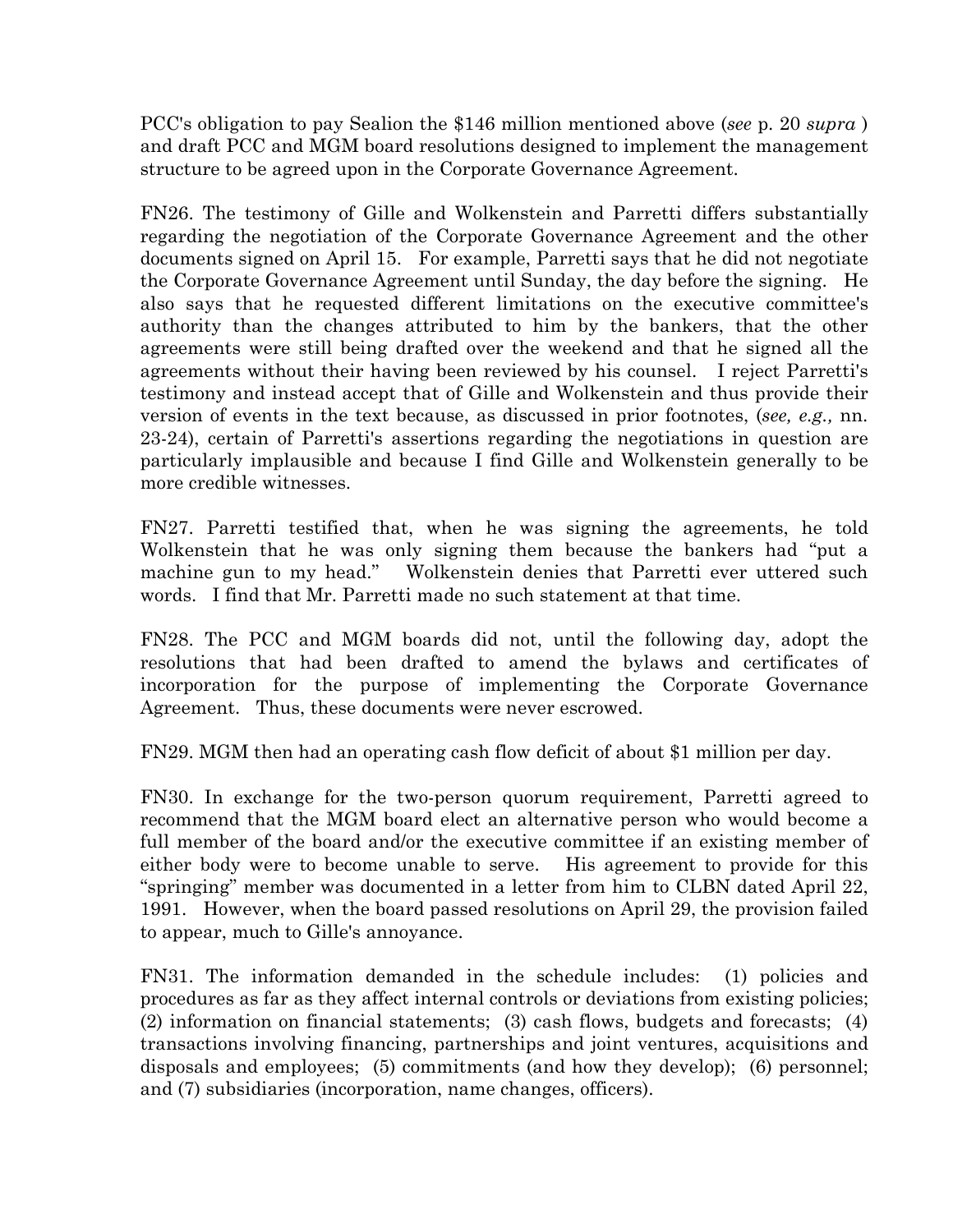PCC's obligation to pay Sealion the $146 million mentioned above (*see* p. 20 *supra* ) and draft PCC and MGM board resolutions designed to implement the management structure to be agreed upon in the Corporate Governance Agreement.

FN26. The testimony of Gille and Wolkenstein and Parretti differs substantially regarding the negotiation of the Corporate Governance Agreement and the other documents signed on April 15. For example, Parretti says that he did not negotiate the Corporate Governance Agreement until Sunday, the day before the signing. He also says that he requested different limitations on the executive committee's authority than the changes attributed to him by the bankers, that the other agreements were still being drafted over the weekend and that he signed all the agreements without their having been reviewed by his counsel. I reject Parretti's testimony and instead accept that of Gille and Wolkenstein and thus provide their version of events in the text because, as discussed in prior footnotes, (*see, e.g.,* nn. 23-24), certain of Parretti's assertions regarding the negotiations in question are particularly implausible and because I find Gille and Wolkenstein generally to be more credible witnesses.

FN27. Parretti testified that, when he was signing the agreements, he told Wolkenstein that he was only signing them because the bankers had "put a machine gun to my head." Wolkenstein denies that Parretti ever uttered such words. I find that Mr. Parretti made no such statement at that time.

FN28. The PCC and MGM boards did not, until the following day, adopt the resolutions that had been drafted to amend the bylaws and certificates of incorporation for the purpose of implementing the Corporate Governance Agreement. Thus, these documents were never escrowed.

FN29. MGM then had an operating cash flow deficit of about $1 million per day.

FN30. In exchange for the two-person quorum requirement, Parretti agreed to recommend that the MGM board elect an alternative person who would become a full member of the board and/or the executive committee if an existing member of either body were to become unable to serve. His agreement to provide for this "springing" member was documented in a letter from him to CLBN dated April 22, 1991. However, when the board passed resolutions on April 29, the provision failed to appear, much to Gille's annoyance.

FN31. The information demanded in the schedule includes: (1) policies and procedures as far as they affect internal controls or deviations from existing policies; (2) information on financial statements; (3) cash flows, budgets and forecasts; (4) transactions involving financing, partnerships and joint ventures, acquisitions and disposals and employees; (5) commitments (and how they develop); (6) personnel; and (7) subsidiaries (incorporation, name changes, officers).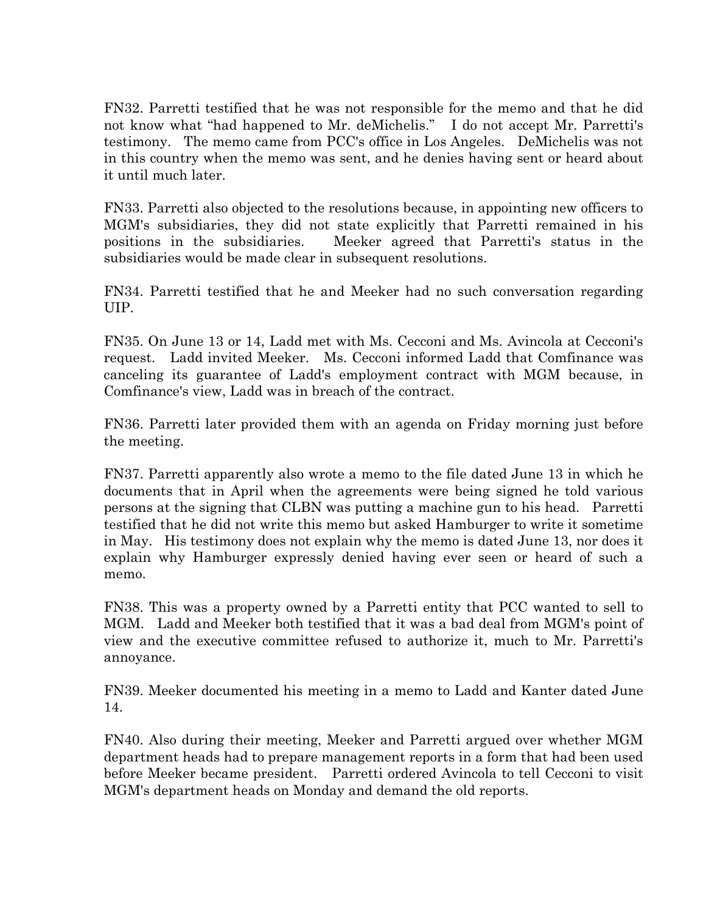FN32. Parretti testified that he was not responsible for the memo and that he did not know what "had happened to Mr. deMichelis." I do not accept Mr. Parretti's testimony. The memo came from PCC's office in Los Angeles. DeMichelis was not in this country when the memo was sent, and he denies having sent or heard about it until much later.

FN33. Parretti also objected to the resolutions because, in appointing new officers to MGM's subsidiaries, they did not state explicitly that Parretti remained in his positions in the subsidiaries. Meeker agreed that Parretti's status in the subsidiaries would be made clear in subsequent resolutions.

FN34. Parretti testified that he and Meeker had no such conversation regarding UIP.

FN35. On June 13 or 14, Ladd met with Ms. Cecconi and Ms. Avincola at Cecconi's request. Ladd invited Meeker. Ms. Cecconi informed Ladd that Comfinance was canceling its guarantee of Ladd's employment contract with MGM because, in Comfinance's view, Ladd was in breach of the contract.

FN36. Parretti later provided them with an agenda on Friday morning just before the meeting.

FN37. Parretti apparently also wrote a memo to the file dated June 13 in which he documents that in April when the agreements were being signed he told various persons at the signing that CLBN was putting a machine gun to his head. Parretti testified that he did not write this memo but asked Hamburger to write it sometime in May. His testimony does not explain why the memo is dated June 13, nor does it explain why Hamburger expressly denied having ever seen or heard of such a memo.

FN38. This was a property owned by a Parretti entity that PCC wanted to sell to MGM. Ladd and Meeker both testified that it was a bad deal from MGM's point of view and the executive committee refused to authorize it, much to Mr. Parretti's annoyance.

FN39. Meeker documented his meeting in a memo to Ladd and Kanter dated June 14.

FN40. Also during their meeting, Meeker and Parretti argued over whether MGM department heads had to prepare management reports in a form that had been used before Meeker became president. Parretti ordered Avincola to tell Cecconi to visit MGM's department heads on Monday and demand the old reports.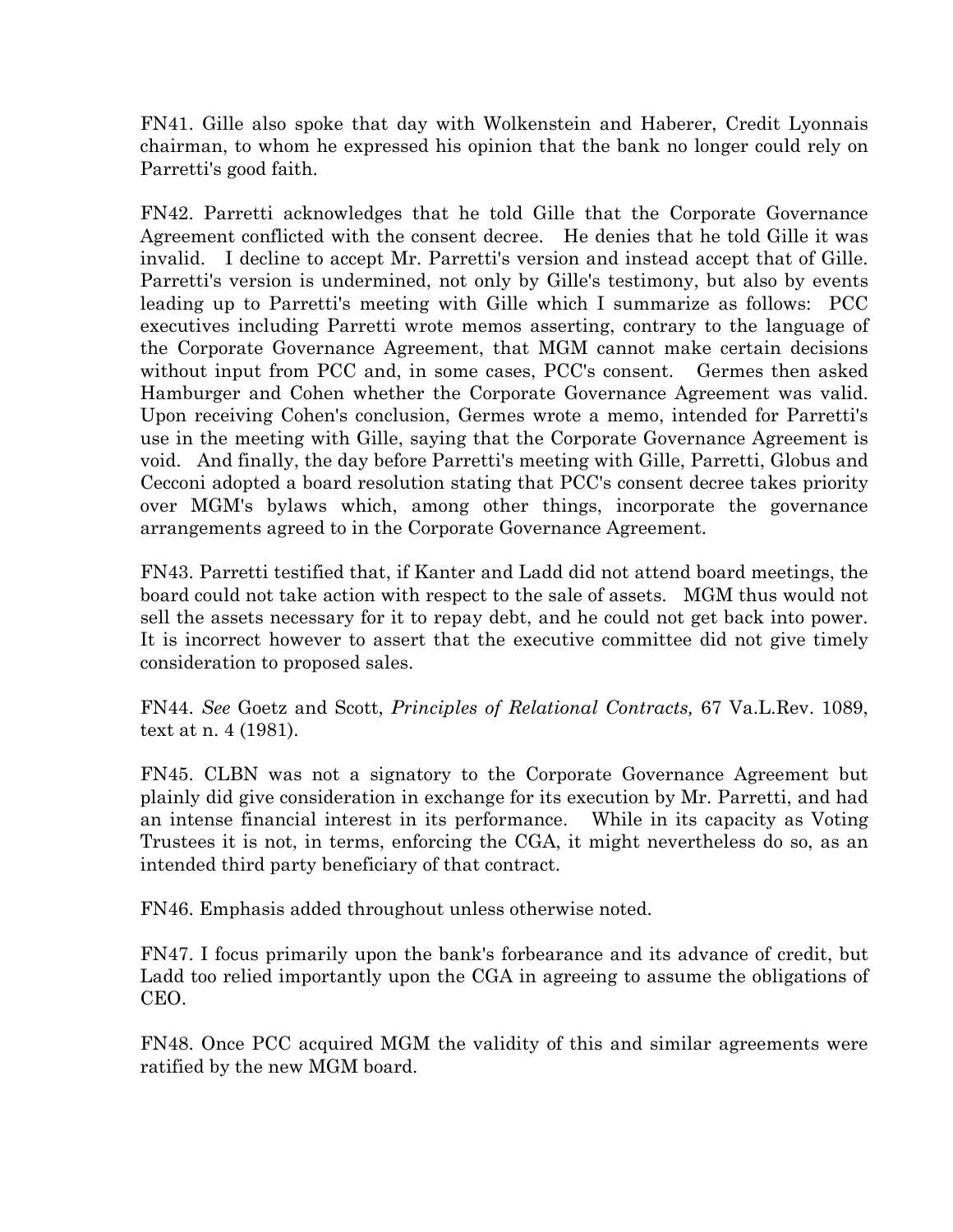FN41. Gille also spoke that day with Wolkenstein and Haberer, Credit Lyonnais chairman, to whom he expressed his opinion that the bank no longer could rely on Parretti's good faith.

FN42. Parretti acknowledges that he told Gille that the Corporate Governance Agreement conflicted with the consent decree. He denies that he told Gille it was invalid. I decline to accept Mr. Parretti's version and instead accept that of Gille. Parretti's version is undermined, not only by Gille's testimony, but also by events leading up to Parretti's meeting with Gille which I summarize as follows: PCC executives including Parretti wrote memos asserting, contrary to the language of the Corporate Governance Agreement, that MGM cannot make certain decisions without input from PCC and, in some cases, PCC's consent. Germes then asked Hamburger and Cohen whether the Corporate Governance Agreement was valid. Upon receiving Cohen's conclusion, Germes wrote a memo, intended for Parretti's use in the meeting with Gille, saying that the Corporate Governance Agreement is void. And finally, the day before Parretti's meeting with Gille, Parretti, Globus and Cecconi adopted a board resolution stating that PCC's consent decree takes priority over MGM's bylaws which, among other things, incorporate the governance arrangements agreed to in the Corporate Governance Agreement.

FN43. Parretti testified that, if Kanter and Ladd did not attend board meetings, the board could not take action with respect to the sale of assets. MGM thus would not sell the assets necessary for it to repay debt, and he could not get back into power. It is incorrect however to assert that the executive committee did not give timely consideration to proposed sales.

FN44. *See* Goetz and Scott, *Principles of Relational Contracts,* 67 Va.L.Rev. 1089, text at n. 4 (1981).

FN45. CLBN was not a signatory to the Corporate Governance Agreement but plainly did give consideration in exchange for its execution by Mr. Parretti, and had an intense financial interest in its performance. While in its capacity as Voting Trustees it is not, in terms, enforcing the CGA, it might nevertheless do so, as an intended third party beneficiary of that contract.

FN46. Emphasis added throughout unless otherwise noted.

FN47. I focus primarily upon the bank's forbearance and its advance of credit, but Ladd too relied importantly upon the CGA in agreeing to assume the obligations of CEO.

FN48. Once PCC acquired MGM the validity of this and similar agreements were ratified by the new MGM board.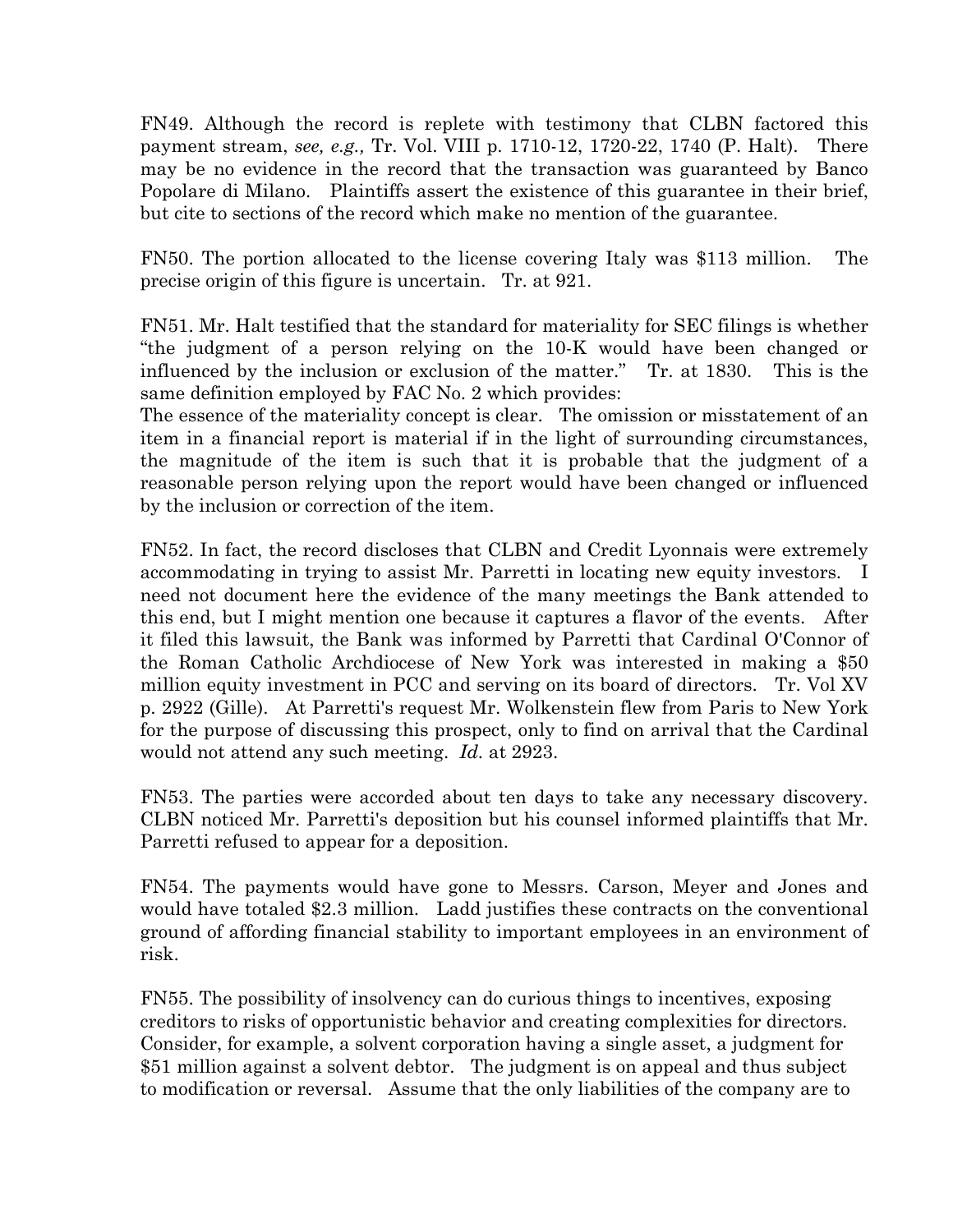FN49. Although the record is replete with testimony that CLBN factored this payment stream, *see, e.g.,* Tr. Vol. VIII p. 1710-12, 1720-22, 1740 (P. Halt). There may be no evidence in the record that the transaction was guaranteed by Banco Popolare di Milano. Plaintiffs assert the existence of this guarantee in their brief, but cite to sections of the record which make no mention of the guarantee.

FN50. The portion allocated to the license covering Italy was $113 million. The precise origin of this figure is uncertain. Tr. at 921.

FN51. Mr. Halt testified that the standard for materiality for SEC filings is whether "the judgment of a person relying on the 10-K would have been changed or influenced by the inclusion or exclusion of the matter." Tr. at 1830. This is the same definition employed by FAC No. 2 which provides:

The essence of the materiality concept is clear. The omission or misstatement of an item in a financial report is material if in the light of surrounding circumstances, the magnitude of the item is such that it is probable that the judgment of a reasonable person relying upon the report would have been changed or influenced by the inclusion or correction of the item.

FN52. In fact, the record discloses that CLBN and Credit Lyonnais were extremely accommodating in trying to assist Mr. Parretti in locating new equity investors. I need not document here the evidence of the many meetings the Bank attended to this end, but I might mention one because it captures a flavor of the events. After it filed this lawsuit, the Bank was informed by Parretti that Cardinal O'Connor of the Roman Catholic Archdiocese of New York was interested in making a $50 million equity investment in PCC and serving on its board of directors. Tr. Vol XV p. 2922 (Gille). At Parretti's request Mr. Wolkenstein flew from Paris to New York for the purpose of discussing this prospect, only to find on arrival that the Cardinal would not attend any such meeting. *Id.* at 2923.

FN53. The parties were accorded about ten days to take any necessary discovery. CLBN noticed Mr. Parretti's deposition but his counsel informed plaintiffs that Mr. Parretti refused to appear for a deposition.

FN54. The payments would have gone to Messrs. Carson, Meyer and Jones and would have totaled $2.3 million. Ladd justifies these contracts on the conventional ground of affording financial stability to important employees in an environment of risk.

FN55. The possibility of insolvency can do curious things to incentives, exposing creditors to risks of opportunistic behavior and creating complexities for directors. Consider, for example, a solvent corporation having a single asset, a judgment for $51 million against a solvent debtor. The judgment is on appeal and thus subject to modification or reversal. Assume that the only liabilities of the company are to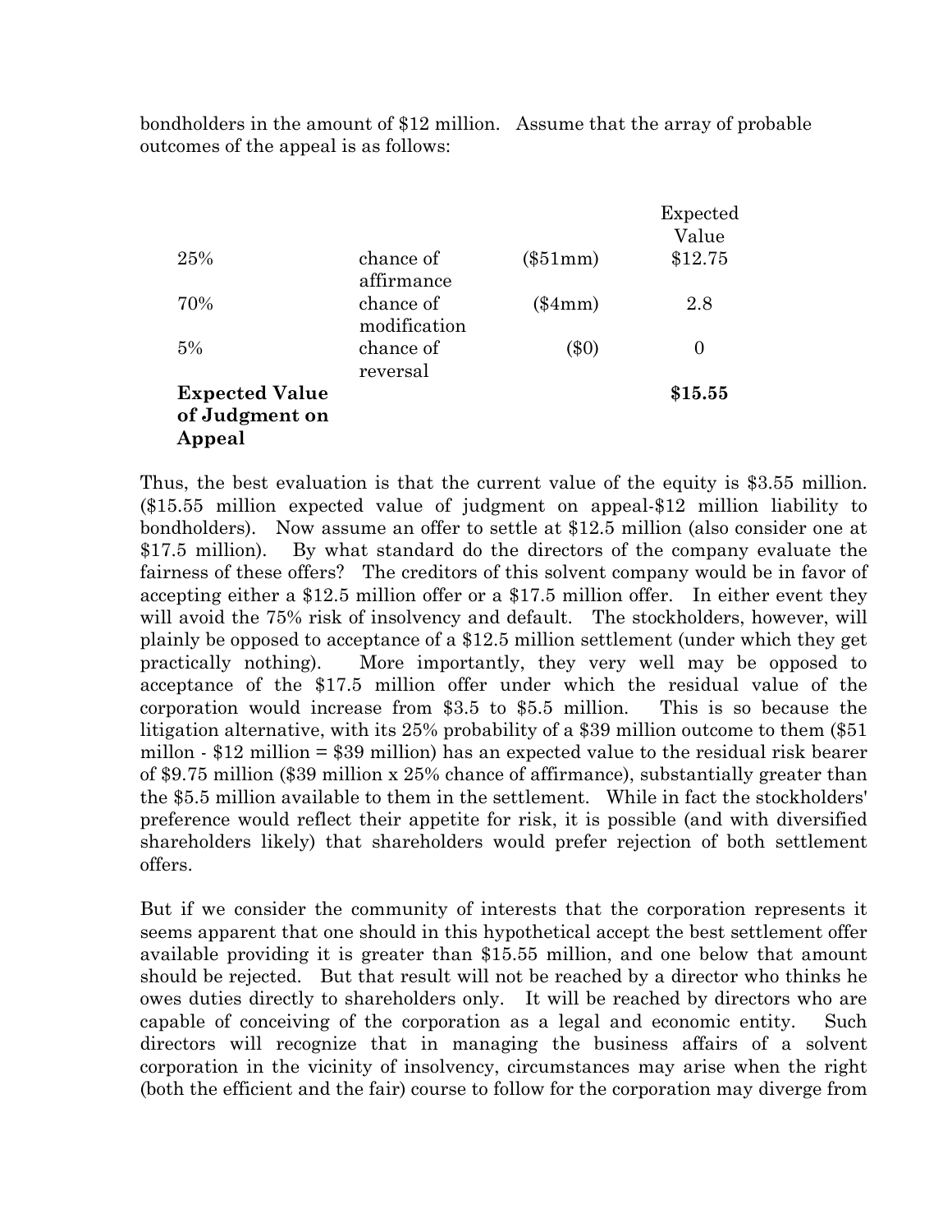bondholders in the amount of $12 million. Assume that the array of probable outcomes of the appeal is as follows:

| | | | Expected Value |
|---|---|---|---|
| 25% | chance of affirmance | ($51mm) | $12.75 |
| 70% | chance of modification | ($4mm) | 2.8 |
| 5% | chance of reversal | ($0) | 0 |
| **Expected Value of Judgment on Appeal** | | | **$15.55** |

Thus, the best evaluation is that the current value of the equity is $3.55 million. ($15.55 million expected value of judgment on appeal-$12 million liability to bondholders). Now assume an offer to settle at $12.5 million (also consider one at $17.5 million). By what standard do the directors of the company evaluate the fairness of these offers? The creditors of this solvent company would be in favor of accepting either a $12.5 million offer or a $17.5 million offer. In either event they will avoid the 75% risk of insolvency and default. The stockholders, however, will plainly be opposed to acceptance of a $12.5 million settlement (under which they get practically nothing). More importantly, they very well may be opposed to acceptance of the $17.5 million offer under which the residual value of the corporation would increase from $3.5 to $5.5 million. This is so because the litigation alternative, with its 25% probability of a $39 million outcome to them ($51 millon - $12 million = $39 million) has an expected value to the residual risk bearer of $9.75 million ($39 million x 25% chance of affirmance), substantially greater than the $5.5 million available to them in the settlement. While in fact the stockholders' preference would reflect their appetite for risk, it is possible (and with diversified shareholders likely) that shareholders would prefer rejection of both settlement offers.

But if we consider the community of interests that the corporation represents it seems apparent that one should in this hypothetical accept the best settlement offer available providing it is greater than $15.55 million, and one below that amount should be rejected. But that result will not be reached by a director who thinks he owes duties directly to shareholders only. It will be reached by directors who are capable of conceiving of the corporation as a legal and economic entity. Such directors will recognize that in managing the business affairs of a solvent corporation in the vicinity of insolvency, circumstances may arise when the right (both the efficient and the fair) course to follow for the corporation may diverge from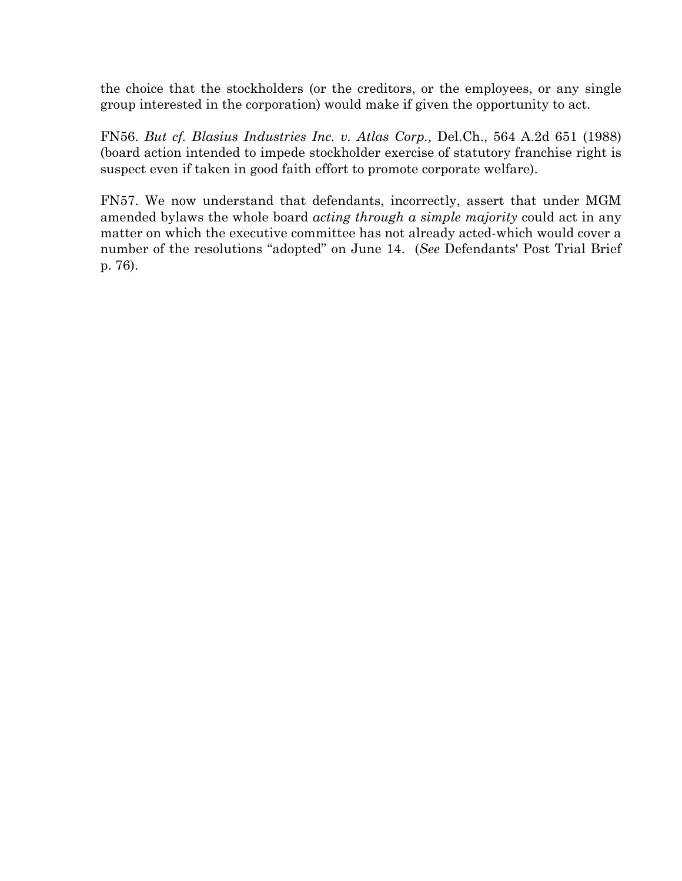the choice that the stockholders (or the creditors, or the employees, or any single group interested in the corporation) would make if given the opportunity to act.

FN56. *But cf. Blasius Industries Inc. v. Atlas Corp.,* Del.Ch., 564 A.2d 651 (1988) (board action intended to impede stockholder exercise of statutory franchise right is suspect even if taken in good faith effort to promote corporate welfare).

FN57. We now understand that defendants, incorrectly, assert that under MGM amended bylaws the whole board *acting through a simple majority* could act in any matter on which the executive committee has not already acted-which would cover a number of the resolutions "adopted" on June 14. (*See* Defendants' Post Trial Brief p. 76).